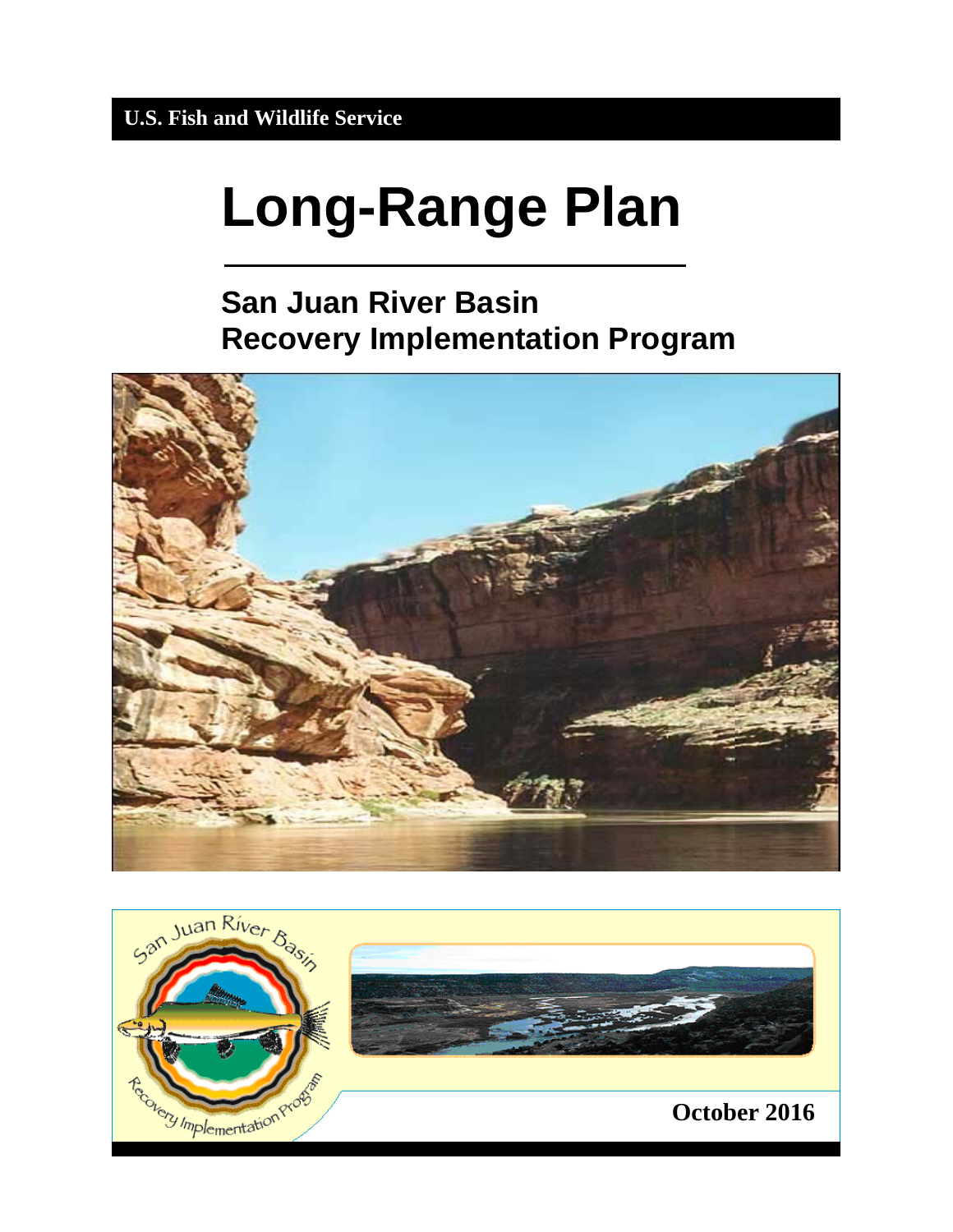U.S. Fish and Wildlife Service

# Long-Range Plan

## San Juan River Basin
## Recovery Implementation Program

October 2016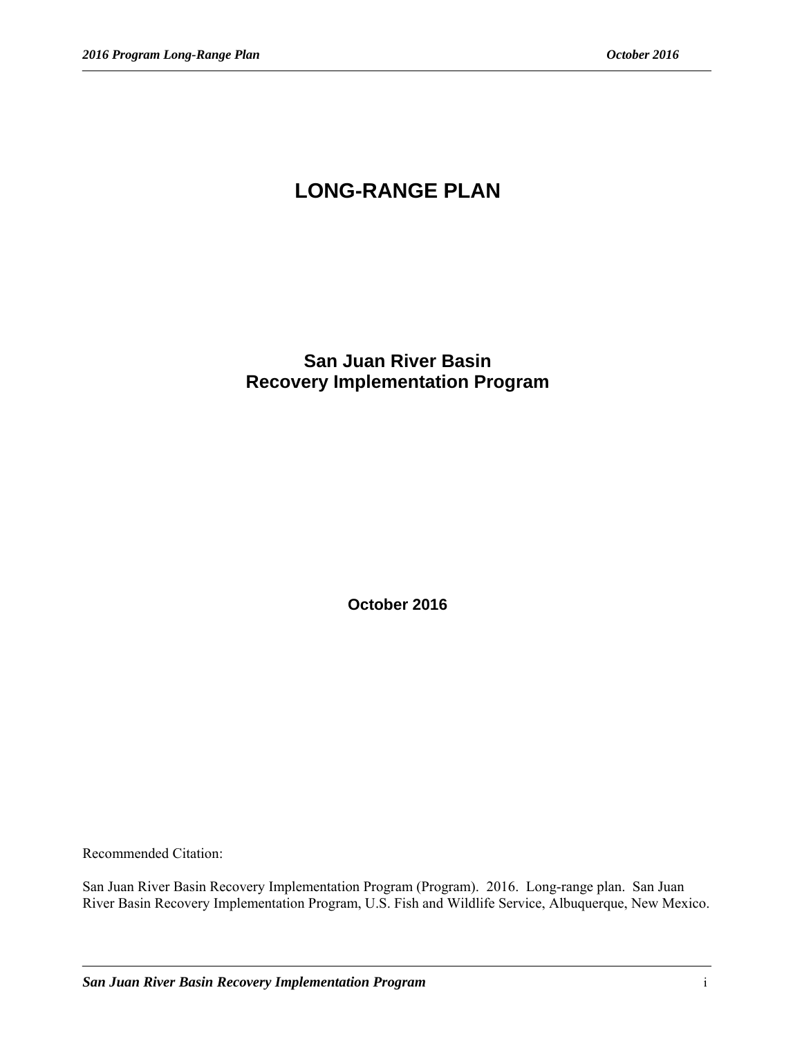# LONG-RANGE PLAN

## San Juan River Basin
## Recovery Implementation Program

**October 2016**

Recommended Citation:

San Juan River Basin Recovery Implementation Program (Program). 2016. Long-range plan. San Juan River Basin Recovery Implementation Program, U.S. Fish and Wildlife Service, Albuquerque, New Mexico.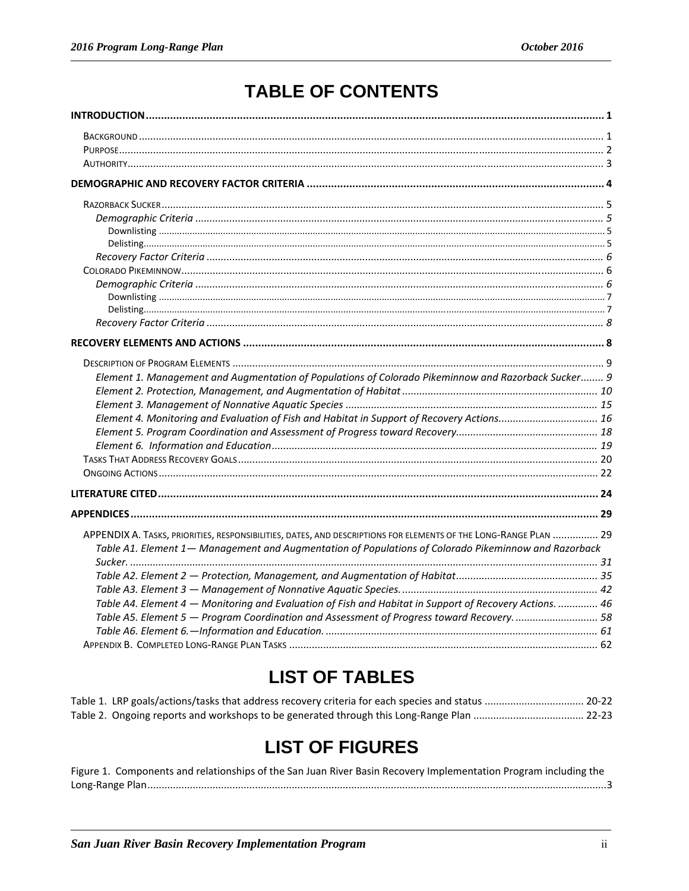# TABLE OF CONTENTS

**INTRODUCTION** ..... 1

- BACKGROUND ..... 1
- PURPOSE ..... 2
- AUTHORITY ..... 3

**DEMOGRAPHIC AND RECOVERY FACTOR CRITERIA** ..... 4

- RAZORBACK SUCKER ..... 5
  - *Demographic Criteria* ..... 5
    - Downlisting ..... 5
    - Delisting ..... 5
  - *Recovery Factor Criteria* ..... 6
- COLORADO PIKEMINNOW ..... 6
  - *Demographic Criteria* ..... 6
    - Downlisting ..... 7
    - Delisting ..... 7
  - *Recovery Factor Criteria* ..... 8

**RECOVERY ELEMENTS AND ACTIONS** ..... 8

- DESCRIPTION OF PROGRAM ELEMENTS ..... 9
  - *Element 1. Management and Augmentation of Populations of Colorado Pikeminnow and Razorback Sucker* ..... 9
  - *Element 2. Protection, Management, and Augmentation of Habitat* ..... 10
  - *Element 3. Management of Nonnative Aquatic Species* ..... 15
  - *Element 4. Monitoring and Evaluation of Fish and Habitat in Support of Recovery Actions* ..... 16
  - *Element 5. Program Coordination and Assessment of Progress toward Recovery* ..... 18
  - *Element 6. Information and Education* ..... 19
- TASKS THAT ADDRESS RECOVERY GOALS ..... 20
- ONGOING ACTIONS ..... 22

**LITERATURE CITED** ..... 24

**APPENDICES** ..... 29

- APPENDIX A. TASKS, PRIORITIES, RESPONSIBILITIES, DATES, AND DESCRIPTIONS FOR ELEMENTS OF THE LONG-RANGE PLAN ..... 29
  - *Table A1. Element 1— Management and Augmentation of Populations of Colorado Pikeminnow and Razorback Sucker.* ..... 31
  - *Table A2. Element 2 — Protection, Management, and Augmentation of Habitat* ..... 35
  - *Table A3. Element 3 — Management of Nonnative Aquatic Species.* ..... 42
  - *Table A4. Element 4 — Monitoring and Evaluation of Fish and Habitat in Support of Recovery Actions.* ..... 46
  - *Table A5. Element 5 — Program Coordination and Assessment of Progress toward Recovery.* ..... 58
  - *Table A6. Element 6.—Information and Education.* ..... 61
- APPENDIX B. COMPLETED LONG-RANGE PLAN TASKS ..... 62

# LIST OF TABLES

Table 1. LRP goals/actions/tasks that address recovery criteria for each species and status ..... 20-22

Table 2. Ongoing reports and workshops to be generated through this Long-Range Plan ..... 22-23

# LIST OF FIGURES

Figure 1. Components and relationships of the San Juan River Basin Recovery Implementation Program including the Long-Range Plan ..... 3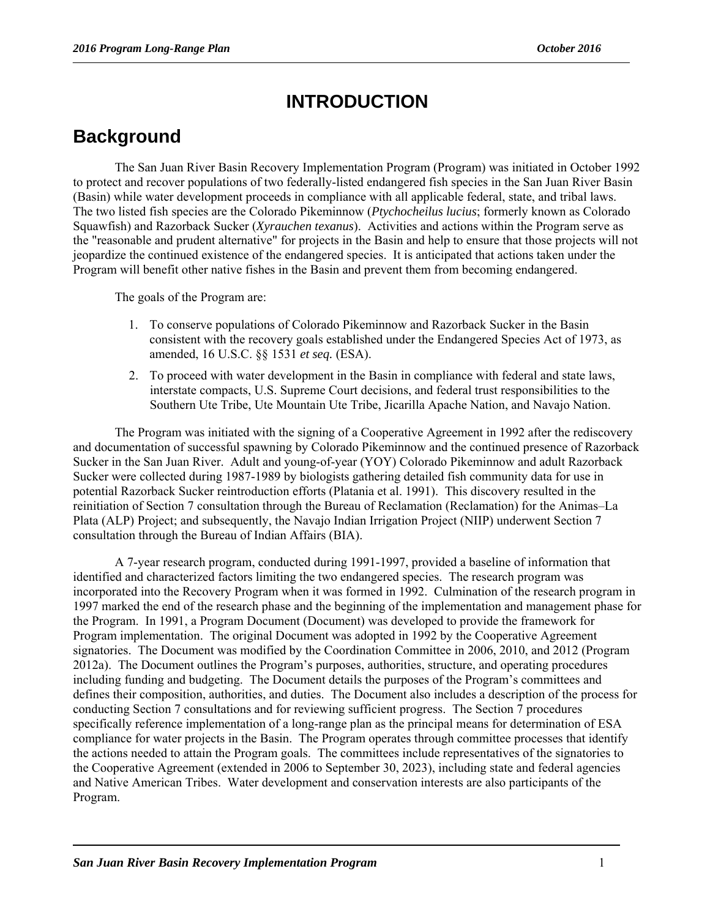# INTRODUCTION

## Background

The San Juan River Basin Recovery Implementation Program (Program) was initiated in October 1992 to protect and recover populations of two federally-listed endangered fish species in the San Juan River Basin (Basin) while water development proceeds in compliance with all applicable federal, state, and tribal laws. The two listed fish species are the Colorado Pikeminnow (*Ptychocheilus lucius*; formerly known as Colorado Squawfish) and Razorback Sucker (*Xyrauchen texanus*). Activities and actions within the Program serve as the "reasonable and prudent alternative" for projects in the Basin and help to ensure that those projects will not jeopardize the continued existence of the endangered species. It is anticipated that actions taken under the Program will benefit other native fishes in the Basin and prevent them from becoming endangered.

The goals of the Program are:

1. To conserve populations of Colorado Pikeminnow and Razorback Sucker in the Basin consistent with the recovery goals established under the Endangered Species Act of 1973, as amended, 16 U.S.C. §§ 1531 *et seq.* (ESA).
2. To proceed with water development in the Basin in compliance with federal and state laws, interstate compacts, U.S. Supreme Court decisions, and federal trust responsibilities to the Southern Ute Tribe, Ute Mountain Ute Tribe, Jicarilla Apache Nation, and Navajo Nation.

The Program was initiated with the signing of a Cooperative Agreement in 1992 after the rediscovery and documentation of successful spawning by Colorado Pikeminnow and the continued presence of Razorback Sucker in the San Juan River. Adult and young-of-year (YOY) Colorado Pikeminnow and adult Razorback Sucker were collected during 1987-1989 by biologists gathering detailed fish community data for use in potential Razorback Sucker reintroduction efforts (Platania et al. 1991). This discovery resulted in the reinitiation of Section 7 consultation through the Bureau of Reclamation (Reclamation) for the Animas–La Plata (ALP) Project; and subsequently, the Navajo Indian Irrigation Project (NIIP) underwent Section 7 consultation through the Bureau of Indian Affairs (BIA).

A 7-year research program, conducted during 1991-1997, provided a baseline of information that identified and characterized factors limiting the two endangered species. The research program was incorporated into the Recovery Program when it was formed in 1992. Culmination of the research program in 1997 marked the end of the research phase and the beginning of the implementation and management phase for the Program. In 1991, a Program Document (Document) was developed to provide the framework for Program implementation. The original Document was adopted in 1992 by the Cooperative Agreement signatories. The Document was modified by the Coordination Committee in 2006, 2010, and 2012 (Program 2012a). The Document outlines the Program's purposes, authorities, structure, and operating procedures including funding and budgeting. The Document details the purposes of the Program's committees and defines their composition, authorities, and duties. The Document also includes a description of the process for conducting Section 7 consultations and for reviewing sufficient progress. The Section 7 procedures specifically reference implementation of a long-range plan as the principal means for determination of ESA compliance for water projects in the Basin. The Program operates through committee processes that identify the actions needed to attain the Program goals. The committees include representatives of the signatories to the Cooperative Agreement (extended in 2006 to September 30, 2023), including state and federal agencies and Native American Tribes. Water development and conservation interests are also participants of the Program.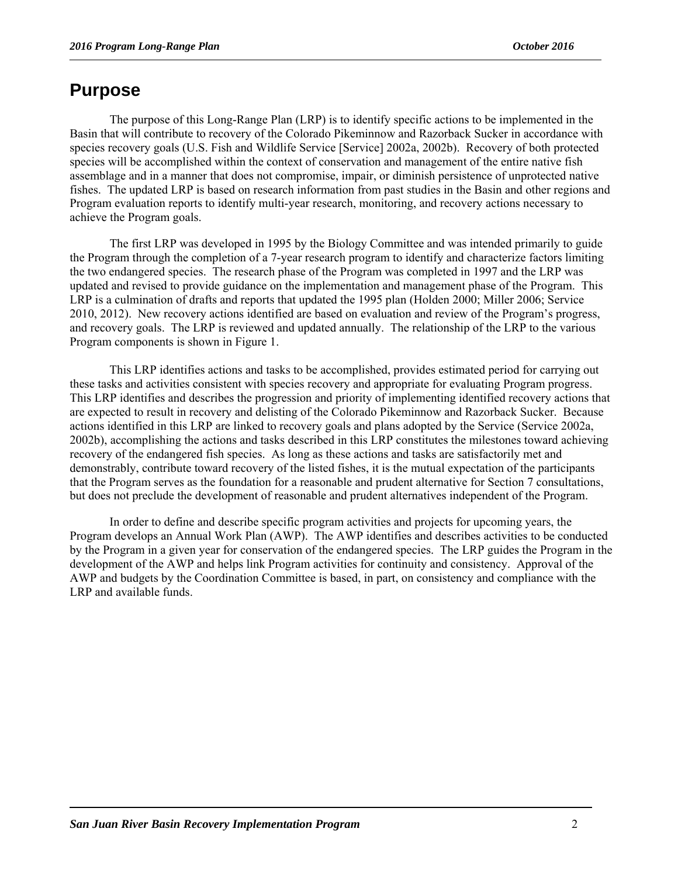# Purpose

The purpose of this Long-Range Plan (LRP) is to identify specific actions to be implemented in the Basin that will contribute to recovery of the Colorado Pikeminnow and Razorback Sucker in accordance with species recovery goals (U.S. Fish and Wildlife Service [Service] 2002a, 2002b). Recovery of both protected species will be accomplished within the context of conservation and management of the entire native fish assemblage and in a manner that does not compromise, impair, or diminish persistence of unprotected native fishes. The updated LRP is based on research information from past studies in the Basin and other regions and Program evaluation reports to identify multi-year research, monitoring, and recovery actions necessary to achieve the Program goals.

The first LRP was developed in 1995 by the Biology Committee and was intended primarily to guide the Program through the completion of a 7-year research program to identify and characterize factors limiting the two endangered species. The research phase of the Program was completed in 1997 and the LRP was updated and revised to provide guidance on the implementation and management phase of the Program. This LRP is a culmination of drafts and reports that updated the 1995 plan (Holden 2000; Miller 2006; Service 2010, 2012). New recovery actions identified are based on evaluation and review of the Program's progress, and recovery goals. The LRP is reviewed and updated annually. The relationship of the LRP to the various Program components is shown in Figure 1.

This LRP identifies actions and tasks to be accomplished, provides estimated period for carrying out these tasks and activities consistent with species recovery and appropriate for evaluating Program progress. This LRP identifies and describes the progression and priority of implementing identified recovery actions that are expected to result in recovery and delisting of the Colorado Pikeminnow and Razorback Sucker. Because actions identified in this LRP are linked to recovery goals and plans adopted by the Service (Service 2002a, 2002b), accomplishing the actions and tasks described in this LRP constitutes the milestones toward achieving recovery of the endangered fish species. As long as these actions and tasks are satisfactorily met and demonstrably, contribute toward recovery of the listed fishes, it is the mutual expectation of the participants that the Program serves as the foundation for a reasonable and prudent alternative for Section 7 consultations, but does not preclude the development of reasonable and prudent alternatives independent of the Program.

In order to define and describe specific program activities and projects for upcoming years, the Program develops an Annual Work Plan (AWP). The AWP identifies and describes activities to be conducted by the Program in a given year for conservation of the endangered species. The LRP guides the Program in the development of the AWP and helps link Program activities for continuity and consistency. Approval of the AWP and budgets by the Coordination Committee is based, in part, on consistency and compliance with the LRP and available funds.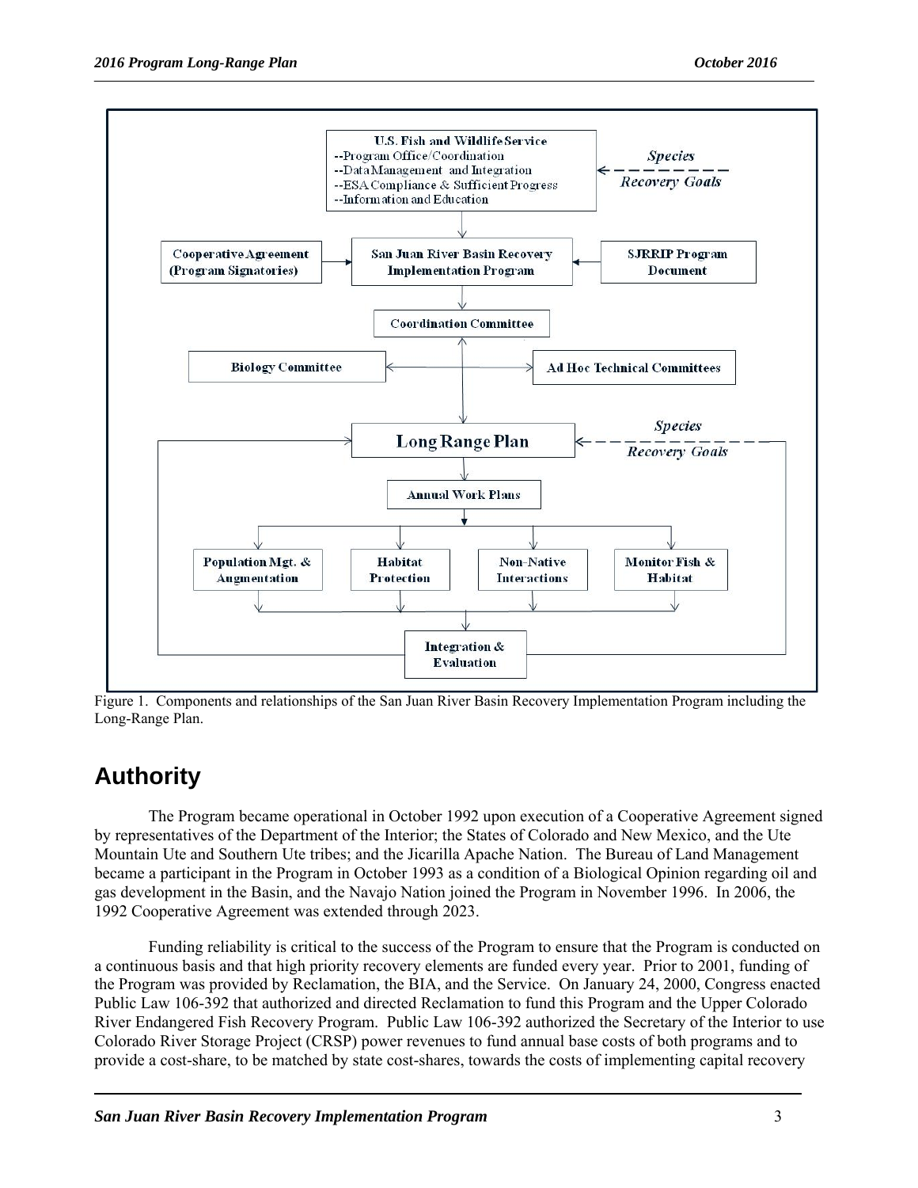Figure 1. Components and relationships of the San Juan River Basin Recovery Implementation Program including the Long-Range Plan.

# Authority

The Program became operational in October 1992 upon execution of a Cooperative Agreement signed by representatives of the Department of the Interior; the States of Colorado and New Mexico, and the Ute Mountain Ute and Southern Ute tribes; and the Jicarilla Apache Nation. The Bureau of Land Management became a participant in the Program in October 1993 as a condition of a Biological Opinion regarding oil and gas development in the Basin, and the Navajo Nation joined the Program in November 1996. In 2006, the 1992 Cooperative Agreement was extended through 2023.

Funding reliability is critical to the success of the Program to ensure that the Program is conducted on a continuous basis and that high priority recovery elements are funded every year. Prior to 2001, funding of the Program was provided by Reclamation, the BIA, and the Service. On January 24, 2000, Congress enacted Public Law 106-392 that authorized and directed Reclamation to fund this Program and the Upper Colorado River Endangered Fish Recovery Program. Public Law 106-392 authorized the Secretary of the Interior to use Colorado River Storage Project (CRSP) power revenues to fund annual base costs of both programs and to provide a cost-share, to be matched by state cost-shares, towards the costs of implementing capital recovery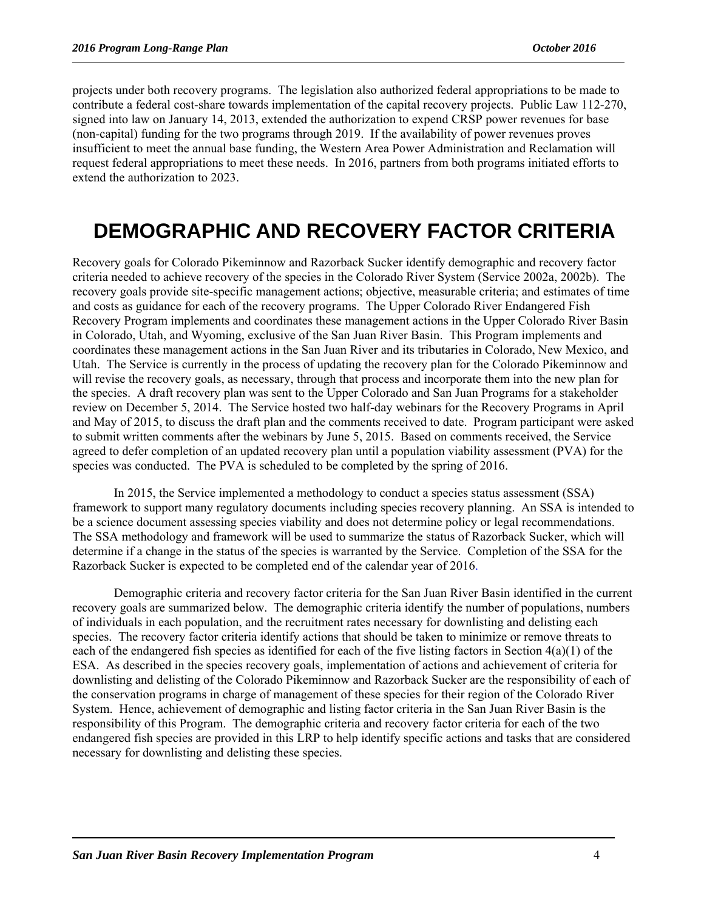projects under both recovery programs. The legislation also authorized federal appropriations to be made to contribute a federal cost-share towards implementation of the capital recovery projects. Public Law 112-270, signed into law on January 14, 2013, extended the authorization to expend CRSP power revenues for base (non-capital) funding for the two programs through 2019. If the availability of power revenues proves insufficient to meet the annual base funding, the Western Area Power Administration and Reclamation will request federal appropriations to meet these needs. In 2016, partners from both programs initiated efforts to extend the authorization to 2023.

# DEMOGRAPHIC AND RECOVERY FACTOR CRITERIA

Recovery goals for Colorado Pikeminnow and Razorback Sucker identify demographic and recovery factor criteria needed to achieve recovery of the species in the Colorado River System (Service 2002a, 2002b). The recovery goals provide site-specific management actions; objective, measurable criteria; and estimates of time and costs as guidance for each of the recovery programs. The Upper Colorado River Endangered Fish Recovery Program implements and coordinates these management actions in the Upper Colorado River Basin in Colorado, Utah, and Wyoming, exclusive of the San Juan River Basin. This Program implements and coordinates these management actions in the San Juan River and its tributaries in Colorado, New Mexico, and Utah. The Service is currently in the process of updating the recovery plan for the Colorado Pikeminnow and will revise the recovery goals, as necessary, through that process and incorporate them into the new plan for the species. A draft recovery plan was sent to the Upper Colorado and San Juan Programs for a stakeholder review on December 5, 2014. The Service hosted two half-day webinars for the Recovery Programs in April and May of 2015, to discuss the draft plan and the comments received to date. Program participant were asked to submit written comments after the webinars by June 5, 2015. Based on comments received, the Service agreed to defer completion of an updated recovery plan until a population viability assessment (PVA) for the species was conducted. The PVA is scheduled to be completed by the spring of 2016.

In 2015, the Service implemented a methodology to conduct a species status assessment (SSA) framework to support many regulatory documents including species recovery planning. An SSA is intended to be a science document assessing species viability and does not determine policy or legal recommendations. The SSA methodology and framework will be used to summarize the status of Razorback Sucker, which will determine if a change in the status of the species is warranted by the Service. Completion of the SSA for the Razorback Sucker is expected to be completed end of the calendar year of 2016.

Demographic criteria and recovery factor criteria for the San Juan River Basin identified in the current recovery goals are summarized below. The demographic criteria identify the number of populations, numbers of individuals in each population, and the recruitment rates necessary for downlisting and delisting each species. The recovery factor criteria identify actions that should be taken to minimize or remove threats to each of the endangered fish species as identified for each of the five listing factors in Section 4(a)(1) of the ESA. As described in the species recovery goals, implementation of actions and achievement of criteria for downlisting and delisting of the Colorado Pikeminnow and Razorback Sucker are the responsibility of each of the conservation programs in charge of management of these species for their region of the Colorado River System. Hence, achievement of demographic and listing factor criteria in the San Juan River Basin is the responsibility of this Program. The demographic criteria and recovery factor criteria for each of the two endangered fish species are provided in this LRP to help identify specific actions and tasks that are considered necessary for downlisting and delisting these species.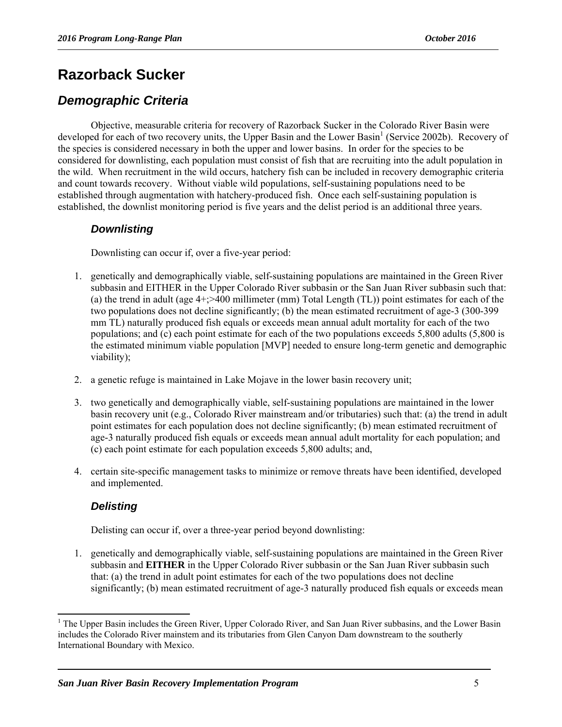# Razorback Sucker

## Demographic Criteria

Objective, measurable criteria for recovery of Razorback Sucker in the Colorado River Basin were developed for each of two recovery units, the Upper Basin and the Lower Basin[1] (Service 2002b). Recovery of the species is considered necessary in both the upper and lower basins. In order for the species to be considered for downlisting, each population must consist of fish that are recruiting into the adult population in the wild. When recruitment in the wild occurs, hatchery fish can be included in recovery demographic criteria and count towards recovery. Without viable wild populations, self-sustaining populations need to be established through augmentation with hatchery-produced fish. Once each self-sustaining population is established, the downlist monitoring period is five years and the delist period is an additional three years.

### Downlisting

Downlisting can occur if, over a five-year period:

1. genetically and demographically viable, self-sustaining populations are maintained in the Green River subbasin and EITHER in the Upper Colorado River subbasin or the San Juan River subbasin such that: (a) the trend in adult (age 4+;>400 millimeter (mm) Total Length (TL)) point estimates for each of the two populations does not decline significantly; (b) the mean estimated recruitment of age-3 (300-399 mm TL) naturally produced fish equals or exceeds mean annual adult mortality for each of the two populations; and (c) each point estimate for each of the two populations exceeds 5,800 adults (5,800 is the estimated minimum viable population [MVP] needed to ensure long-term genetic and demographic viability);

2. a genetic refuge is maintained in Lake Mojave in the lower basin recovery unit;

3. two genetically and demographically viable, self-sustaining populations are maintained in the lower basin recovery unit (e.g., Colorado River mainstream and/or tributaries) such that: (a) the trend in adult point estimates for each population does not decline significantly; (b) mean estimated recruitment of age-3 naturally produced fish equals or exceeds mean annual adult mortality for each population; and (c) each point estimate for each population exceeds 5,800 adults; and,

4. certain site-specific management tasks to minimize or remove threats have been identified, developed and implemented.

### Delisting

Delisting can occur if, over a three-year period beyond downlisting:

1. genetically and demographically viable, self-sustaining populations are maintained in the Green River subbasin and **EITHER** in the Upper Colorado River subbasin or the San Juan River subbasin such that: (a) the trend in adult point estimates for each of the two populations does not decline significantly; (b) mean estimated recruitment of age-3 naturally produced fish equals or exceeds mean

[1] The Upper Basin includes the Green River, Upper Colorado River, and San Juan River subbasins, and the Lower Basin includes the Colorado River mainstem and its tributaries from Glen Canyon Dam downstream to the southerly International Boundary with Mexico.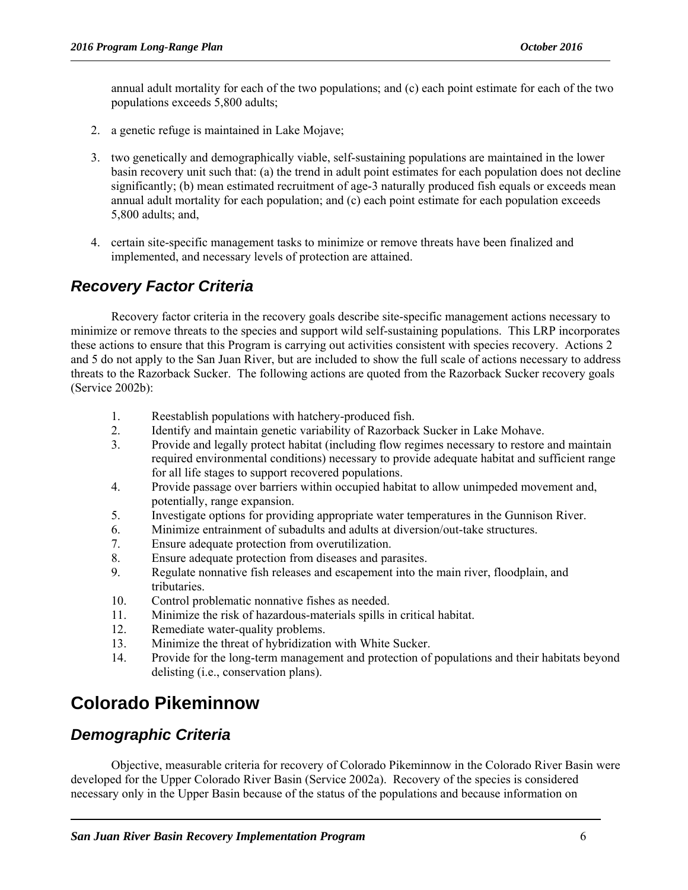annual adult mortality for each of the two populations; and (c) each point estimate for each of the two populations exceeds 5,800 adults;

2. a genetic refuge is maintained in Lake Mojave;

3. two genetically and demographically viable, self-sustaining populations are maintained in the lower basin recovery unit such that: (a) the trend in adult point estimates for each population does not decline significantly; (b) mean estimated recruitment of age-3 naturally produced fish equals or exceeds mean annual adult mortality for each population; and (c) each point estimate for each population exceeds 5,800 adults; and,

4. certain site-specific management tasks to minimize or remove threats have been finalized and implemented, and necessary levels of protection are attained.

## *Recovery Factor Criteria*

Recovery factor criteria in the recovery goals describe site-specific management actions necessary to minimize or remove threats to the species and support wild self-sustaining populations. This LRP incorporates these actions to ensure that this Program is carrying out activities consistent with species recovery. Actions 2 and 5 do not apply to the San Juan River, but are included to show the full scale of actions necessary to address threats to the Razorback Sucker. The following actions are quoted from the Razorback Sucker recovery goals (Service 2002b):

1. Reestablish populations with hatchery-produced fish.
2. Identify and maintain genetic variability of Razorback Sucker in Lake Mohave.
3. Provide and legally protect habitat (including flow regimes necessary to restore and maintain required environmental conditions) necessary to provide adequate habitat and sufficient range for all life stages to support recovered populations.
4. Provide passage over barriers within occupied habitat to allow unimpeded movement and, potentially, range expansion.
5. Investigate options for providing appropriate water temperatures in the Gunnison River.
6. Minimize entrainment of subadults and adults at diversion/out-take structures.
7. Ensure adequate protection from overutilization.
8. Ensure adequate protection from diseases and parasites.
9. Regulate nonnative fish releases and escapement into the main river, floodplain, and tributaries.
10. Control problematic nonnative fishes as needed.
11. Minimize the risk of hazardous-materials spills in critical habitat.
12. Remediate water-quality problems.
13. Minimize the threat of hybridization with White Sucker.
14. Provide for the long-term management and protection of populations and their habitats beyond delisting (i.e., conservation plans).

# Colorado Pikeminnow

## *Demographic Criteria*

Objective, measurable criteria for recovery of Colorado Pikeminnow in the Colorado River Basin were developed for the Upper Colorado River Basin (Service 2002a). Recovery of the species is considered necessary only in the Upper Basin because of the status of the populations and because information on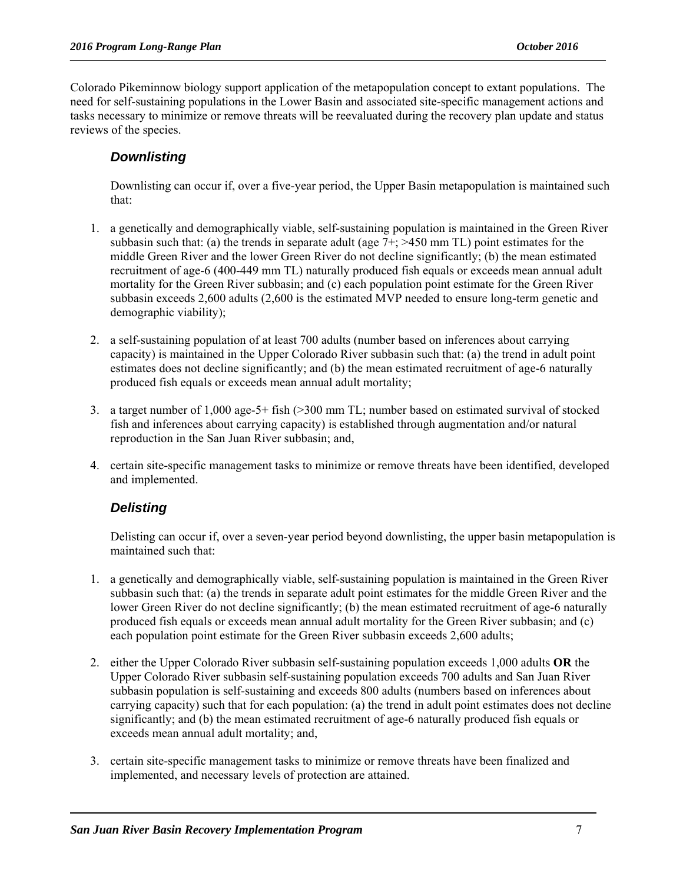Colorado Pikeminnow biology support application of the metapopulation concept to extant populations. The need for self-sustaining populations in the Lower Basin and associated site-specific management actions and tasks necessary to minimize or remove threats will be reevaluated during the recovery plan update and status reviews of the species.

### *Downlisting*

Downlisting can occur if, over a five-year period, the Upper Basin metapopulation is maintained such that:

1. a genetically and demographically viable, self-sustaining population is maintained in the Green River subbasin such that: (a) the trends in separate adult (age 7+; >450 mm TL) point estimates for the middle Green River and the lower Green River do not decline significantly; (b) the mean estimated recruitment of age-6 (400-449 mm TL) naturally produced fish equals or exceeds mean annual adult mortality for the Green River subbasin; and (c) each population point estimate for the Green River subbasin exceeds 2,600 adults (2,600 is the estimated MVP needed to ensure long-term genetic and demographic viability);

2. a self-sustaining population of at least 700 adults (number based on inferences about carrying capacity) is maintained in the Upper Colorado River subbasin such that: (a) the trend in adult point estimates does not decline significantly; and (b) the mean estimated recruitment of age-6 naturally produced fish equals or exceeds mean annual adult mortality;

3. a target number of 1,000 age-5+ fish (>300 mm TL; number based on estimated survival of stocked fish and inferences about carrying capacity) is established through augmentation and/or natural reproduction in the San Juan River subbasin; and,

4. certain site-specific management tasks to minimize or remove threats have been identified, developed and implemented.

### *Delisting*

Delisting can occur if, over a seven-year period beyond downlisting, the upper basin metapopulation is maintained such that:

1. a genetically and demographically viable, self-sustaining population is maintained in the Green River subbasin such that: (a) the trends in separate adult point estimates for the middle Green River and the lower Green River do not decline significantly; (b) the mean estimated recruitment of age-6 naturally produced fish equals or exceeds mean annual adult mortality for the Green River subbasin; and (c) each population point estimate for the Green River subbasin exceeds 2,600 adults;

2. either the Upper Colorado River subbasin self-sustaining population exceeds 1,000 adults **OR** the Upper Colorado River subbasin self-sustaining population exceeds 700 adults and San Juan River subbasin population is self-sustaining and exceeds 800 adults (numbers based on inferences about carrying capacity) such that for each population: (a) the trend in adult point estimates does not decline significantly; and (b) the mean estimated recruitment of age-6 naturally produced fish equals or exceeds mean annual adult mortality; and,

3. certain site-specific management tasks to minimize or remove threats have been finalized and implemented, and necessary levels of protection are attained.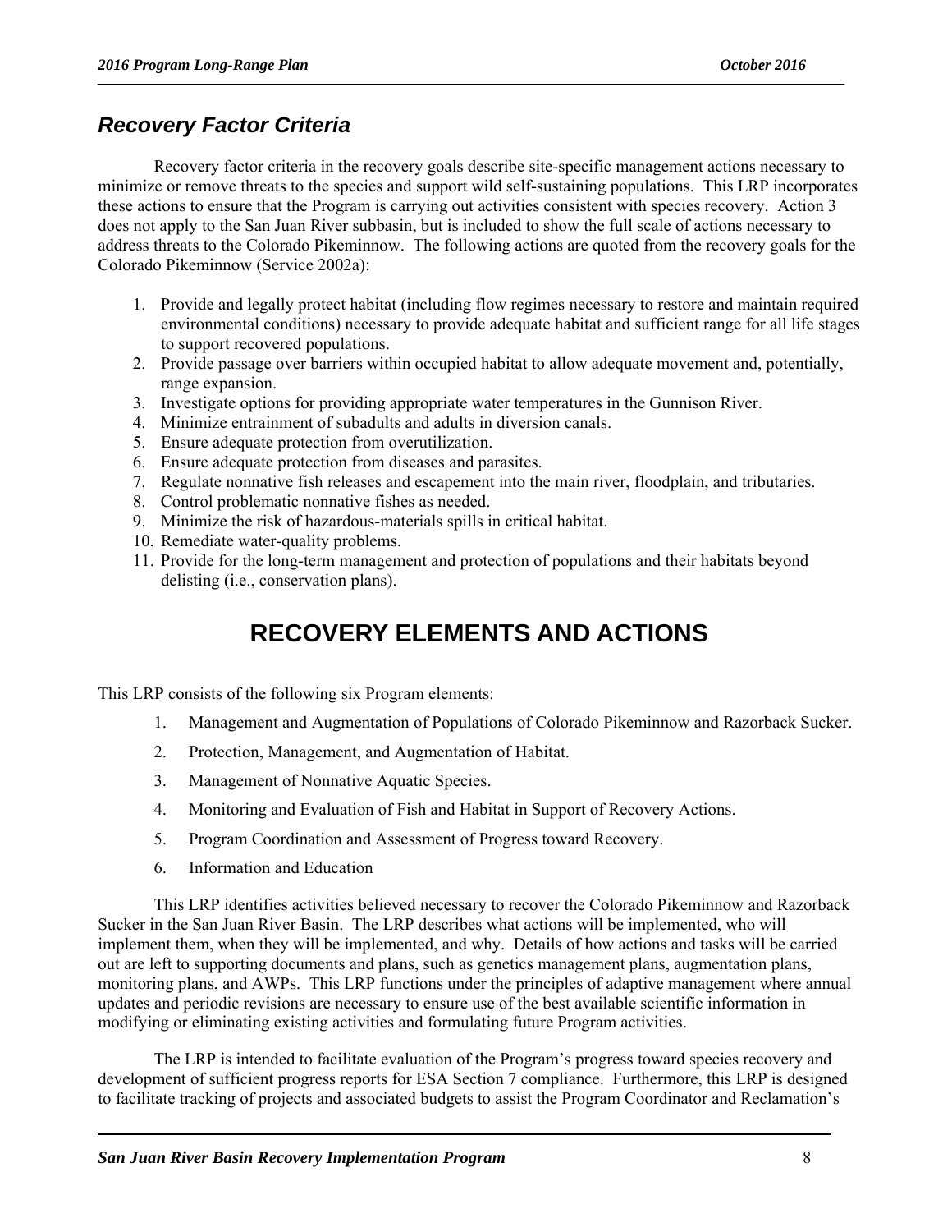### *Recovery Factor Criteria*

Recovery factor criteria in the recovery goals describe site-specific management actions necessary to minimize or remove threats to the species and support wild self-sustaining populations. This LRP incorporates these actions to ensure that the Program is carrying out activities consistent with species recovery. Action 3 does not apply to the San Juan River subbasin, but is included to show the full scale of actions necessary to address threats to the Colorado Pikeminnow. The following actions are quoted from the recovery goals for the Colorado Pikeminnow (Service 2002a):

1. Provide and legally protect habitat (including flow regimes necessary to restore and maintain required environmental conditions) necessary to provide adequate habitat and sufficient range for all life stages to support recovered populations.
2. Provide passage over barriers within occupied habitat to allow adequate movement and, potentially, range expansion.
3. Investigate options for providing appropriate water temperatures in the Gunnison River.
4. Minimize entrainment of subadults and adults in diversion canals.
5. Ensure adequate protection from overutilization.
6. Ensure adequate protection from diseases and parasites.
7. Regulate nonnative fish releases and escapement into the main river, floodplain, and tributaries.
8. Control problematic nonnative fishes as needed.
9. Minimize the risk of hazardous-materials spills in critical habitat.
10. Remediate water-quality problems.
11. Provide for the long-term management and protection of populations and their habitats beyond delisting (i.e., conservation plans).

# RECOVERY ELEMENTS AND ACTIONS

This LRP consists of the following six Program elements:

1. Management and Augmentation of Populations of Colorado Pikeminnow and Razorback Sucker.
2. Protection, Management, and Augmentation of Habitat.
3. Management of Nonnative Aquatic Species.
4. Monitoring and Evaluation of Fish and Habitat in Support of Recovery Actions.
5. Program Coordination and Assessment of Progress toward Recovery.
6. Information and Education

This LRP identifies activities believed necessary to recover the Colorado Pikeminnow and Razorback Sucker in the San Juan River Basin. The LRP describes what actions will be implemented, who will implement them, when they will be implemented, and why. Details of how actions and tasks will be carried out are left to supporting documents and plans, such as genetics management plans, augmentation plans, monitoring plans, and AWPs. This LRP functions under the principles of adaptive management where annual updates and periodic revisions are necessary to ensure use of the best available scientific information in modifying or eliminating existing activities and formulating future Program activities.

The LRP is intended to facilitate evaluation of the Program's progress toward species recovery and development of sufficient progress reports for ESA Section 7 compliance. Furthermore, this LRP is designed to facilitate tracking of projects and associated budgets to assist the Program Coordinator and Reclamation's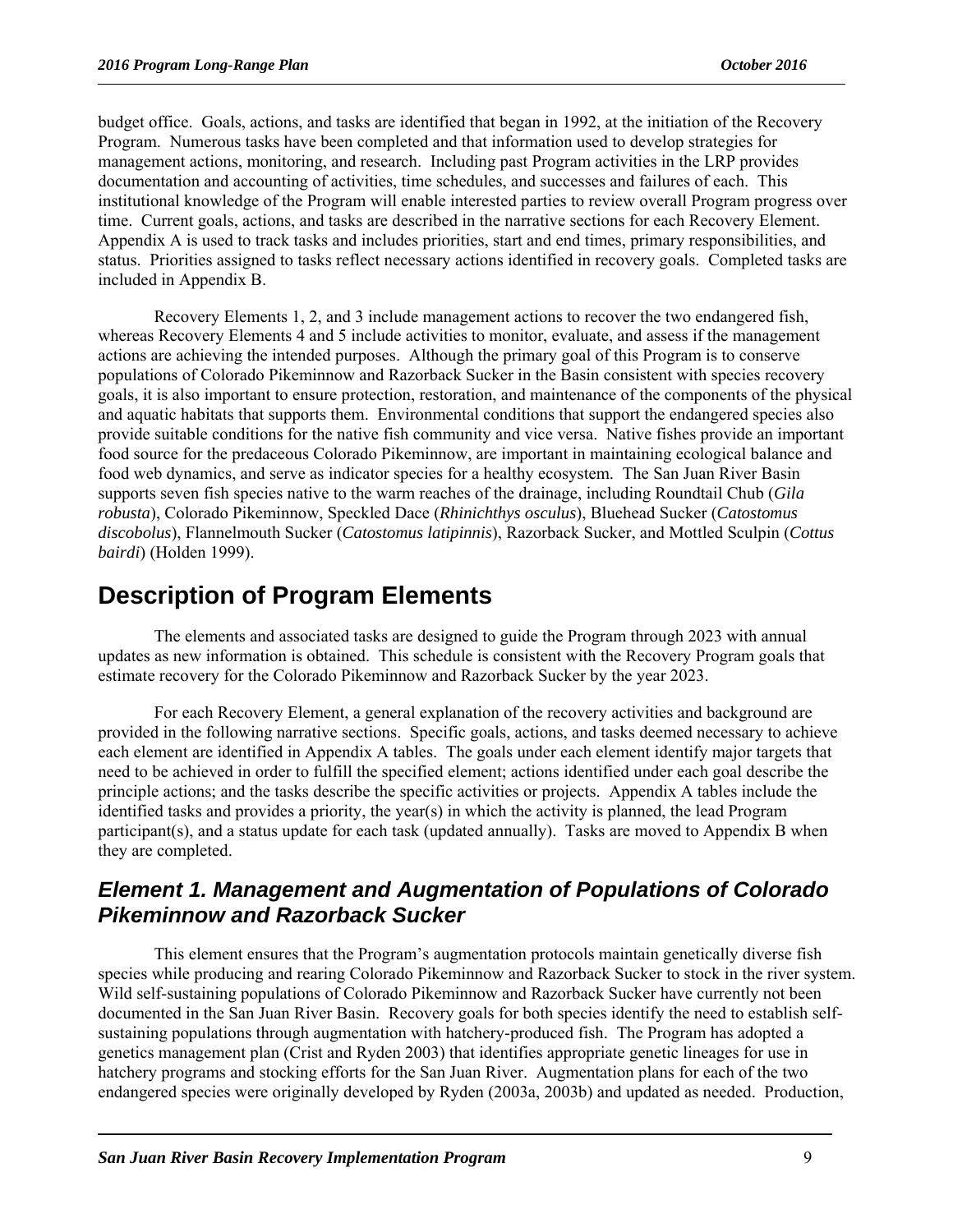budget office. Goals, actions, and tasks are identified that began in 1992, at the initiation of the Recovery Program. Numerous tasks have been completed and that information used to develop strategies for management actions, monitoring, and research. Including past Program activities in the LRP provides documentation and accounting of activities, time schedules, and successes and failures of each. This institutional knowledge of the Program will enable interested parties to review overall Program progress over time. Current goals, actions, and tasks are described in the narrative sections for each Recovery Element. Appendix A is used to track tasks and includes priorities, start and end times, primary responsibilities, and status. Priorities assigned to tasks reflect necessary actions identified in recovery goals. Completed tasks are included in Appendix B.

Recovery Elements 1, 2, and 3 include management actions to recover the two endangered fish, whereas Recovery Elements 4 and 5 include activities to monitor, evaluate, and assess if the management actions are achieving the intended purposes. Although the primary goal of this Program is to conserve populations of Colorado Pikeminnow and Razorback Sucker in the Basin consistent with species recovery goals, it is also important to ensure protection, restoration, and maintenance of the components of the physical and aquatic habitats that supports them. Environmental conditions that support the endangered species also provide suitable conditions for the native fish community and vice versa. Native fishes provide an important food source for the predaceous Colorado Pikeminnow, are important in maintaining ecological balance and food web dynamics, and serve as indicator species for a healthy ecosystem. The San Juan River Basin supports seven fish species native to the warm reaches of the drainage, including Roundtail Chub (*Gila robusta*), Colorado Pikeminnow, Speckled Dace (*Rhinichthys osculus*), Bluehead Sucker (*Catostomus discobolus*), Flannelmouth Sucker (*Catostomus latipinnis*), Razorback Sucker, and Mottled Sculpin (*Cottus bairdi*) (Holden 1999).

# Description of Program Elements

The elements and associated tasks are designed to guide the Program through 2023 with annual updates as new information is obtained. This schedule is consistent with the Recovery Program goals that estimate recovery for the Colorado Pikeminnow and Razorback Sucker by the year 2023.

For each Recovery Element, a general explanation of the recovery activities and background are provided in the following narrative sections. Specific goals, actions, and tasks deemed necessary to achieve each element are identified in Appendix A tables. The goals under each element identify major targets that need to be achieved in order to fulfill the specified element; actions identified under each goal describe the principle actions; and the tasks describe the specific activities or projects. Appendix A tables include the identified tasks and provides a priority, the year(s) in which the activity is planned, the lead Program participant(s), and a status update for each task (updated annually). Tasks are moved to Appendix B when they are completed.

## *Element 1. Management and Augmentation of Populations of Colorado Pikeminnow and Razorback Sucker*

This element ensures that the Program's augmentation protocols maintain genetically diverse fish species while producing and rearing Colorado Pikeminnow and Razorback Sucker to stock in the river system. Wild self-sustaining populations of Colorado Pikeminnow and Razorback Sucker have currently not been documented in the San Juan River Basin. Recovery goals for both species identify the need to establish self-sustaining populations through augmentation with hatchery-produced fish. The Program has adopted a genetics management plan (Crist and Ryden 2003) that identifies appropriate genetic lineages for use in hatchery programs and stocking efforts for the San Juan River. Augmentation plans for each of the two endangered species were originally developed by Ryden (2003a, 2003b) and updated as needed. Production,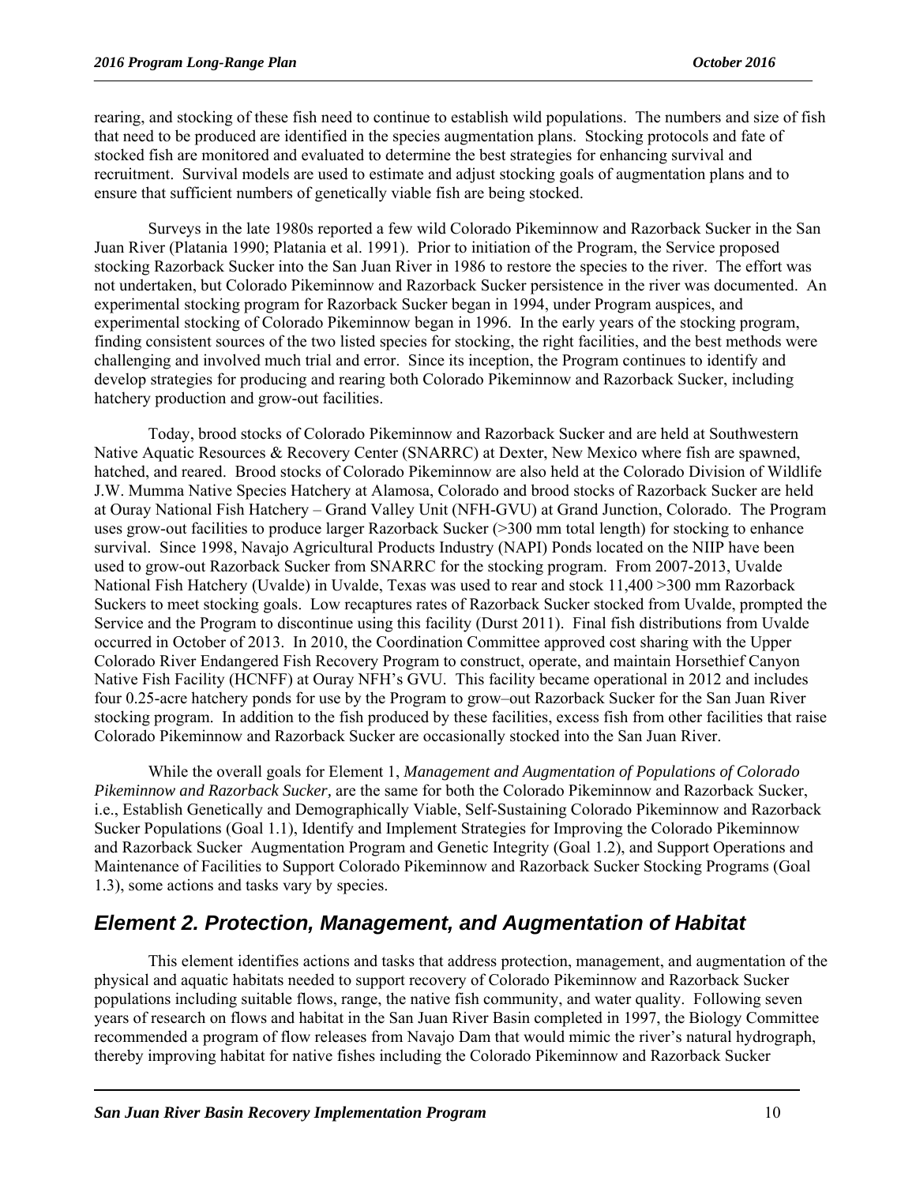rearing, and stocking of these fish need to continue to establish wild populations. The numbers and size of fish that need to be produced are identified in the species augmentation plans. Stocking protocols and fate of stocked fish are monitored and evaluated to determine the best strategies for enhancing survival and recruitment. Survival models are used to estimate and adjust stocking goals of augmentation plans and to ensure that sufficient numbers of genetically viable fish are being stocked.

Surveys in the late 1980s reported a few wild Colorado Pikeminnow and Razorback Sucker in the San Juan River (Platania 1990; Platania et al. 1991). Prior to initiation of the Program, the Service proposed stocking Razorback Sucker into the San Juan River in 1986 to restore the species to the river. The effort was not undertaken, but Colorado Pikeminnow and Razorback Sucker persistence in the river was documented. An experimental stocking program for Razorback Sucker began in 1994, under Program auspices, and experimental stocking of Colorado Pikeminnow began in 1996. In the early years of the stocking program, finding consistent sources of the two listed species for stocking, the right facilities, and the best methods were challenging and involved much trial and error. Since its inception, the Program continues to identify and develop strategies for producing and rearing both Colorado Pikeminnow and Razorback Sucker, including hatchery production and grow-out facilities.

Today, brood stocks of Colorado Pikeminnow and Razorback Sucker and are held at Southwestern Native Aquatic Resources & Recovery Center (SNARRC) at Dexter, New Mexico where fish are spawned, hatched, and reared. Brood stocks of Colorado Pikeminnow are also held at the Colorado Division of Wildlife J.W. Mumma Native Species Hatchery at Alamosa, Colorado and brood stocks of Razorback Sucker are held at Ouray National Fish Hatchery – Grand Valley Unit (NFH-GVU) at Grand Junction, Colorado. The Program uses grow-out facilities to produce larger Razorback Sucker (>300 mm total length) for stocking to enhance survival. Since 1998, Navajo Agricultural Products Industry (NAPI) Ponds located on the NIIP have been used to grow-out Razorback Sucker from SNARRC for the stocking program. From 2007-2013, Uvalde National Fish Hatchery (Uvalde) in Uvalde, Texas was used to rear and stock 11,400 >300 mm Razorback Suckers to meet stocking goals. Low recaptures rates of Razorback Sucker stocked from Uvalde, prompted the Service and the Program to discontinue using this facility (Durst 2011). Final fish distributions from Uvalde occurred in October of 2013. In 2010, the Coordination Committee approved cost sharing with the Upper Colorado River Endangered Fish Recovery Program to construct, operate, and maintain Horsethief Canyon Native Fish Facility (HCNFF) at Ouray NFH's GVU. This facility became operational in 2012 and includes four 0.25-acre hatchery ponds for use by the Program to grow–out Razorback Sucker for the San Juan River stocking program. In addition to the fish produced by these facilities, excess fish from other facilities that raise Colorado Pikeminnow and Razorback Sucker are occasionally stocked into the San Juan River.

While the overall goals for Element 1, *Management and Augmentation of Populations of Colorado Pikeminnow and Razorback Sucker,* are the same for both the Colorado Pikeminnow and Razorback Sucker, i.e., Establish Genetically and Demographically Viable, Self-Sustaining Colorado Pikeminnow and Razorback Sucker Populations (Goal 1.1), Identify and Implement Strategies for Improving the Colorado Pikeminnow and Razorback Sucker Augmentation Program and Genetic Integrity (Goal 1.2), and Support Operations and Maintenance of Facilities to Support Colorado Pikeminnow and Razorback Sucker Stocking Programs (Goal 1.3), some actions and tasks vary by species.

## *Element 2. Protection, Management, and Augmentation of Habitat*

This element identifies actions and tasks that address protection, management, and augmentation of the physical and aquatic habitats needed to support recovery of Colorado Pikeminnow and Razorback Sucker populations including suitable flows, range, the native fish community, and water quality. Following seven years of research on flows and habitat in the San Juan River Basin completed in 1997, the Biology Committee recommended a program of flow releases from Navajo Dam that would mimic the river's natural hydrograph, thereby improving habitat for native fishes including the Colorado Pikeminnow and Razorback Sucker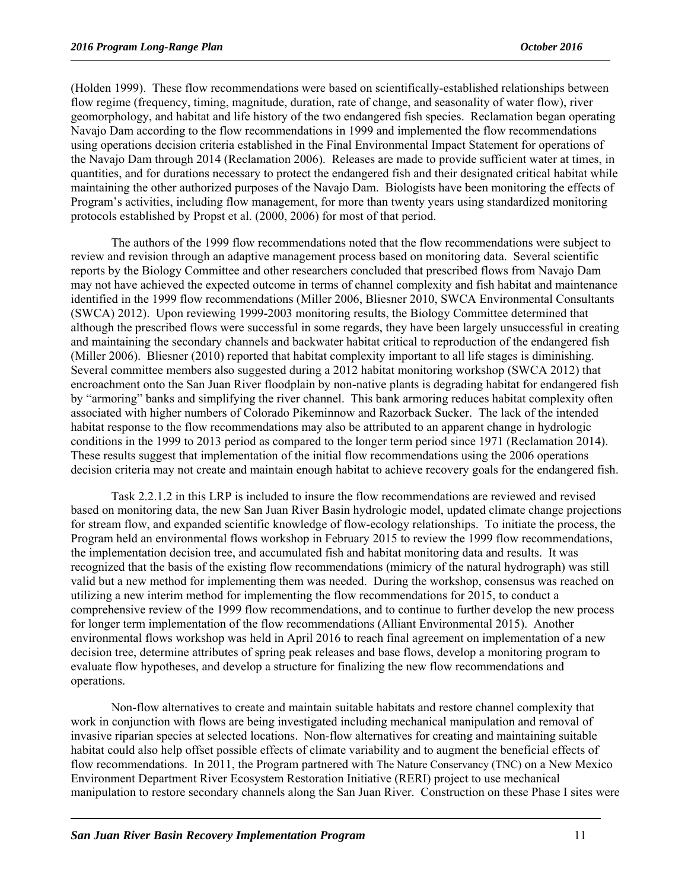(Holden 1999). These flow recommendations were based on scientifically-established relationships between flow regime (frequency, timing, magnitude, duration, rate of change, and seasonality of water flow), river geomorphology, and habitat and life history of the two endangered fish species. Reclamation began operating Navajo Dam according to the flow recommendations in 1999 and implemented the flow recommendations using operations decision criteria established in the Final Environmental Impact Statement for operations of the Navajo Dam through 2014 (Reclamation 2006). Releases are made to provide sufficient water at times, in quantities, and for durations necessary to protect the endangered fish and their designated critical habitat while maintaining the other authorized purposes of the Navajo Dam. Biologists have been monitoring the effects of Program's activities, including flow management, for more than twenty years using standardized monitoring protocols established by Propst et al. (2000, 2006) for most of that period.

The authors of the 1999 flow recommendations noted that the flow recommendations were subject to review and revision through an adaptive management process based on monitoring data. Several scientific reports by the Biology Committee and other researchers concluded that prescribed flows from Navajo Dam may not have achieved the expected outcome in terms of channel complexity and fish habitat and maintenance identified in the 1999 flow recommendations (Miller 2006, Bliesner 2010, SWCA Environmental Consultants (SWCA) 2012). Upon reviewing 1999-2003 monitoring results, the Biology Committee determined that although the prescribed flows were successful in some regards, they have been largely unsuccessful in creating and maintaining the secondary channels and backwater habitat critical to reproduction of the endangered fish (Miller 2006). Bliesner (2010) reported that habitat complexity important to all life stages is diminishing. Several committee members also suggested during a 2012 habitat monitoring workshop (SWCA 2012) that encroachment onto the San Juan River floodplain by non-native plants is degrading habitat for endangered fish by "armoring" banks and simplifying the river channel. This bank armoring reduces habitat complexity often associated with higher numbers of Colorado Pikeminnow and Razorback Sucker. The lack of the intended habitat response to the flow recommendations may also be attributed to an apparent change in hydrologic conditions in the 1999 to 2013 period as compared to the longer term period since 1971 (Reclamation 2014). These results suggest that implementation of the initial flow recommendations using the 2006 operations decision criteria may not create and maintain enough habitat to achieve recovery goals for the endangered fish.

Task 2.2.1.2 in this LRP is included to insure the flow recommendations are reviewed and revised based on monitoring data, the new San Juan River Basin hydrologic model, updated climate change projections for stream flow, and expanded scientific knowledge of flow-ecology relationships. To initiate the process, the Program held an environmental flows workshop in February 2015 to review the 1999 flow recommendations, the implementation decision tree, and accumulated fish and habitat monitoring data and results. It was recognized that the basis of the existing flow recommendations (mimicry of the natural hydrograph) was still valid but a new method for implementing them was needed. During the workshop, consensus was reached on utilizing a new interim method for implementing the flow recommendations for 2015, to conduct a comprehensive review of the 1999 flow recommendations, and to continue to further develop the new process for longer term implementation of the flow recommendations (Alliant Environmental 2015). Another environmental flows workshop was held in April 2016 to reach final agreement on implementation of a new decision tree, determine attributes of spring peak releases and base flows, develop a monitoring program to evaluate flow hypotheses, and develop a structure for finalizing the new flow recommendations and operations.

Non-flow alternatives to create and maintain suitable habitats and restore channel complexity that work in conjunction with flows are being investigated including mechanical manipulation and removal of invasive riparian species at selected locations. Non-flow alternatives for creating and maintaining suitable habitat could also help offset possible effects of climate variability and to augment the beneficial effects of flow recommendations. In 2011, the Program partnered with The Nature Conservancy (TNC) on a New Mexico Environment Department River Ecosystem Restoration Initiative (RERI) project to use mechanical manipulation to restore secondary channels along the San Juan River. Construction on these Phase I sites were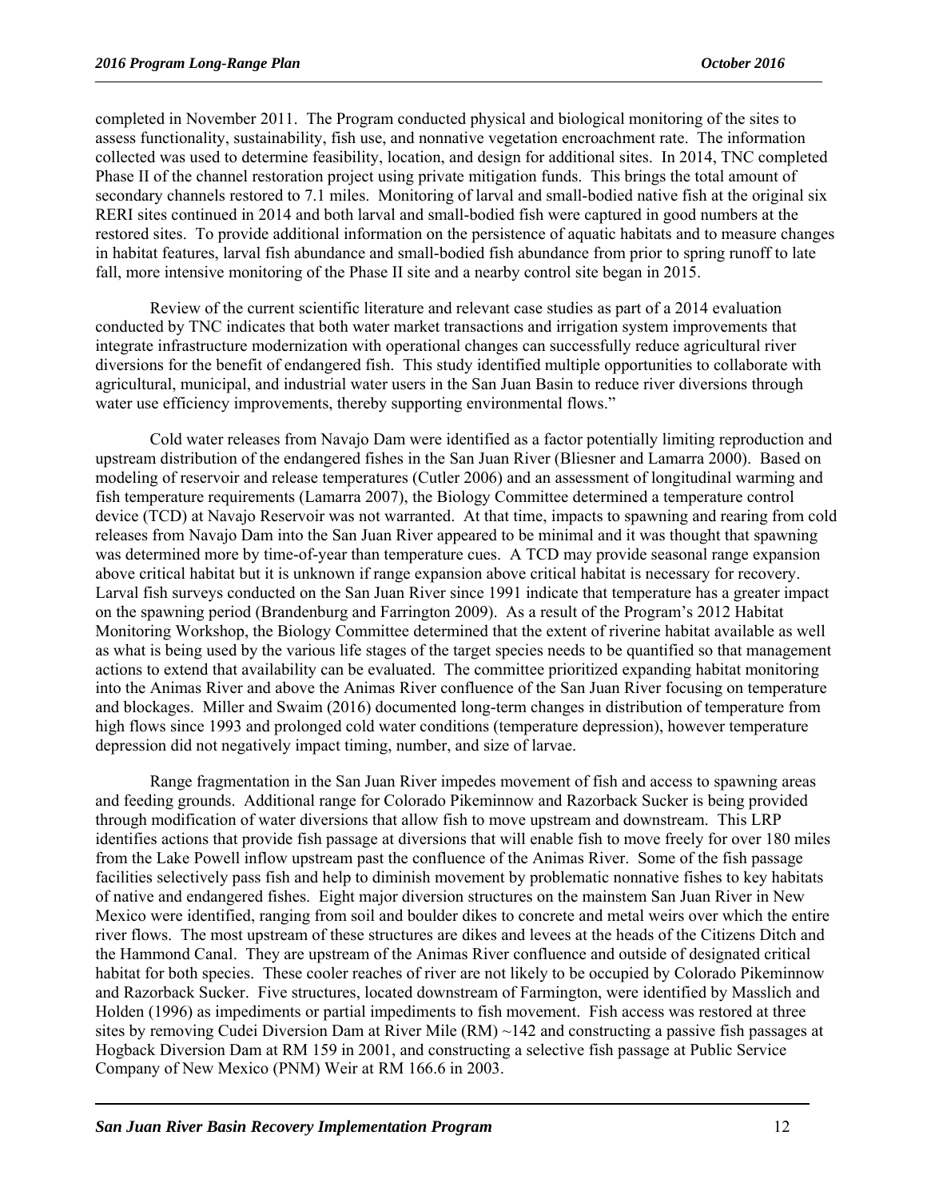completed in November 2011. The Program conducted physical and biological monitoring of the sites to assess functionality, sustainability, fish use, and nonnative vegetation encroachment rate. The information collected was used to determine feasibility, location, and design for additional sites. In 2014, TNC completed Phase II of the channel restoration project using private mitigation funds. This brings the total amount of secondary channels restored to 7.1 miles. Monitoring of larval and small-bodied native fish at the original six RERI sites continued in 2014 and both larval and small-bodied fish were captured in good numbers at the restored sites. To provide additional information on the persistence of aquatic habitats and to measure changes in habitat features, larval fish abundance and small-bodied fish abundance from prior to spring runoff to late fall, more intensive monitoring of the Phase II site and a nearby control site began in 2015.

Review of the current scientific literature and relevant case studies as part of a 2014 evaluation conducted by TNC indicates that both water market transactions and irrigation system improvements that integrate infrastructure modernization with operational changes can successfully reduce agricultural river diversions for the benefit of endangered fish. This study identified multiple opportunities to collaborate with agricultural, municipal, and industrial water users in the San Juan Basin to reduce river diversions through water use efficiency improvements, thereby supporting environmental flows."

Cold water releases from Navajo Dam were identified as a factor potentially limiting reproduction and upstream distribution of the endangered fishes in the San Juan River (Bliesner and Lamarra 2000). Based on modeling of reservoir and release temperatures (Cutler 2006) and an assessment of longitudinal warming and fish temperature requirements (Lamarra 2007), the Biology Committee determined a temperature control device (TCD) at Navajo Reservoir was not warranted. At that time, impacts to spawning and rearing from cold releases from Navajo Dam into the San Juan River appeared to be minimal and it was thought that spawning was determined more by time-of-year than temperature cues. A TCD may provide seasonal range expansion above critical habitat but it is unknown if range expansion above critical habitat is necessary for recovery. Larval fish surveys conducted on the San Juan River since 1991 indicate that temperature has a greater impact on the spawning period (Brandenburg and Farrington 2009). As a result of the Program's 2012 Habitat Monitoring Workshop, the Biology Committee determined that the extent of riverine habitat available as well as what is being used by the various life stages of the target species needs to be quantified so that management actions to extend that availability can be evaluated. The committee prioritized expanding habitat monitoring into the Animas River and above the Animas River confluence of the San Juan River focusing on temperature and blockages. Miller and Swaim (2016) documented long-term changes in distribution of temperature from high flows since 1993 and prolonged cold water conditions (temperature depression), however temperature depression did not negatively impact timing, number, and size of larvae.

Range fragmentation in the San Juan River impedes movement of fish and access to spawning areas and feeding grounds. Additional range for Colorado Pikeminnow and Razorback Sucker is being provided through modification of water diversions that allow fish to move upstream and downstream. This LRP identifies actions that provide fish passage at diversions that will enable fish to move freely for over 180 miles from the Lake Powell inflow upstream past the confluence of the Animas River. Some of the fish passage facilities selectively pass fish and help to diminish movement by problematic nonnative fishes to key habitats of native and endangered fishes. Eight major diversion structures on the mainstem San Juan River in New Mexico were identified, ranging from soil and boulder dikes to concrete and metal weirs over which the entire river flows. The most upstream of these structures are dikes and levees at the heads of the Citizens Ditch and the Hammond Canal. They are upstream of the Animas River confluence and outside of designated critical habitat for both species. These cooler reaches of river are not likely to be occupied by Colorado Pikeminnow and Razorback Sucker. Five structures, located downstream of Farmington, were identified by Masslich and Holden (1996) as impediments or partial impediments to fish movement. Fish access was restored at three sites by removing Cudei Diversion Dam at River Mile (RM) ~142 and constructing a passive fish passages at Hogback Diversion Dam at RM 159 in 2001, and constructing a selective fish passage at Public Service Company of New Mexico (PNM) Weir at RM 166.6 in 2003.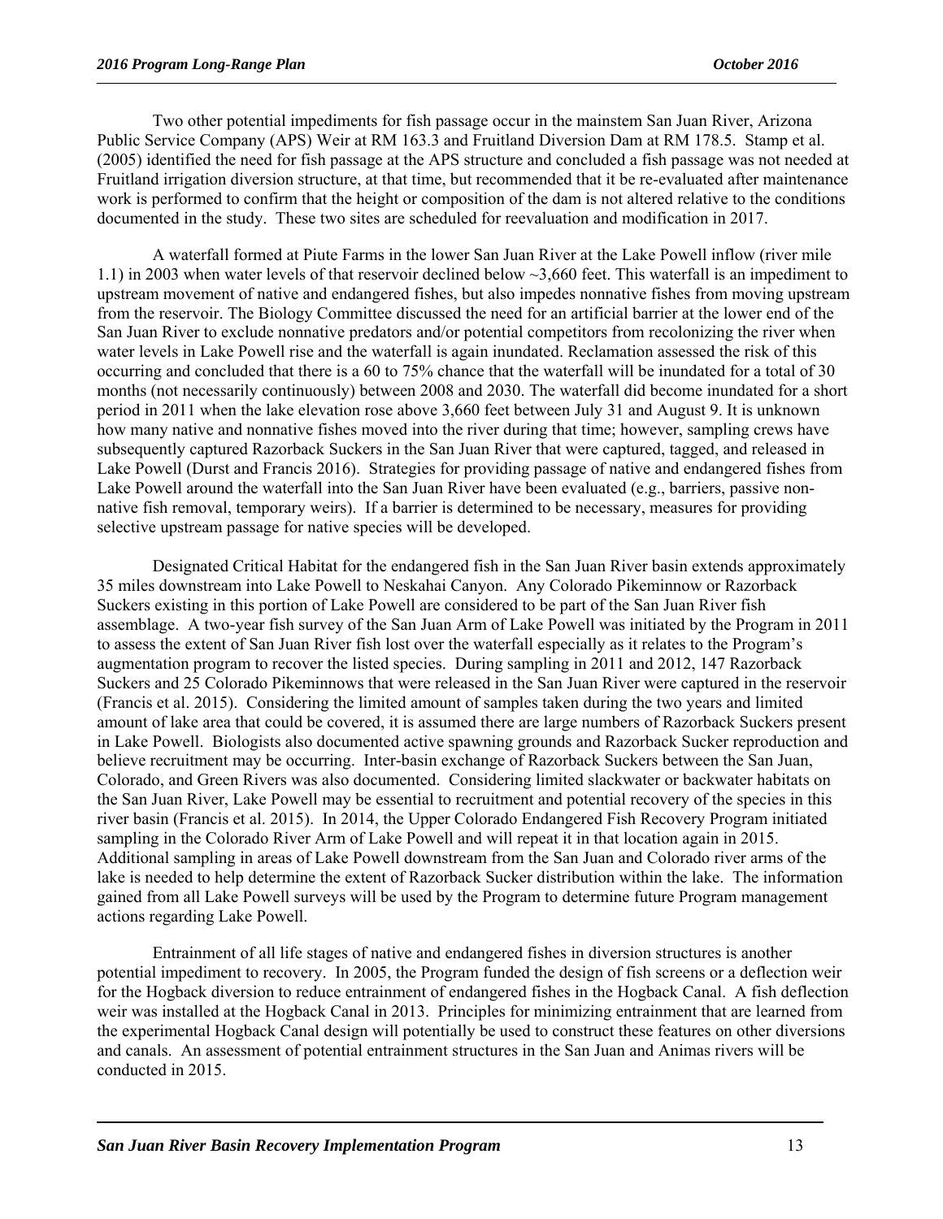Two other potential impediments for fish passage occur in the mainstem San Juan River, Arizona Public Service Company (APS) Weir at RM 163.3 and Fruitland Diversion Dam at RM 178.5. Stamp et al. (2005) identified the need for fish passage at the APS structure and concluded a fish passage was not needed at Fruitland irrigation diversion structure, at that time, but recommended that it be re-evaluated after maintenance work is performed to confirm that the height or composition of the dam is not altered relative to the conditions documented in the study. These two sites are scheduled for reevaluation and modification in 2017.

A waterfall formed at Piute Farms in the lower San Juan River at the Lake Powell inflow (river mile 1.1) in 2003 when water levels of that reservoir declined below ~3,660 feet. This waterfall is an impediment to upstream movement of native and endangered fishes, but also impedes nonnative fishes from moving upstream from the reservoir. The Biology Committee discussed the need for an artificial barrier at the lower end of the San Juan River to exclude nonnative predators and/or potential competitors from recolonizing the river when water levels in Lake Powell rise and the waterfall is again inundated. Reclamation assessed the risk of this occurring and concluded that there is a 60 to 75% chance that the waterfall will be inundated for a total of 30 months (not necessarily continuously) between 2008 and 2030. The waterfall did become inundated for a short period in 2011 when the lake elevation rose above 3,660 feet between July 31 and August 9. It is unknown how many native and nonnative fishes moved into the river during that time; however, sampling crews have subsequently captured Razorback Suckers in the San Juan River that were captured, tagged, and released in Lake Powell (Durst and Francis 2016). Strategies for providing passage of native and endangered fishes from Lake Powell around the waterfall into the San Juan River have been evaluated (e.g., barriers, passive non-native fish removal, temporary weirs). If a barrier is determined to be necessary, measures for providing selective upstream passage for native species will be developed.

Designated Critical Habitat for the endangered fish in the San Juan River basin extends approximately 35 miles downstream into Lake Powell to Neskahai Canyon. Any Colorado Pikeminnow or Razorback Suckers existing in this portion of Lake Powell are considered to be part of the San Juan River fish assemblage. A two-year fish survey of the San Juan Arm of Lake Powell was initiated by the Program in 2011 to assess the extent of San Juan River fish lost over the waterfall especially as it relates to the Program's augmentation program to recover the listed species. During sampling in 2011 and 2012, 147 Razorback Suckers and 25 Colorado Pikeminnows that were released in the San Juan River were captured in the reservoir (Francis et al. 2015). Considering the limited amount of samples taken during the two years and limited amount of lake area that could be covered, it is assumed there are large numbers of Razorback Suckers present in Lake Powell. Biologists also documented active spawning grounds and Razorback Sucker reproduction and believe recruitment may be occurring. Inter-basin exchange of Razorback Suckers between the San Juan, Colorado, and Green Rivers was also documented. Considering limited slackwater or backwater habitats on the San Juan River, Lake Powell may be essential to recruitment and potential recovery of the species in this river basin (Francis et al. 2015). In 2014, the Upper Colorado Endangered Fish Recovery Program initiated sampling in the Colorado River Arm of Lake Powell and will repeat it in that location again in 2015. Additional sampling in areas of Lake Powell downstream from the San Juan and Colorado river arms of the lake is needed to help determine the extent of Razorback Sucker distribution within the lake. The information gained from all Lake Powell surveys will be used by the Program to determine future Program management actions regarding Lake Powell.

Entrainment of all life stages of native and endangered fishes in diversion structures is another potential impediment to recovery. In 2005, the Program funded the design of fish screens or a deflection weir for the Hogback diversion to reduce entrainment of endangered fishes in the Hogback Canal. A fish deflection weir was installed at the Hogback Canal in 2013. Principles for minimizing entrainment that are learned from the experimental Hogback Canal design will potentially be used to construct these features on other diversions and canals. An assessment of potential entrainment structures in the San Juan and Animas rivers will be conducted in 2015.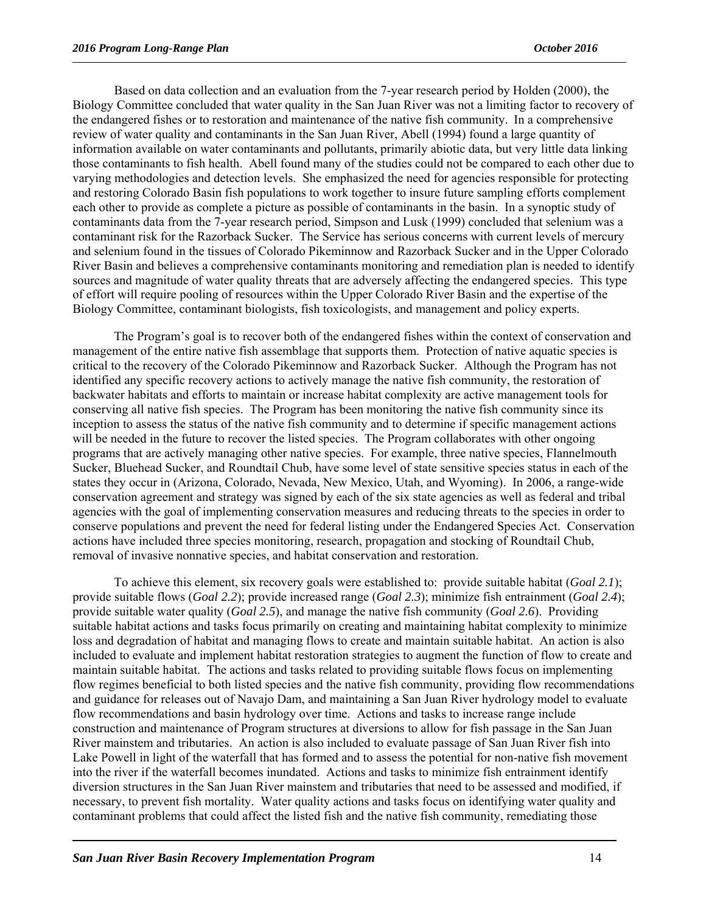Based on data collection and an evaluation from the 7-year research period by Holden (2000), the Biology Committee concluded that water quality in the San Juan River was not a limiting factor to recovery of the endangered fishes or to restoration and maintenance of the native fish community. In a comprehensive review of water quality and contaminants in the San Juan River, Abell (1994) found a large quantity of information available on water contaminants and pollutants, primarily abiotic data, but very little data linking those contaminants to fish health. Abell found many of the studies could not be compared to each other due to varying methodologies and detection levels. She emphasized the need for agencies responsible for protecting and restoring Colorado Basin fish populations to work together to insure future sampling efforts complement each other to provide as complete a picture as possible of contaminants in the basin. In a synoptic study of contaminants data from the 7-year research period, Simpson and Lusk (1999) concluded that selenium was a contaminant risk for the Razorback Sucker. The Service has serious concerns with current levels of mercury and selenium found in the tissues of Colorado Pikeminnow and Razorback Sucker and in the Upper Colorado River Basin and believes a comprehensive contaminants monitoring and remediation plan is needed to identify sources and magnitude of water quality threats that are adversely affecting the endangered species. This type of effort will require pooling of resources within the Upper Colorado River Basin and the expertise of the Biology Committee, contaminant biologists, fish toxicologists, and management and policy experts.

The Program's goal is to recover both of the endangered fishes within the context of conservation and management of the entire native fish assemblage that supports them. Protection of native aquatic species is critical to the recovery of the Colorado Pikeminnow and Razorback Sucker. Although the Program has not identified any specific recovery actions to actively manage the native fish community, the restoration of backwater habitats and efforts to maintain or increase habitat complexity are active management tools for conserving all native fish species. The Program has been monitoring the native fish community since its inception to assess the status of the native fish community and to determine if specific management actions will be needed in the future to recover the listed species. The Program collaborates with other ongoing programs that are actively managing other native species. For example, three native species, Flannelmouth Sucker, Bluehead Sucker, and Roundtail Chub, have some level of state sensitive species status in each of the states they occur in (Arizona, Colorado, Nevada, New Mexico, Utah, and Wyoming). In 2006, a range-wide conservation agreement and strategy was signed by each of the six state agencies as well as federal and tribal agencies with the goal of implementing conservation measures and reducing threats to the species in order to conserve populations and prevent the need for federal listing under the Endangered Species Act. Conservation actions have included three species monitoring, research, propagation and stocking of Roundtail Chub, removal of invasive nonnative species, and habitat conservation and restoration.

To achieve this element, six recovery goals were established to: provide suitable habitat (*Goal 2.1*); provide suitable flows (*Goal 2.2*); provide increased range (*Goal 2.3*); minimize fish entrainment (*Goal 2.4*); provide suitable water quality (*Goal 2.5*), and manage the native fish community (*Goal 2.6*). Providing suitable habitat actions and tasks focus primarily on creating and maintaining habitat complexity to minimize loss and degradation of habitat and managing flows to create and maintain suitable habitat. An action is also included to evaluate and implement habitat restoration strategies to augment the function of flow to create and maintain suitable habitat. The actions and tasks related to providing suitable flows focus on implementing flow regimes beneficial to both listed species and the native fish community, providing flow recommendations and guidance for releases out of Navajo Dam, and maintaining a San Juan River hydrology model to evaluate flow recommendations and basin hydrology over time. Actions and tasks to increase range include construction and maintenance of Program structures at diversions to allow for fish passage in the San Juan River mainstem and tributaries. An action is also included to evaluate passage of San Juan River fish into Lake Powell in light of the waterfall that has formed and to assess the potential for non-native fish movement into the river if the waterfall becomes inundated. Actions and tasks to minimize fish entrainment identify diversion structures in the San Juan River mainstem and tributaries that need to be assessed and modified, if necessary, to prevent fish mortality. Water quality actions and tasks focus on identifying water quality and contaminant problems that could affect the listed fish and the native fish community, remediating those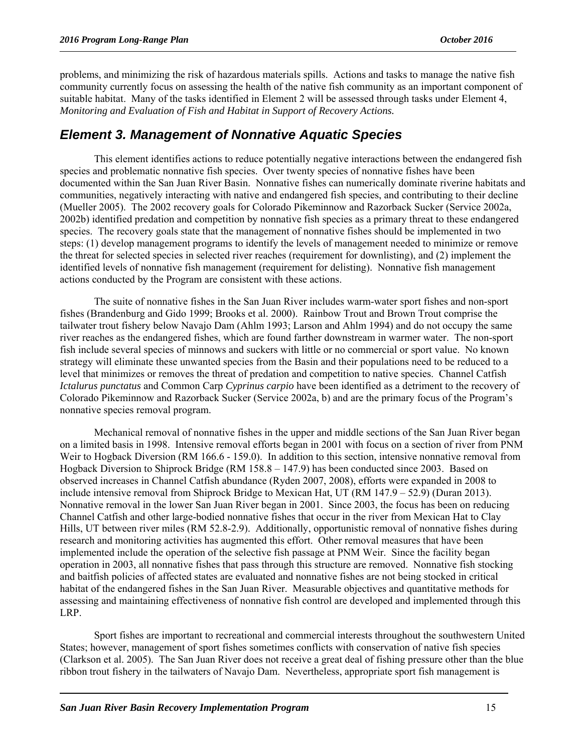problems, and minimizing the risk of hazardous materials spills. Actions and tasks to manage the native fish community currently focus on assessing the health of the native fish community as an important component of suitable habitat. Many of the tasks identified in Element 2 will be assessed through tasks under Element 4, *Monitoring and Evaluation of Fish and Habitat in Support of Recovery Actions.*

## *Element 3. Management of Nonnative Aquatic Species*

This element identifies actions to reduce potentially negative interactions between the endangered fish species and problematic nonnative fish species. Over twenty species of nonnative fishes have been documented within the San Juan River Basin. Nonnative fishes can numerically dominate riverine habitats and communities, negatively interacting with native and endangered fish species, and contributing to their decline (Mueller 2005). The 2002 recovery goals for Colorado Pikeminnow and Razorback Sucker (Service 2002a, 2002b) identified predation and competition by nonnative fish species as a primary threat to these endangered species. The recovery goals state that the management of nonnative fishes should be implemented in two steps: (1) develop management programs to identify the levels of management needed to minimize or remove the threat for selected species in selected river reaches (requirement for downlisting), and (2) implement the identified levels of nonnative fish management (requirement for delisting). Nonnative fish management actions conducted by the Program are consistent with these actions.

The suite of nonnative fishes in the San Juan River includes warm-water sport fishes and non-sport fishes (Brandenburg and Gido 1999; Brooks et al. 2000). Rainbow Trout and Brown Trout comprise the tailwater trout fishery below Navajo Dam (Ahlm 1993; Larson and Ahlm 1994) and do not occupy the same river reaches as the endangered fishes, which are found farther downstream in warmer water. The non-sport fish include several species of minnows and suckers with little or no commercial or sport value. No known strategy will eliminate these unwanted species from the Basin and their populations need to be reduced to a level that minimizes or removes the threat of predation and competition to native species. Channel Catfish *Ictalurus punctatus* and Common Carp *Cyprinus carpio* have been identified as a detriment to the recovery of Colorado Pikeminnow and Razorback Sucker (Service 2002a, b) and are the primary focus of the Program's nonnative species removal program.

Mechanical removal of nonnative fishes in the upper and middle sections of the San Juan River began on a limited basis in 1998. Intensive removal efforts began in 2001 with focus on a section of river from PNM Weir to Hogback Diversion (RM 166.6 - 159.0). In addition to this section, intensive nonnative removal from Hogback Diversion to Shiprock Bridge (RM 158.8 – 147.9) has been conducted since 2003. Based on observed increases in Channel Catfish abundance (Ryden 2007, 2008), efforts were expanded in 2008 to include intensive removal from Shiprock Bridge to Mexican Hat, UT (RM 147.9 – 52.9) (Duran 2013). Nonnative removal in the lower San Juan River began in 2001. Since 2003, the focus has been on reducing Channel Catfish and other large-bodied nonnative fishes that occur in the river from Mexican Hat to Clay Hills, UT between river miles (RM 52.8-2.9). Additionally, opportunistic removal of nonnative fishes during research and monitoring activities has augmented this effort. Other removal measures that have been implemented include the operation of the selective fish passage at PNM Weir. Since the facility began operation in 2003, all nonnative fishes that pass through this structure are removed. Nonnative fish stocking and baitfish policies of affected states are evaluated and nonnative fishes are not being stocked in critical habitat of the endangered fishes in the San Juan River. Measurable objectives and quantitative methods for assessing and maintaining effectiveness of nonnative fish control are developed and implemented through this LRP.

Sport fishes are important to recreational and commercial interests throughout the southwestern United States; however, management of sport fishes sometimes conflicts with conservation of native fish species (Clarkson et al. 2005). The San Juan River does not receive a great deal of fishing pressure other than the blue ribbon trout fishery in the tailwaters of Navajo Dam. Nevertheless, appropriate sport fish management is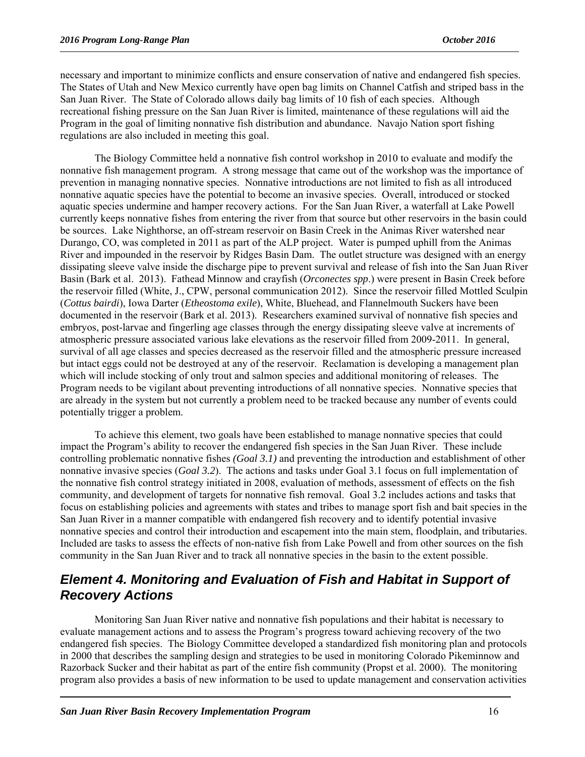necessary and important to minimize conflicts and ensure conservation of native and endangered fish species. The States of Utah and New Mexico currently have open bag limits on Channel Catfish and striped bass in the San Juan River. The State of Colorado allows daily bag limits of 10 fish of each species. Although recreational fishing pressure on the San Juan River is limited, maintenance of these regulations will aid the Program in the goal of limiting nonnative fish distribution and abundance. Navajo Nation sport fishing regulations are also included in meeting this goal.

The Biology Committee held a nonnative fish control workshop in 2010 to evaluate and modify the nonnative fish management program. A strong message that came out of the workshop was the importance of prevention in managing nonnative species. Nonnative introductions are not limited to fish as all introduced nonnative aquatic species have the potential to become an invasive species. Overall, introduced or stocked aquatic species undermine and hamper recovery actions. For the San Juan River, a waterfall at Lake Powell currently keeps nonnative fishes from entering the river from that source but other reservoirs in the basin could be sources. Lake Nighthorse, an off-stream reservoir on Basin Creek in the Animas River watershed near Durango, CO, was completed in 2011 as part of the ALP project. Water is pumped uphill from the Animas River and impounded in the reservoir by Ridges Basin Dam. The outlet structure was designed with an energy dissipating sleeve valve inside the discharge pipe to prevent survival and release of fish into the San Juan River Basin (Bark et al. 2013). Fathead Minnow and crayfish (*Orconectes spp*.) were present in Basin Creek before the reservoir filled (White, J., CPW, personal communication 2012). Since the reservoir filled Mottled Sculpin (*Cottus bairdi*), Iowa Darter (*Etheostoma exile*), White, Bluehead, and Flannelmouth Suckers have been documented in the reservoir (Bark et al. 2013). Researchers examined survival of nonnative fish species and embryos, post-larvae and fingerling age classes through the energy dissipating sleeve valve at increments of atmospheric pressure associated various lake elevations as the reservoir filled from 2009-2011. In general, survival of all age classes and species decreased as the reservoir filled and the atmospheric pressure increased but intact eggs could not be destroyed at any of the reservoir. Reclamation is developing a management plan which will include stocking of only trout and salmon species and additional monitoring of releases. The Program needs to be vigilant about preventing introductions of all nonnative species. Nonnative species that are already in the system but not currently a problem need to be tracked because any number of events could potentially trigger a problem.

To achieve this element, two goals have been established to manage nonnative species that could impact the Program's ability to recover the endangered fish species in the San Juan River. These include controlling problematic nonnative fishes *(Goal 3.1)* and preventing the introduction and establishment of other nonnative invasive species (*Goal 3.2*). The actions and tasks under Goal 3.1 focus on full implementation of the nonnative fish control strategy initiated in 2008, evaluation of methods, assessment of effects on the fish community, and development of targets for nonnative fish removal. Goal 3.2 includes actions and tasks that focus on establishing policies and agreements with states and tribes to manage sport fish and bait species in the San Juan River in a manner compatible with endangered fish recovery and to identify potential invasive nonnative species and control their introduction and escapement into the main stem, floodplain, and tributaries. Included are tasks to assess the effects of non-native fish from Lake Powell and from other sources on the fish community in the San Juan River and to track all nonnative species in the basin to the extent possible.

## *Element 4. Monitoring and Evaluation of Fish and Habitat in Support of Recovery Actions*

Monitoring San Juan River native and nonnative fish populations and their habitat is necessary to evaluate management actions and to assess the Program's progress toward achieving recovery of the two endangered fish species. The Biology Committee developed a standardized fish monitoring plan and protocols in 2000 that describes the sampling design and strategies to be used in monitoring Colorado Pikeminnow and Razorback Sucker and their habitat as part of the entire fish community (Propst et al. 2000). The monitoring program also provides a basis of new information to be used to update management and conservation activities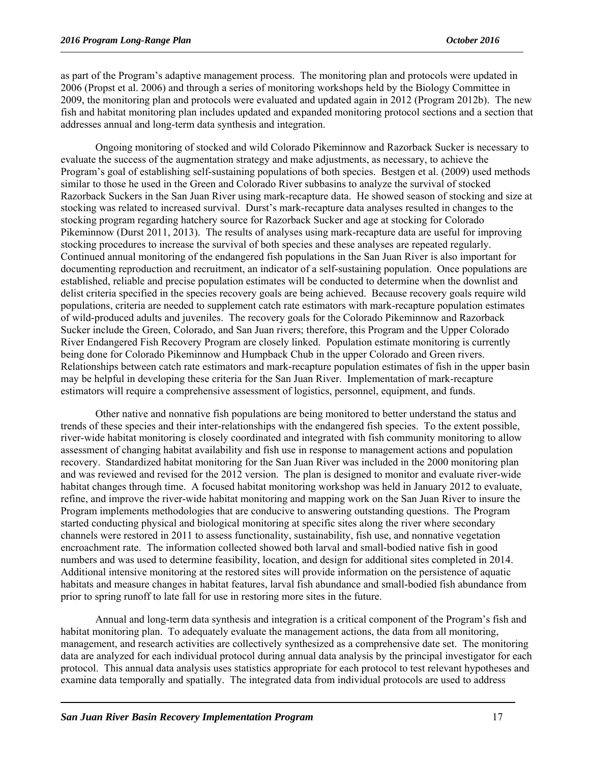as part of the Program's adaptive management process. The monitoring plan and protocols were updated in 2006 (Propst et al. 2006) and through a series of monitoring workshops held by the Biology Committee in 2009, the monitoring plan and protocols were evaluated and updated again in 2012 (Program 2012b). The new fish and habitat monitoring plan includes updated and expanded monitoring protocol sections and a section that addresses annual and long-term data synthesis and integration.

Ongoing monitoring of stocked and wild Colorado Pikeminnow and Razorback Sucker is necessary to evaluate the success of the augmentation strategy and make adjustments, as necessary, to achieve the Program's goal of establishing self-sustaining populations of both species. Bestgen et al. (2009) used methods similar to those he used in the Green and Colorado River subbasins to analyze the survival of stocked Razorback Suckers in the San Juan River using mark-recapture data. He showed season of stocking and size at stocking was related to increased survival. Durst's mark-recapture data analyses resulted in changes to the stocking program regarding hatchery source for Razorback Sucker and age at stocking for Colorado Pikeminnow (Durst 2011, 2013). The results of analyses using mark-recapture data are useful for improving stocking procedures to increase the survival of both species and these analyses are repeated regularly. Continued annual monitoring of the endangered fish populations in the San Juan River is also important for documenting reproduction and recruitment, an indicator of a self-sustaining population. Once populations are established, reliable and precise population estimates will be conducted to determine when the downlist and delist criteria specified in the species recovery goals are being achieved. Because recovery goals require wild populations, criteria are needed to supplement catch rate estimators with mark-recapture population estimates of wild-produced adults and juveniles. The recovery goals for the Colorado Pikeminnow and Razorback Sucker include the Green, Colorado, and San Juan rivers; therefore, this Program and the Upper Colorado River Endangered Fish Recovery Program are closely linked. Population estimate monitoring is currently being done for Colorado Pikeminnow and Humpback Chub in the upper Colorado and Green rivers. Relationships between catch rate estimators and mark-recapture population estimates of fish in the upper basin may be helpful in developing these criteria for the San Juan River. Implementation of mark-recapture estimators will require a comprehensive assessment of logistics, personnel, equipment, and funds.

Other native and nonnative fish populations are being monitored to better understand the status and trends of these species and their inter-relationships with the endangered fish species. To the extent possible, river-wide habitat monitoring is closely coordinated and integrated with fish community monitoring to allow assessment of changing habitat availability and fish use in response to management actions and population recovery. Standardized habitat monitoring for the San Juan River was included in the 2000 monitoring plan and was reviewed and revised for the 2012 version. The plan is designed to monitor and evaluate river-wide habitat changes through time. A focused habitat monitoring workshop was held in January 2012 to evaluate, refine, and improve the river-wide habitat monitoring and mapping work on the San Juan River to insure the Program implements methodologies that are conducive to answering outstanding questions. The Program started conducting physical and biological monitoring at specific sites along the river where secondary channels were restored in 2011 to assess functionality, sustainability, fish use, and nonnative vegetation encroachment rate. The information collected showed both larval and small-bodied native fish in good numbers and was used to determine feasibility, location, and design for additional sites completed in 2014. Additional intensive monitoring at the restored sites will provide information on the persistence of aquatic habitats and measure changes in habitat features, larval fish abundance and small-bodied fish abundance from prior to spring runoff to late fall for use in restoring more sites in the future.

Annual and long-term data synthesis and integration is a critical component of the Program's fish and habitat monitoring plan. To adequately evaluate the management actions, the data from all monitoring, management, and research activities are collectively synthesized as a comprehensive date set. The monitoring data are analyzed for each individual protocol during annual data analysis by the principal investigator for each protocol. This annual data analysis uses statistics appropriate for each protocol to test relevant hypotheses and examine data temporally and spatially. The integrated data from individual protocols are used to address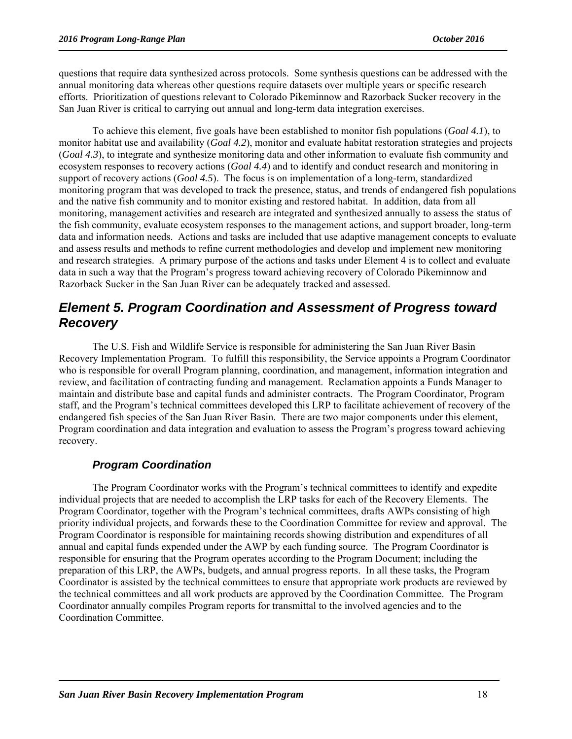questions that require data synthesized across protocols. Some synthesis questions can be addressed with the annual monitoring data whereas other questions require datasets over multiple years or specific research efforts. Prioritization of questions relevant to Colorado Pikeminnow and Razorback Sucker recovery in the San Juan River is critical to carrying out annual and long-term data integration exercises.

To achieve this element, five goals have been established to monitor fish populations (*Goal 4.1*), to monitor habitat use and availability (*Goal 4.2*), monitor and evaluate habitat restoration strategies and projects (*Goal 4.3*), to integrate and synthesize monitoring data and other information to evaluate fish community and ecosystem responses to recovery actions (*Goal 4.4*) and to identify and conduct research and monitoring in support of recovery actions (*Goal 4.5*). The focus is on implementation of a long-term, standardized monitoring program that was developed to track the presence, status, and trends of endangered fish populations and the native fish community and to monitor existing and restored habitat. In addition, data from all monitoring, management activities and research are integrated and synthesized annually to assess the status of the fish community, evaluate ecosystem responses to the management actions, and support broader, long-term data and information needs. Actions and tasks are included that use adaptive management concepts to evaluate and assess results and methods to refine current methodologies and develop and implement new monitoring and research strategies. A primary purpose of the actions and tasks under Element 4 is to collect and evaluate data in such a way that the Program's progress toward achieving recovery of Colorado Pikeminnow and Razorback Sucker in the San Juan River can be adequately tracked and assessed.

## *Element 5. Program Coordination and Assessment of Progress toward Recovery*

The U.S. Fish and Wildlife Service is responsible for administering the San Juan River Basin Recovery Implementation Program. To fulfill this responsibility, the Service appoints a Program Coordinator who is responsible for overall Program planning, coordination, and management, information integration and review, and facilitation of contracting funding and management. Reclamation appoints a Funds Manager to maintain and distribute base and capital funds and administer contracts. The Program Coordinator, Program staff, and the Program's technical committees developed this LRP to facilitate achievement of recovery of the endangered fish species of the San Juan River Basin. There are two major components under this element, Program coordination and data integration and evaluation to assess the Program's progress toward achieving recovery.

### *Program Coordination*

The Program Coordinator works with the Program's technical committees to identify and expedite individual projects that are needed to accomplish the LRP tasks for each of the Recovery Elements. The Program Coordinator, together with the Program's technical committees, drafts AWPs consisting of high priority individual projects, and forwards these to the Coordination Committee for review and approval. The Program Coordinator is responsible for maintaining records showing distribution and expenditures of all annual and capital funds expended under the AWP by each funding source. The Program Coordinator is responsible for ensuring that the Program operates according to the Program Document; including the preparation of this LRP, the AWPs, budgets, and annual progress reports. In all these tasks, the Program Coordinator is assisted by the technical committees to ensure that appropriate work products are reviewed by the technical committees and all work products are approved by the Coordination Committee. The Program Coordinator annually compiles Program reports for transmittal to the involved agencies and to the Coordination Committee.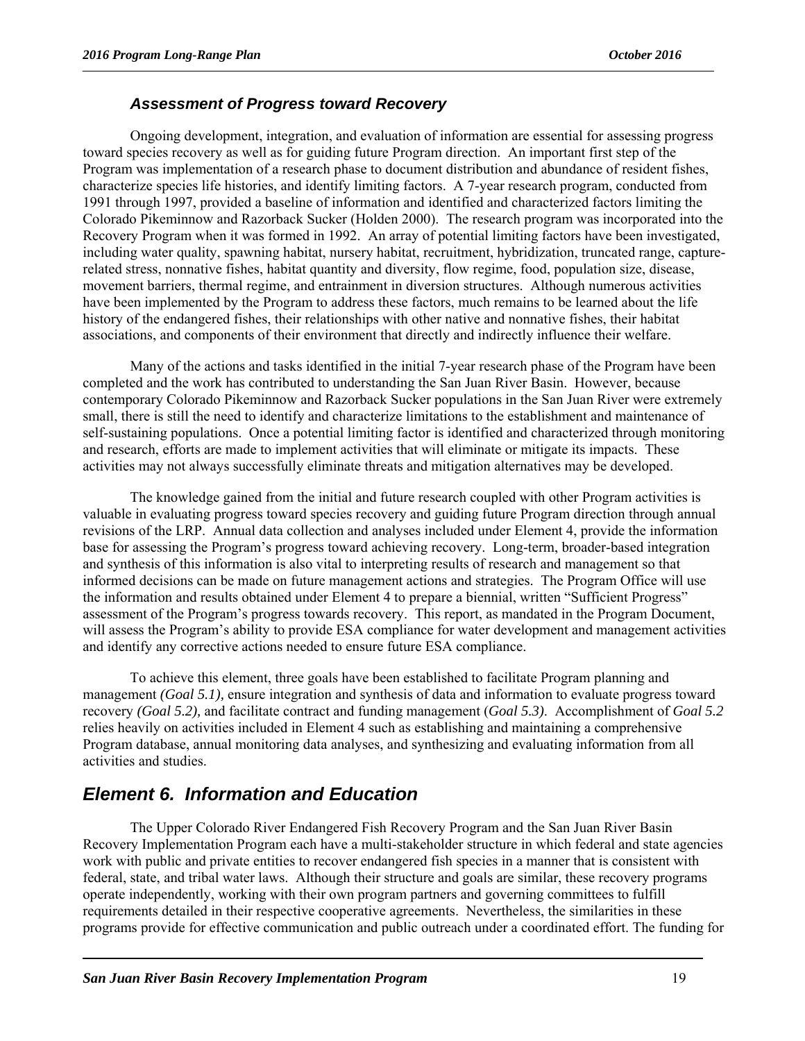### *Assessment of Progress toward Recovery*

Ongoing development, integration, and evaluation of information are essential for assessing progress toward species recovery as well as for guiding future Program direction. An important first step of the Program was implementation of a research phase to document distribution and abundance of resident fishes, characterize species life histories, and identify limiting factors. A 7-year research program, conducted from 1991 through 1997, provided a baseline of information and identified and characterized factors limiting the Colorado Pikeminnow and Razorback Sucker (Holden 2000). The research program was incorporated into the Recovery Program when it was formed in 1992. An array of potential limiting factors have been investigated, including water quality, spawning habitat, nursery habitat, recruitment, hybridization, truncated range, capture-related stress, nonnative fishes, habitat quantity and diversity, flow regime, food, population size, disease, movement barriers, thermal regime, and entrainment in diversion structures. Although numerous activities have been implemented by the Program to address these factors, much remains to be learned about the life history of the endangered fishes, their relationships with other native and nonnative fishes, their habitat associations, and components of their environment that directly and indirectly influence their welfare.

Many of the actions and tasks identified in the initial 7-year research phase of the Program have been completed and the work has contributed to understanding the San Juan River Basin. However, because contemporary Colorado Pikeminnow and Razorback Sucker populations in the San Juan River were extremely small, there is still the need to identify and characterize limitations to the establishment and maintenance of self-sustaining populations. Once a potential limiting factor is identified and characterized through monitoring and research, efforts are made to implement activities that will eliminate or mitigate its impacts. These activities may not always successfully eliminate threats and mitigation alternatives may be developed.

The knowledge gained from the initial and future research coupled with other Program activities is valuable in evaluating progress toward species recovery and guiding future Program direction through annual revisions of the LRP. Annual data collection and analyses included under Element 4, provide the information base for assessing the Program's progress toward achieving recovery. Long-term, broader-based integration and synthesis of this information is also vital to interpreting results of research and management so that informed decisions can be made on future management actions and strategies. The Program Office will use the information and results obtained under Element 4 to prepare a biennial, written "Sufficient Progress" assessment of the Program's progress towards recovery. This report, as mandated in the Program Document, will assess the Program's ability to provide ESA compliance for water development and management activities and identify any corrective actions needed to ensure future ESA compliance.

To achieve this element, three goals have been established to facilitate Program planning and management *(Goal 5.1),* ensure integration and synthesis of data and information to evaluate progress toward recovery *(Goal 5.2),* and facilitate contract and funding management (*Goal 5.3)*. Accomplishment of *Goal 5.2* relies heavily on activities included in Element 4 such as establishing and maintaining a comprehensive Program database, annual monitoring data analyses, and synthesizing and evaluating information from all activities and studies.

## *Element 6. Information and Education*

The Upper Colorado River Endangered Fish Recovery Program and the San Juan River Basin Recovery Implementation Program each have a multi-stakeholder structure in which federal and state agencies work with public and private entities to recover endangered fish species in a manner that is consistent with federal, state, and tribal water laws. Although their structure and goals are similar, these recovery programs operate independently, working with their own program partners and governing committees to fulfill requirements detailed in their respective cooperative agreements. Nevertheless, the similarities in these programs provide for effective communication and public outreach under a coordinated effort. The funding for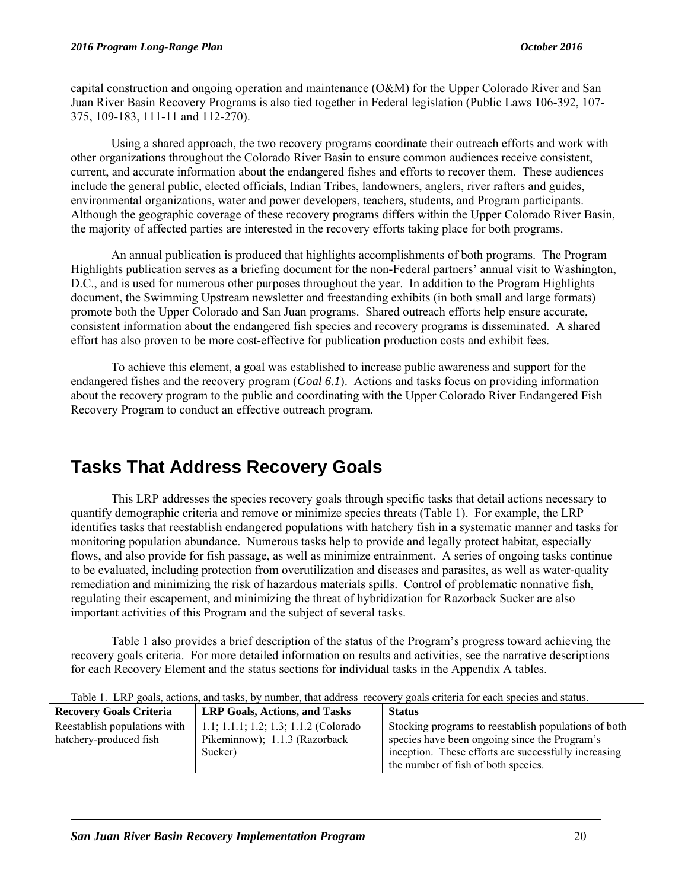capital construction and ongoing operation and maintenance (O&M) for the Upper Colorado River and San Juan River Basin Recovery Programs is also tied together in Federal legislation (Public Laws 106-392, 107-375, 109-183, 111-11 and 112-270).

Using a shared approach, the two recovery programs coordinate their outreach efforts and work with other organizations throughout the Colorado River Basin to ensure common audiences receive consistent, current, and accurate information about the endangered fishes and efforts to recover them. These audiences include the general public, elected officials, Indian Tribes, landowners, anglers, river rafters and guides, environmental organizations, water and power developers, teachers, students, and Program participants. Although the geographic coverage of these recovery programs differs within the Upper Colorado River Basin, the majority of affected parties are interested in the recovery efforts taking place for both programs.

An annual publication is produced that highlights accomplishments of both programs. The Program Highlights publication serves as a briefing document for the non-Federal partners' annual visit to Washington, D.C., and is used for numerous other purposes throughout the year. In addition to the Program Highlights document, the Swimming Upstream newsletter and freestanding exhibits (in both small and large formats) promote both the Upper Colorado and San Juan programs. Shared outreach efforts help ensure accurate, consistent information about the endangered fish species and recovery programs is disseminated. A shared effort has also proven to be more cost-effective for publication production costs and exhibit fees.

To achieve this element, a goal was established to increase public awareness and support for the endangered fishes and the recovery program (*Goal 6.1*). Actions and tasks focus on providing information about the recovery program to the public and coordinating with the Upper Colorado River Endangered Fish Recovery Program to conduct an effective outreach program.

## Tasks That Address Recovery Goals

This LRP addresses the species recovery goals through specific tasks that detail actions necessary to quantify demographic criteria and remove or minimize species threats (Table 1). For example, the LRP identifies tasks that reestablish endangered populations with hatchery fish in a systematic manner and tasks for monitoring population abundance. Numerous tasks help to provide and legally protect habitat, especially flows, and also provide for fish passage, as well as minimize entrainment. A series of ongoing tasks continue to be evaluated, including protection from overutilization and diseases and parasites, as well as water-quality remediation and minimizing the risk of hazardous materials spills. Control of problematic nonnative fish, regulating their escapement, and minimizing the threat of hybridization for Razorback Sucker are also important activities of this Program and the subject of several tasks.

Table 1 also provides a brief description of the status of the Program's progress toward achieving the recovery goals criteria. For more detailed information on results and activities, see the narrative descriptions for each Recovery Element and the status sections for individual tasks in the Appendix A tables.

Table 1. LRP goals, actions, and tasks, by number, that address recovery goals criteria for each species and status.

| Recovery Goals Criteria | LRP Goals, Actions, and Tasks | Status |
|---|---|---|
| Reestablish populations with hatchery-produced fish | 1.1; 1.1.1; 1.2; 1.3; 1.1.2 (Colorado Pikeminnow); 1.1.3 (Razorback Sucker) | Stocking programs to reestablish populations of both species have been ongoing since the Program's inception. These efforts are successfully increasing the number of fish of both species. |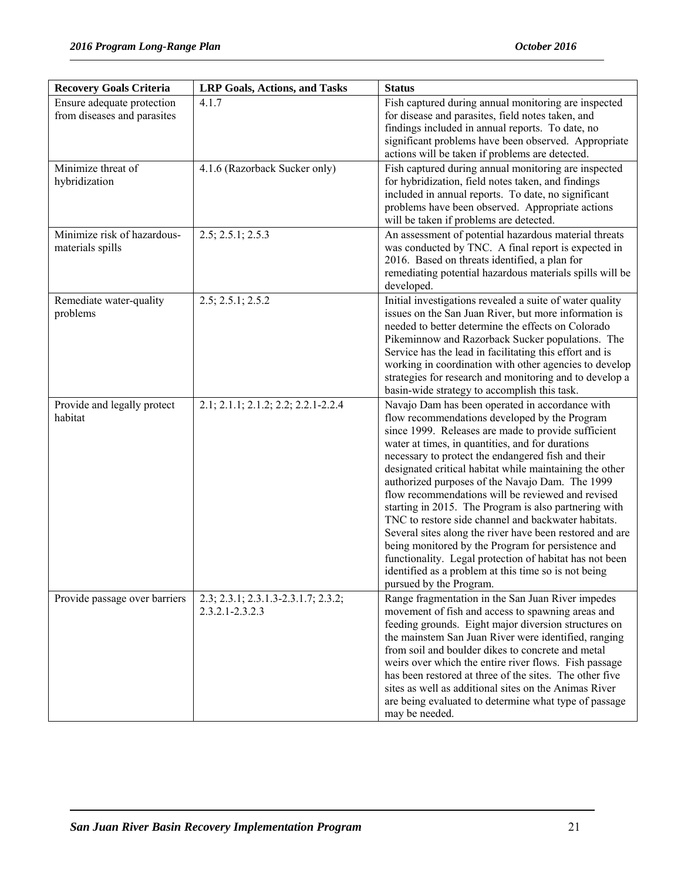| Recovery Goals Criteria | LRP Goals, Actions, and Tasks | Status |
|---|---|---|
| Ensure adequate protection from diseases and parasites | 4.1.7 | Fish captured during annual monitoring are inspected for disease and parasites, field notes taken, and findings included in annual reports. To date, no significant problems have been observed. Appropriate actions will be taken if problems are detected. |
| Minimize threat of hybridization | 4.1.6 (Razorback Sucker only) | Fish captured during annual monitoring are inspected for hybridization, field notes taken, and findings included in annual reports. To date, no significant problems have been observed. Appropriate actions will be taken if problems are detected. |
| Minimize risk of hazardous-materials spills | 2.5; 2.5.1; 2.5.3 | An assessment of potential hazardous material threats was conducted by TNC. A final report is expected in 2016. Based on threats identified, a plan for remediating potential hazardous materials spills will be developed. |
| Remediate water-quality problems | 2.5; 2.5.1; 2.5.2 | Initial investigations revealed a suite of water quality issues on the San Juan River, but more information is needed to better determine the effects on Colorado Pikeminnow and Razorback Sucker populations. The Service has the lead in facilitating this effort and is working in coordination with other agencies to develop strategies for research and monitoring and to develop a basin-wide strategy to accomplish this task. |
| Provide and legally protect habitat | 2.1; 2.1.1; 2.1.2; 2.2; 2.2.1-2.2.4 | Navajo Dam has been operated in accordance with flow recommendations developed by the Program since 1999. Releases are made to provide sufficient water at times, in quantities, and for durations necessary to protect the endangered fish and their designated critical habitat while maintaining the other authorized purposes of the Navajo Dam. The 1999 flow recommendations will be reviewed and revised starting in 2015. The Program is also partnering with TNC to restore side channel and backwater habitats. Several sites along the river have been restored and are being monitored by the Program for persistence and functionality. Legal protection of habitat has not been identified as a problem at this time so is not being pursued by the Program. |
| Provide passage over barriers | 2.3; 2.3.1; 2.3.1.3-2.3.1.7; 2.3.2; 2.3.2.1-2.3.2.3 | Range fragmentation in the San Juan River impedes movement of fish and access to spawning areas and feeding grounds. Eight major diversion structures on the mainstem San Juan River were identified, ranging from soil and boulder dikes to concrete and metal weirs over which the entire river flows. Fish passage has been restored at three of the sites. The other five sites as well as additional sites on the Animas River are being evaluated to determine what type of passage may be needed. |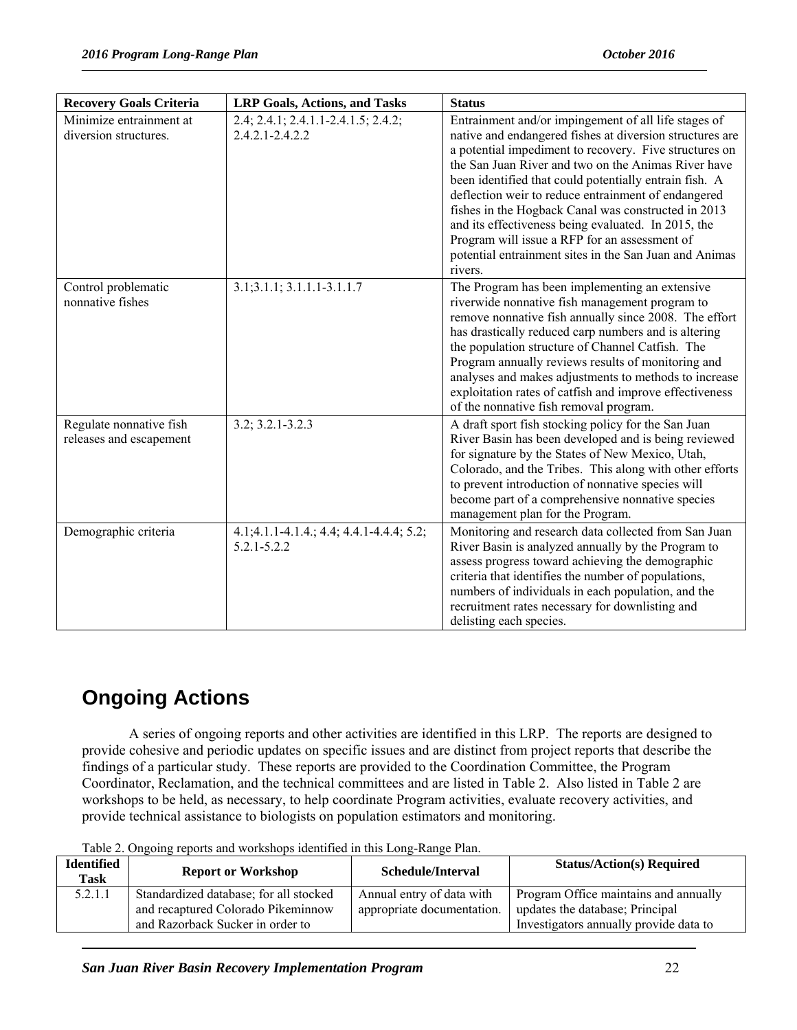| Recovery Goals Criteria | LRP Goals, Actions, and Tasks | Status |
| --- | --- | --- |
| Minimize entrainment at diversion structures. | 2.4; 2.4.1; 2.4.1.1-2.4.1.5; 2.4.2; 2.4.2.1-2.4.2.2 | Entrainment and/or impingement of all life stages of native and endangered fishes at diversion structures are a potential impediment to recovery. Five structures on the San Juan River and two on the Animas River have been identified that could potentially entrain fish. A deflection weir to reduce entrainment of endangered fishes in the Hogback Canal was constructed in 2013 and its effectiveness being evaluated. In 2015, the Program will issue a RFP for an assessment of potential entrainment sites in the San Juan and Animas rivers. |
| Control problematic nonnative fishes | 3.1;3.1.1; 3.1.1.1-3.1.1.7 | The Program has been implementing an extensive riverwide nonnative fish management program to remove nonnative fish annually since 2008. The effort has drastically reduced carp numbers and is altering the population structure of Channel Catfish. The Program annually reviews results of monitoring and analyses and makes adjustments to methods to increase exploitation rates of catfish and improve effectiveness of the nonnative fish removal program. |
| Regulate nonnative fish releases and escapement | 3.2; 3.2.1-3.2.3 | A draft sport fish stocking policy for the San Juan River Basin has been developed and is being reviewed for signature by the States of New Mexico, Utah, Colorado, and the Tribes. This along with other efforts to prevent introduction of nonnative species will become part of a comprehensive nonnative species management plan for the Program. |
| Demographic criteria | 4.1;4.1.1-4.1.4.; 4.4; 4.4.1-4.4.4; 5.2; 5.2.1-5.2.2 | Monitoring and research data collected from San Juan River Basin is analyzed annually by the Program to assess progress toward achieving the demographic criteria that identifies the number of populations, numbers of individuals in each population, and the recruitment rates necessary for downlisting and delisting each species. |

# Ongoing Actions

A series of ongoing reports and other activities are identified in this LRP. The reports are designed to provide cohesive and periodic updates on specific issues and are distinct from project reports that describe the findings of a particular study. These reports are provided to the Coordination Committee, the Program Coordinator, Reclamation, and the technical committees and are listed in Table 2. Also listed in Table 2 are workshops to be held, as necessary, to help coordinate Program activities, evaluate recovery activities, and provide technical assistance to biologists on population estimators and monitoring.

Table 2. Ongoing reports and workshops identified in this Long-Range Plan.

| Identified Task | Report or Workshop | Schedule/Interval | Status/Action(s) Required |
| --- | --- | --- | --- |
| 5.2.1.1 | Standardized database; for all stocked and recaptured Colorado Pikeminnow and Razorback Sucker in order to | Annual entry of data with appropriate documentation. | Program Office maintains and annually updates the database; Principal Investigators annually provide data to |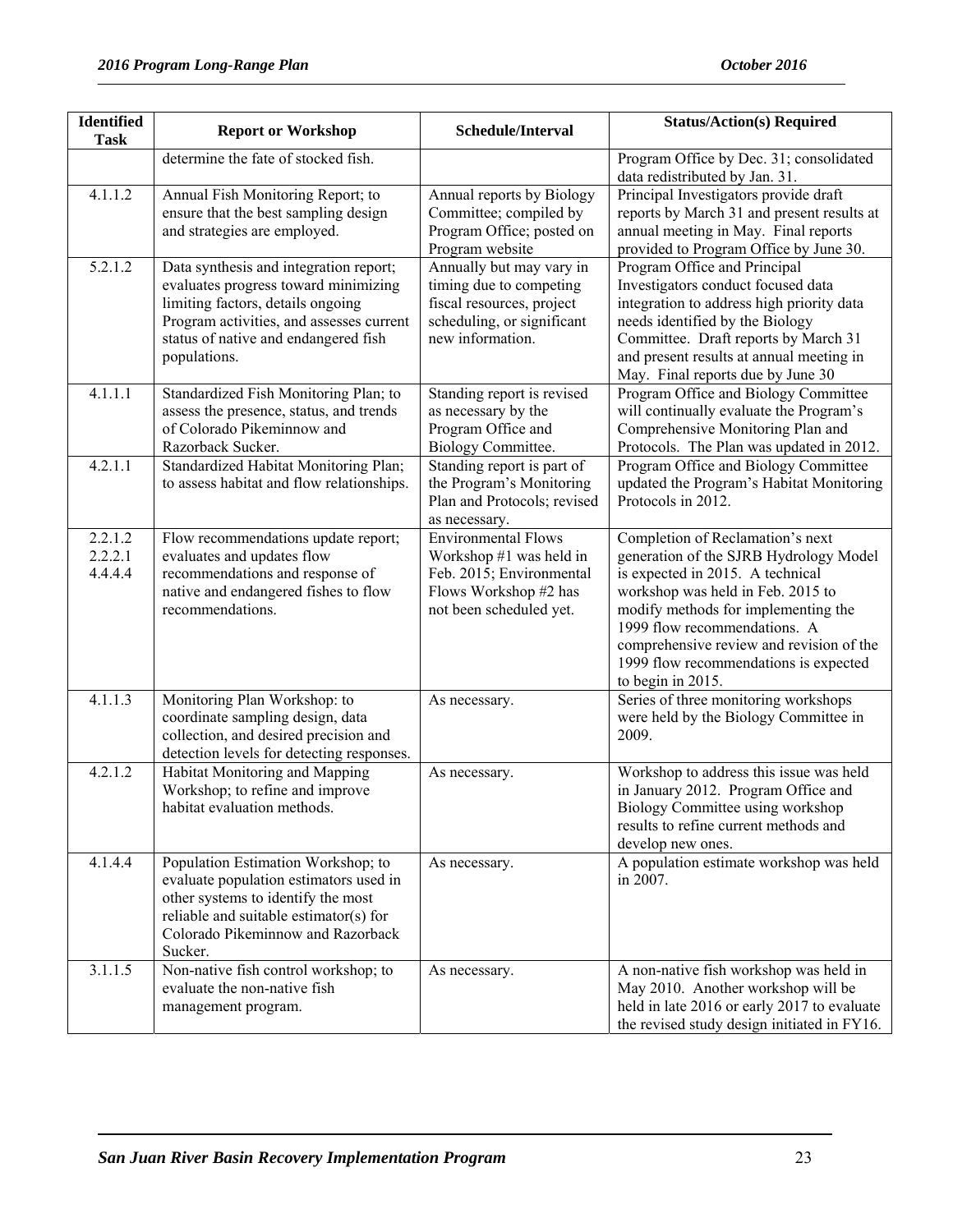| Identified Task | Report or Workshop | Schedule/Interval | Status/Action(s) Required |
|---|---|---|---|
| | determine the fate of stocked fish. | | Program Office by Dec. 31; consolidated data redistributed by Jan. 31. |
| 4.1.1.2 | Annual Fish Monitoring Report; to ensure that the best sampling design and strategies are employed. | Annual reports by Biology Committee; compiled by Program Office; posted on Program website | Principal Investigators provide draft reports by March 31 and present results at annual meeting in May. Final reports provided to Program Office by June 30. |
| 5.2.1.2 | Data synthesis and integration report; evaluates progress toward minimizing limiting factors, details ongoing Program activities, and assesses current status of native and endangered fish populations. | Annually but may vary in timing due to competing fiscal resources, project scheduling, or significant new information. | Program Office and Principal Investigators conduct focused data integration to address high priority data needs identified by the Biology Committee. Draft reports by March 31 and present results at annual meeting in May. Final reports due by June 30 |
| 4.1.1.1 | Standardized Fish Monitoring Plan; to assess the presence, status, and trends of Colorado Pikeminnow and Razorback Sucker. | Standing report is revised as necessary by the Program Office and Biology Committee. | Program Office and Biology Committee will continually evaluate the Program's Comprehensive Monitoring Plan and Protocols. The Plan was updated in 2012. |
| 4.2.1.1 | Standardized Habitat Monitoring Plan; to assess habitat and flow relationships. | Standing report is part of the Program's Monitoring Plan and Protocols; revised as necessary. | Program Office and Biology Committee updated the Program's Habitat Monitoring Protocols in 2012. |
| 2.2.1.2<br>2.2.2.1<br>4.4.4.4 | Flow recommendations update report; evaluates and updates flow recommendations and response of native and endangered fishes to flow recommendations. | Environmental Flows Workshop #1 was held in Feb. 2015; Environmental Flows Workshop #2 has not been scheduled yet. | Completion of Reclamation's next generation of the SJRB Hydrology Model is expected in 2015. A technical workshop was held in Feb. 2015 to modify methods for implementing the 1999 flow recommendations. A comprehensive review and revision of the 1999 flow recommendations is expected to begin in 2015. |
| 4.1.1.3 | Monitoring Plan Workshop: to coordinate sampling design, data collection, and desired precision and detection levels for detecting responses. | As necessary. | Series of three monitoring workshops were held by the Biology Committee in 2009. |
| 4.2.1.2 | Habitat Monitoring and Mapping Workshop; to refine and improve habitat evaluation methods. | As necessary. | Workshop to address this issue was held in January 2012. Program Office and Biology Committee using workshop results to refine current methods and develop new ones. |
| 4.1.4.4 | Population Estimation Workshop; to evaluate population estimators used in other systems to identify the most reliable and suitable estimator(s) for Colorado Pikeminnow and Razorback Sucker. | As necessary. | A population estimate workshop was held in 2007. |
| 3.1.1.5 | Non-native fish control workshop; to evaluate the non-native fish management program. | As necessary. | A non-native fish workshop was held in May 2010. Another workshop will be held in late 2016 or early 2017 to evaluate the revised study design initiated in FY16. |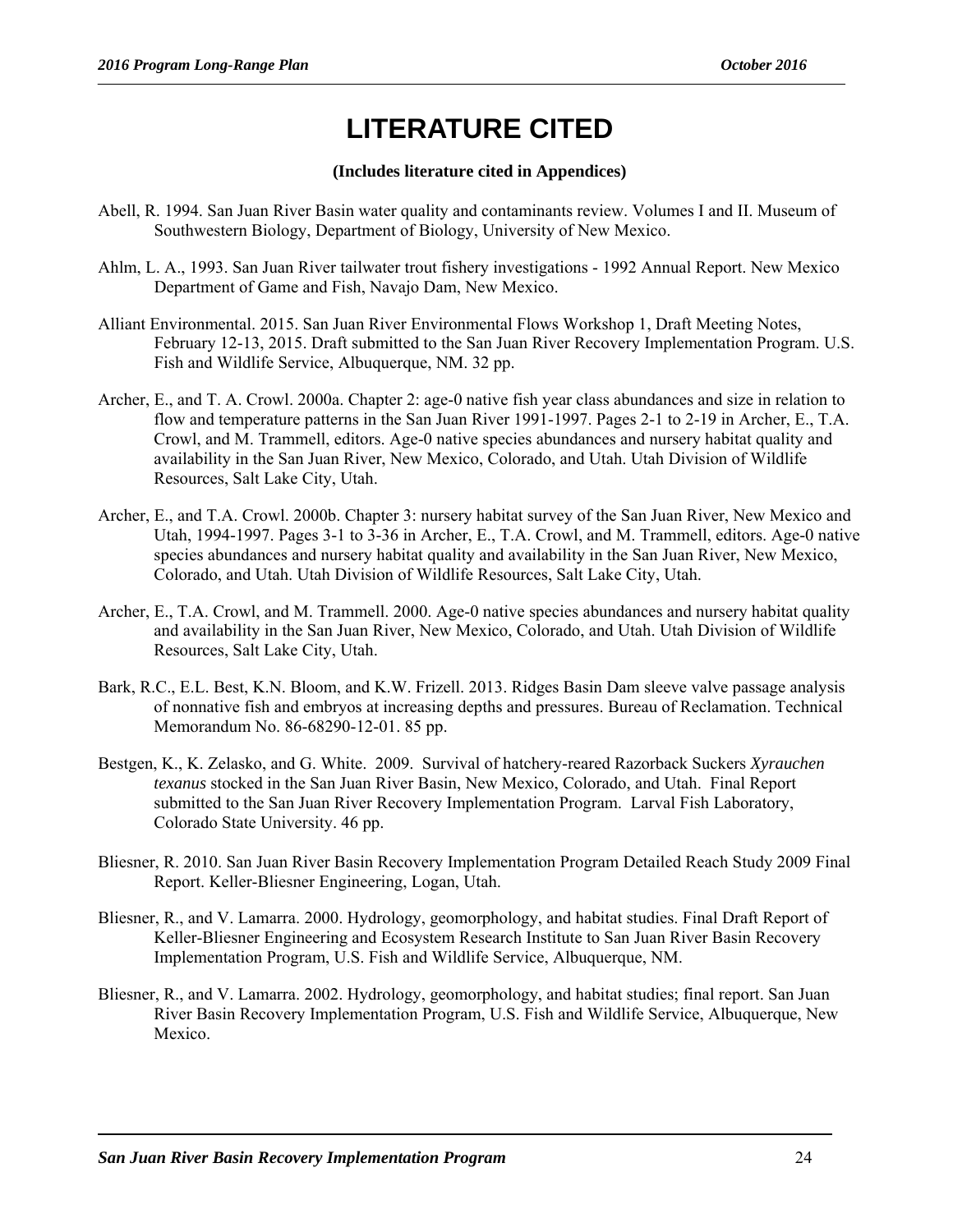# LITERATURE CITED

**(Includes literature cited in Appendices)**

Abell, R. 1994. San Juan River Basin water quality and contaminants review. Volumes I and II. Museum of Southwestern Biology, Department of Biology, University of New Mexico.

Ahlm, L. A., 1993. San Juan River tailwater trout fishery investigations - 1992 Annual Report. New Mexico Department of Game and Fish, Navajo Dam, New Mexico.

Alliant Environmental. 2015. San Juan River Environmental Flows Workshop 1, Draft Meeting Notes, February 12-13, 2015. Draft submitted to the San Juan River Recovery Implementation Program. U.S. Fish and Wildlife Service, Albuquerque, NM. 32 pp.

Archer, E., and T. A. Crowl. 2000a. Chapter 2: age-0 native fish year class abundances and size in relation to flow and temperature patterns in the San Juan River 1991-1997. Pages 2-1 to 2-19 in Archer, E., T.A. Crowl, and M. Trammell, editors. Age-0 native species abundances and nursery habitat quality and availability in the San Juan River, New Mexico, Colorado, and Utah. Utah Division of Wildlife Resources, Salt Lake City, Utah.

Archer, E., and T.A. Crowl. 2000b. Chapter 3: nursery habitat survey of the San Juan River, New Mexico and Utah, 1994-1997. Pages 3-1 to 3-36 in Archer, E., T.A. Crowl, and M. Trammell, editors. Age-0 native species abundances and nursery habitat quality and availability in the San Juan River, New Mexico, Colorado, and Utah. Utah Division of Wildlife Resources, Salt Lake City, Utah.

Archer, E., T.A. Crowl, and M. Trammell. 2000. Age-0 native species abundances and nursery habitat quality and availability in the San Juan River, New Mexico, Colorado, and Utah. Utah Division of Wildlife Resources, Salt Lake City, Utah.

Bark, R.C., E.L. Best, K.N. Bloom, and K.W. Frizell. 2013. Ridges Basin Dam sleeve valve passage analysis of nonnative fish and embryos at increasing depths and pressures. Bureau of Reclamation. Technical Memorandum No. 86-68290-12-01. 85 pp.

Bestgen, K., K. Zelasko, and G. White. 2009. Survival of hatchery-reared Razorback Suckers *Xyrauchen texanus* stocked in the San Juan River Basin, New Mexico, Colorado, and Utah. Final Report submitted to the San Juan River Recovery Implementation Program. Larval Fish Laboratory, Colorado State University. 46 pp.

Bliesner, R. 2010. San Juan River Basin Recovery Implementation Program Detailed Reach Study 2009 Final Report. Keller-Bliesner Engineering, Logan, Utah.

Bliesner, R., and V. Lamarra. 2000. Hydrology, geomorphology, and habitat studies. Final Draft Report of Keller-Bliesner Engineering and Ecosystem Research Institute to San Juan River Basin Recovery Implementation Program, U.S. Fish and Wildlife Service, Albuquerque, NM.

Bliesner, R., and V. Lamarra. 2002. Hydrology, geomorphology, and habitat studies; final report. San Juan River Basin Recovery Implementation Program, U.S. Fish and Wildlife Service, Albuquerque, New Mexico.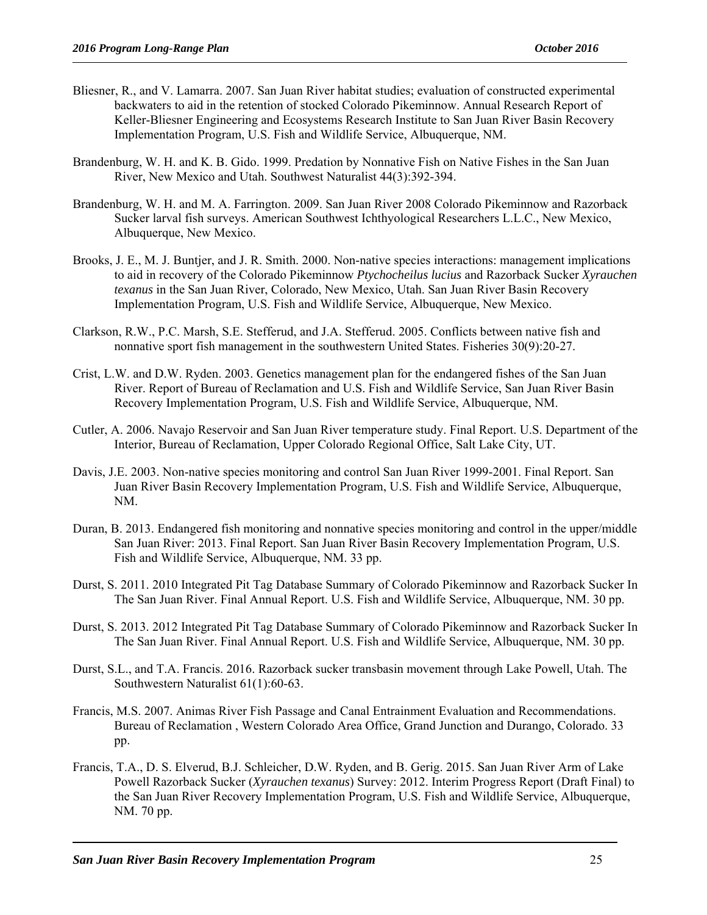Bliesner, R., and V. Lamarra. 2007. San Juan River habitat studies; evaluation of constructed experimental backwaters to aid in the retention of stocked Colorado Pikeminnow. Annual Research Report of Keller-Bliesner Engineering and Ecosystems Research Institute to San Juan River Basin Recovery Implementation Program, U.S. Fish and Wildlife Service, Albuquerque, NM.

Brandenburg, W. H. and K. B. Gido. 1999. Predation by Nonnative Fish on Native Fishes in the San Juan River, New Mexico and Utah. Southwest Naturalist 44(3):392-394.

Brandenburg, W. H. and M. A. Farrington. 2009. San Juan River 2008 Colorado Pikeminnow and Razorback Sucker larval fish surveys. American Southwest Ichthyological Researchers L.L.C., New Mexico, Albuquerque, New Mexico.

Brooks, J. E., M. J. Buntjer, and J. R. Smith. 2000. Non-native species interactions: management implications to aid in recovery of the Colorado Pikeminnow *Ptychocheilus lucius* and Razorback Sucker *Xyrauchen texanus* in the San Juan River, Colorado, New Mexico, Utah. San Juan River Basin Recovery Implementation Program, U.S. Fish and Wildlife Service, Albuquerque, New Mexico.

Clarkson, R.W., P.C. Marsh, S.E. Stefferud, and J.A. Stefferud. 2005. Conflicts between native fish and nonnative sport fish management in the southwestern United States. Fisheries 30(9):20-27.

Crist, L.W. and D.W. Ryden. 2003. Genetics management plan for the endangered fishes of the San Juan River. Report of Bureau of Reclamation and U.S. Fish and Wildlife Service, San Juan River Basin Recovery Implementation Program, U.S. Fish and Wildlife Service, Albuquerque, NM.

Cutler, A. 2006. Navajo Reservoir and San Juan River temperature study. Final Report. U.S. Department of the Interior, Bureau of Reclamation, Upper Colorado Regional Office, Salt Lake City, UT.

Davis, J.E. 2003. Non-native species monitoring and control San Juan River 1999-2001. Final Report. San Juan River Basin Recovery Implementation Program, U.S. Fish and Wildlife Service, Albuquerque, NM.

Duran, B. 2013. Endangered fish monitoring and nonnative species monitoring and control in the upper/middle San Juan River: 2013. Final Report. San Juan River Basin Recovery Implementation Program, U.S. Fish and Wildlife Service, Albuquerque, NM. 33 pp.

Durst, S. 2011. 2010 Integrated Pit Tag Database Summary of Colorado Pikeminnow and Razorback Sucker In The San Juan River. Final Annual Report. U.S. Fish and Wildlife Service, Albuquerque, NM. 30 pp.

Durst, S. 2013. 2012 Integrated Pit Tag Database Summary of Colorado Pikeminnow and Razorback Sucker In The San Juan River. Final Annual Report. U.S. Fish and Wildlife Service, Albuquerque, NM. 30 pp.

Durst, S.L., and T.A. Francis. 2016. Razorback sucker transbasin movement through Lake Powell, Utah. The Southwestern Naturalist 61(1):60-63.

Francis, M.S. 2007. Animas River Fish Passage and Canal Entrainment Evaluation and Recommendations. Bureau of Reclamation , Western Colorado Area Office, Grand Junction and Durango, Colorado. 33 pp.

Francis, T.A., D. S. Elverud, B.J. Schleicher, D.W. Ryden, and B. Gerig. 2015. San Juan River Arm of Lake Powell Razorback Sucker (*Xyrauchen texanus*) Survey: 2012. Interim Progress Report (Draft Final) to the San Juan River Recovery Implementation Program, U.S. Fish and Wildlife Service, Albuquerque, NM. 70 pp.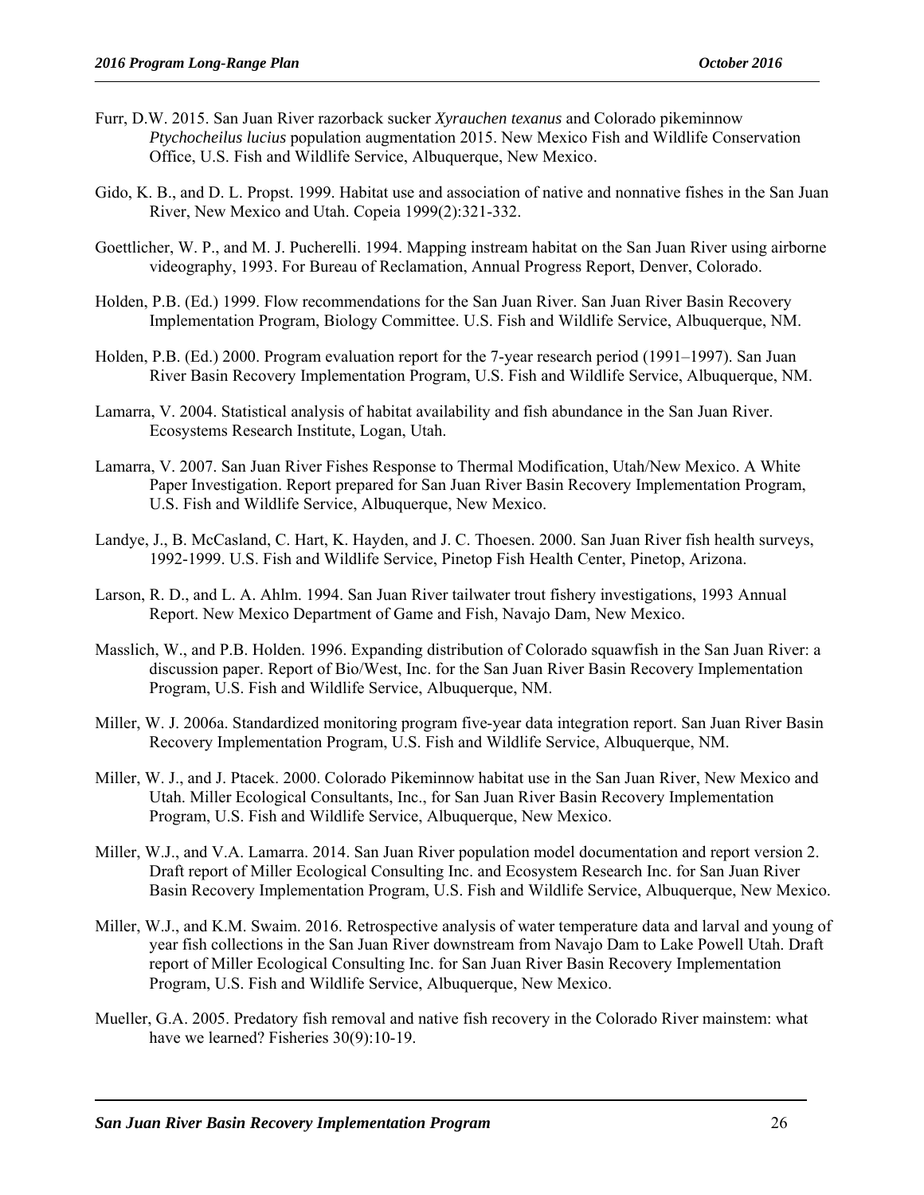Furr, D.W. 2015. San Juan River razorback sucker *Xyrauchen texanus* and Colorado pikeminnow *Ptychocheilus lucius* population augmentation 2015. New Mexico Fish and Wildlife Conservation Office, U.S. Fish and Wildlife Service, Albuquerque, New Mexico.

Gido, K. B., and D. L. Propst. 1999. Habitat use and association of native and nonnative fishes in the San Juan River, New Mexico and Utah. Copeia 1999(2):321-332.

Goettlicher, W. P., and M. J. Pucherelli. 1994. Mapping instream habitat on the San Juan River using airborne videography, 1993. For Bureau of Reclamation, Annual Progress Report, Denver, Colorado.

Holden, P.B. (Ed.) 1999. Flow recommendations for the San Juan River. San Juan River Basin Recovery Implementation Program, Biology Committee. U.S. Fish and Wildlife Service, Albuquerque, NM.

Holden, P.B. (Ed.) 2000. Program evaluation report for the 7-year research period (1991–1997). San Juan River Basin Recovery Implementation Program, U.S. Fish and Wildlife Service, Albuquerque, NM.

Lamarra, V. 2004. Statistical analysis of habitat availability and fish abundance in the San Juan River. Ecosystems Research Institute, Logan, Utah.

Lamarra, V. 2007. San Juan River Fishes Response to Thermal Modification, Utah/New Mexico. A White Paper Investigation. Report prepared for San Juan River Basin Recovery Implementation Program, U.S. Fish and Wildlife Service, Albuquerque, New Mexico.

Landye, J., B. McCasland, C. Hart, K. Hayden, and J. C. Thoesen. 2000. San Juan River fish health surveys, 1992-1999. U.S. Fish and Wildlife Service, Pinetop Fish Health Center, Pinetop, Arizona.

Larson, R. D., and L. A. Ahlm. 1994. San Juan River tailwater trout fishery investigations, 1993 Annual Report. New Mexico Department of Game and Fish, Navajo Dam, New Mexico.

Masslich, W., and P.B. Holden. 1996. Expanding distribution of Colorado squawfish in the San Juan River: a discussion paper. Report of Bio/West, Inc. for the San Juan River Basin Recovery Implementation Program, U.S. Fish and Wildlife Service, Albuquerque, NM.

Miller, W. J. 2006a. Standardized monitoring program five-year data integration report. San Juan River Basin Recovery Implementation Program, U.S. Fish and Wildlife Service, Albuquerque, NM.

Miller, W. J., and J. Ptacek. 2000. Colorado Pikeminnow habitat use in the San Juan River, New Mexico and Utah. Miller Ecological Consultants, Inc., for San Juan River Basin Recovery Implementation Program, U.S. Fish and Wildlife Service, Albuquerque, New Mexico.

Miller, W.J., and V.A. Lamarra. 2014. San Juan River population model documentation and report version 2. Draft report of Miller Ecological Consulting Inc. and Ecosystem Research Inc. for San Juan River Basin Recovery Implementation Program, U.S. Fish and Wildlife Service, Albuquerque, New Mexico.

Miller, W.J., and K.M. Swaim. 2016. Retrospective analysis of water temperature data and larval and young of year fish collections in the San Juan River downstream from Navajo Dam to Lake Powell Utah. Draft report of Miller Ecological Consulting Inc. for San Juan River Basin Recovery Implementation Program, U.S. Fish and Wildlife Service, Albuquerque, New Mexico.

Mueller, G.A. 2005. Predatory fish removal and native fish recovery in the Colorado River mainstem: what have we learned? Fisheries 30(9):10-19.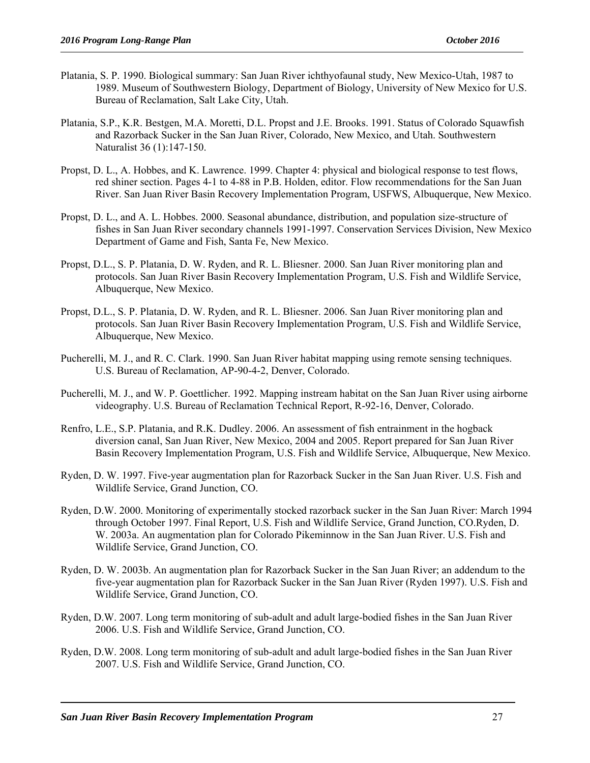Platania, S. P. 1990. Biological summary: San Juan River ichthyofaunal study, New Mexico-Utah, 1987 to 1989. Museum of Southwestern Biology, Department of Biology, University of New Mexico for U.S. Bureau of Reclamation, Salt Lake City, Utah.

Platania, S.P., K.R. Bestgen, M.A. Moretti, D.L. Propst and J.E. Brooks. 1991. Status of Colorado Squawfish and Razorback Sucker in the San Juan River, Colorado, New Mexico, and Utah. Southwestern Naturalist 36 (1):147-150.

Propst, D. L., A. Hobbes, and K. Lawrence. 1999. Chapter 4: physical and biological response to test flows, red shiner section. Pages 4-1 to 4-88 in P.B. Holden, editor. Flow recommendations for the San Juan River. San Juan River Basin Recovery Implementation Program, USFWS, Albuquerque, New Mexico.

Propst, D. L., and A. L. Hobbes. 2000. Seasonal abundance, distribution, and population size-structure of fishes in San Juan River secondary channels 1991-1997. Conservation Services Division, New Mexico Department of Game and Fish, Santa Fe, New Mexico.

Propst, D.L., S. P. Platania, D. W. Ryden, and R. L. Bliesner. 2000. San Juan River monitoring plan and protocols. San Juan River Basin Recovery Implementation Program, U.S. Fish and Wildlife Service, Albuquerque, New Mexico.

Propst, D.L., S. P. Platania, D. W. Ryden, and R. L. Bliesner. 2006. San Juan River monitoring plan and protocols. San Juan River Basin Recovery Implementation Program, U.S. Fish and Wildlife Service, Albuquerque, New Mexico.

Pucherelli, M. J., and R. C. Clark. 1990. San Juan River habitat mapping using remote sensing techniques. U.S. Bureau of Reclamation, AP-90-4-2, Denver, Colorado.

Pucherelli, M. J., and W. P. Goettlicher. 1992. Mapping instream habitat on the San Juan River using airborne videography. U.S. Bureau of Reclamation Technical Report, R-92-16, Denver, Colorado.

Renfro, L.E., S.P. Platania, and R.K. Dudley. 2006. An assessment of fish entrainment in the hogback diversion canal, San Juan River, New Mexico, 2004 and 2005. Report prepared for San Juan River Basin Recovery Implementation Program, U.S. Fish and Wildlife Service, Albuquerque, New Mexico.

Ryden, D. W. 1997. Five-year augmentation plan for Razorback Sucker in the San Juan River. U.S. Fish and Wildlife Service, Grand Junction, CO.

Ryden, D.W. 2000. Monitoring of experimentally stocked razorback sucker in the San Juan River: March 1994 through October 1997. Final Report, U.S. Fish and Wildlife Service, Grand Junction, CO.Ryden, D. W. 2003a. An augmentation plan for Colorado Pikeminnow in the San Juan River. U.S. Fish and Wildlife Service, Grand Junction, CO.

Ryden, D. W. 2003b. An augmentation plan for Razorback Sucker in the San Juan River; an addendum to the five-year augmentation plan for Razorback Sucker in the San Juan River (Ryden 1997). U.S. Fish and Wildlife Service, Grand Junction, CO.

Ryden, D.W. 2007. Long term monitoring of sub-adult and adult large-bodied fishes in the San Juan River 2006. U.S. Fish and Wildlife Service, Grand Junction, CO.

Ryden, D.W. 2008. Long term monitoring of sub-adult and adult large-bodied fishes in the San Juan River 2007. U.S. Fish and Wildlife Service, Grand Junction, CO.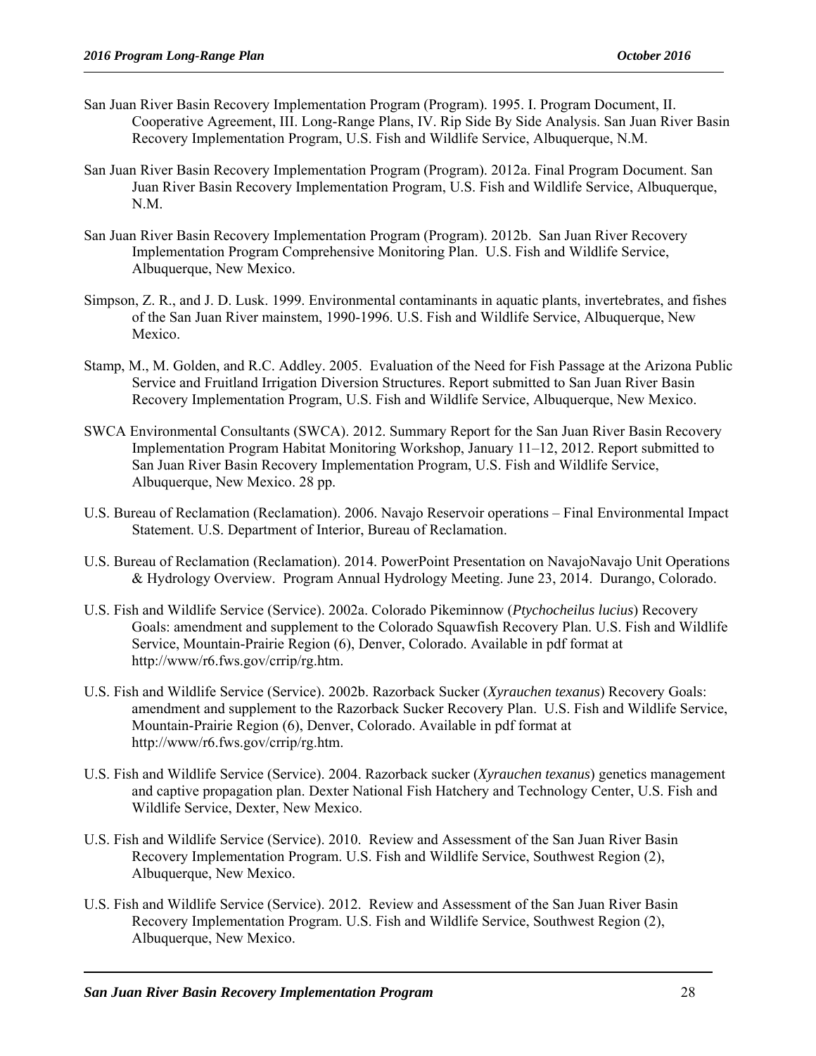San Juan River Basin Recovery Implementation Program (Program). 1995. I. Program Document, II. Cooperative Agreement, III. Long-Range Plans, IV. Rip Side By Side Analysis. San Juan River Basin Recovery Implementation Program, U.S. Fish and Wildlife Service, Albuquerque, N.M.

San Juan River Basin Recovery Implementation Program (Program). 2012a. Final Program Document. San Juan River Basin Recovery Implementation Program, U.S. Fish and Wildlife Service, Albuquerque, N.M.

San Juan River Basin Recovery Implementation Program (Program). 2012b. San Juan River Recovery Implementation Program Comprehensive Monitoring Plan. U.S. Fish and Wildlife Service, Albuquerque, New Mexico.

Simpson, Z. R., and J. D. Lusk. 1999. Environmental contaminants in aquatic plants, invertebrates, and fishes of the San Juan River mainstem, 1990-1996. U.S. Fish and Wildlife Service, Albuquerque, New Mexico.

Stamp, M., M. Golden, and R.C. Addley. 2005. Evaluation of the Need for Fish Passage at the Arizona Public Service and Fruitland Irrigation Diversion Structures. Report submitted to San Juan River Basin Recovery Implementation Program, U.S. Fish and Wildlife Service, Albuquerque, New Mexico.

SWCA Environmental Consultants (SWCA). 2012. Summary Report for the San Juan River Basin Recovery Implementation Program Habitat Monitoring Workshop, January 11–12, 2012. Report submitted to San Juan River Basin Recovery Implementation Program, U.S. Fish and Wildlife Service, Albuquerque, New Mexico. 28 pp.

U.S. Bureau of Reclamation (Reclamation). 2006. Navajo Reservoir operations – Final Environmental Impact Statement. U.S. Department of Interior, Bureau of Reclamation.

U.S. Bureau of Reclamation (Reclamation). 2014. PowerPoint Presentation on NavajoNavajo Unit Operations & Hydrology Overview. Program Annual Hydrology Meeting. June 23, 2014. Durango, Colorado.

U.S. Fish and Wildlife Service (Service). 2002a. Colorado Pikeminnow (*Ptychocheilus lucius*) Recovery Goals: amendment and supplement to the Colorado Squawfish Recovery Plan. U.S. Fish and Wildlife Service, Mountain-Prairie Region (6), Denver, Colorado. Available in pdf format at http://www/r6.fws.gov/crrip/rg.htm.

U.S. Fish and Wildlife Service (Service). 2002b. Razorback Sucker (*Xyrauchen texanus*) Recovery Goals: amendment and supplement to the Razorback Sucker Recovery Plan. U.S. Fish and Wildlife Service, Mountain-Prairie Region (6), Denver, Colorado. Available in pdf format at http://www/r6.fws.gov/crrip/rg.htm.

U.S. Fish and Wildlife Service (Service). 2004. Razorback sucker (*Xyrauchen texanus*) genetics management and captive propagation plan. Dexter National Fish Hatchery and Technology Center, U.S. Fish and Wildlife Service, Dexter, New Mexico.

U.S. Fish and Wildlife Service (Service). 2010. Review and Assessment of the San Juan River Basin Recovery Implementation Program. U.S. Fish and Wildlife Service, Southwest Region (2), Albuquerque, New Mexico.

U.S. Fish and Wildlife Service (Service). 2012. Review and Assessment of the San Juan River Basin Recovery Implementation Program. U.S. Fish and Wildlife Service, Southwest Region (2), Albuquerque, New Mexico.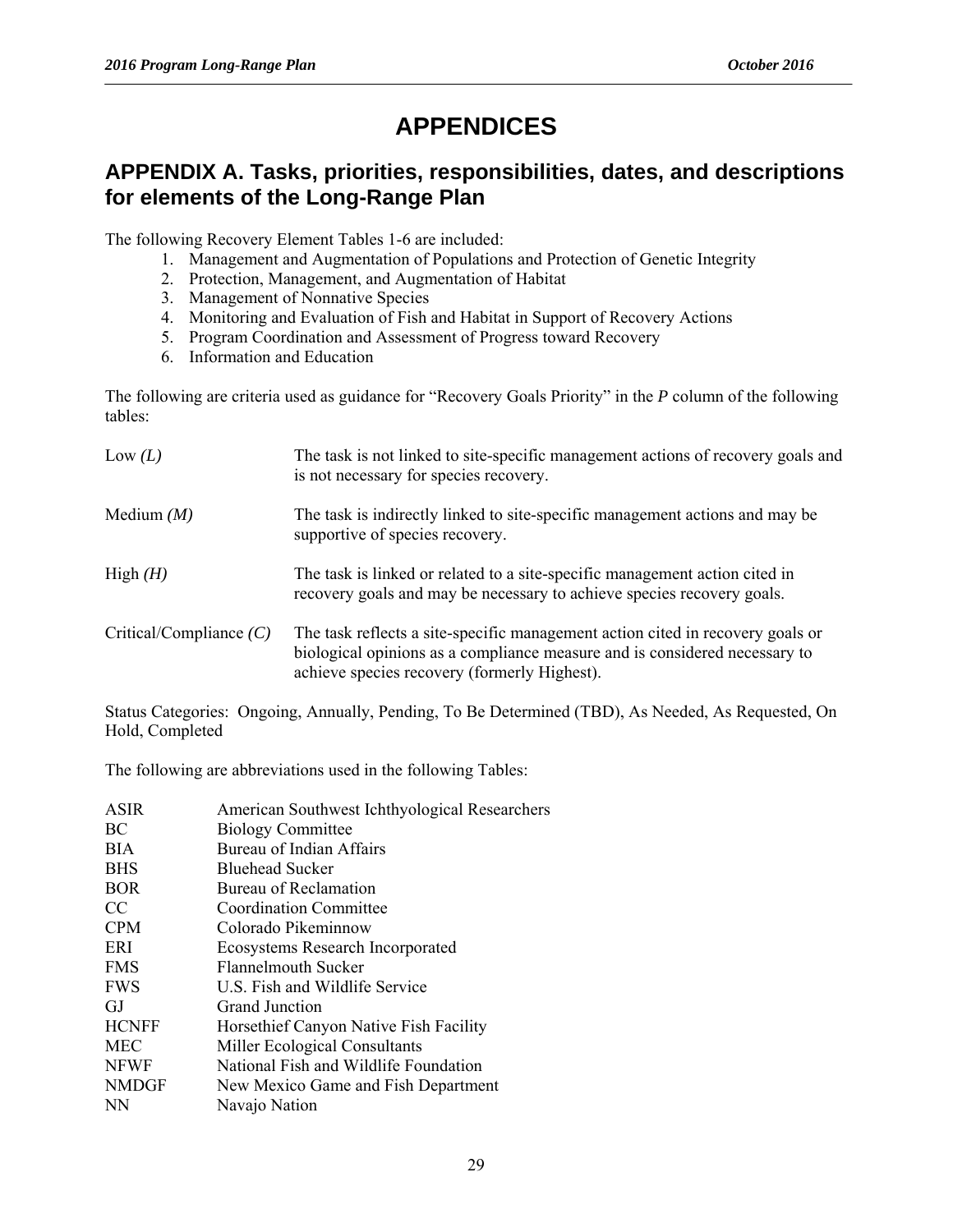# APPENDICES

## APPENDIX A. Tasks, priorities, responsibilities, dates, and descriptions for elements of the Long-Range Plan

The following Recovery Element Tables 1-6 are included:

1. Management and Augmentation of Populations and Protection of Genetic Integrity
2. Protection, Management, and Augmentation of Habitat
3. Management of Nonnative Species
4. Monitoring and Evaluation of Fish and Habitat in Support of Recovery Actions
5. Program Coordination and Assessment of Progress toward Recovery
6. Information and Education

The following are criteria used as guidance for "Recovery Goals Priority" in the *P* column of the following tables:

| | |
|---|---|
| Low *(L)* | The task is not linked to site-specific management actions of recovery goals and is not necessary for species recovery. |
| Medium *(M)* | The task is indirectly linked to site-specific management actions and may be supportive of species recovery. |
| High *(H)* | The task is linked or related to a site-specific management action cited in recovery goals and may be necessary to achieve species recovery goals. |
| Critical/Compliance *(C)* | The task reflects a site-specific management action cited in recovery goals or biological opinions as a compliance measure and is considered necessary to achieve species recovery (formerly Highest). |

Status Categories: Ongoing, Annually, Pending, To Be Determined (TBD), As Needed, As Requested, On Hold, Completed

The following are abbreviations used in the following Tables:

| | |
|---|---|
| ASIR | American Southwest Ichthyological Researchers |
| BC | Biology Committee |
| BIA | Bureau of Indian Affairs |
| BHS | Bluehead Sucker |
| BOR | Bureau of Reclamation |
| CC | Coordination Committee |
| CPM | Colorado Pikeminnow |
| ERI | Ecosystems Research Incorporated |
| FMS | Flannelmouth Sucker |
| FWS | U.S. Fish and Wildlife Service |
| GJ | Grand Junction |
| HCNFF | Horsethief Canyon Native Fish Facility |
| MEC | Miller Ecological Consultants |
| NFWF | National Fish and Wildlife Foundation |
| NMDGF | New Mexico Game and Fish Department |
| NN | Navajo Nation |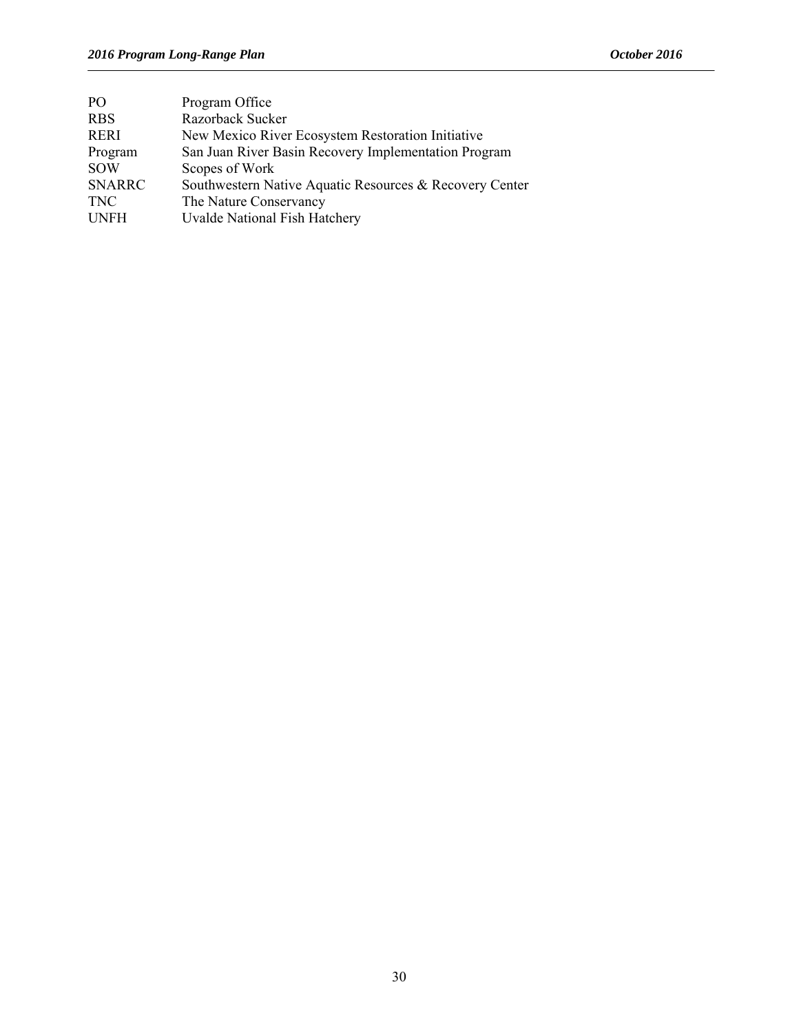| | |
|---|---|
| PO | Program Office |
| RBS | Razorback Sucker |
| RERI | New Mexico River Ecosystem Restoration Initiative |
| Program | San Juan River Basin Recovery Implementation Program |
| SOW | Scopes of Work |
| SNARRC | Southwestern Native Aquatic Resources & Recovery Center |
| TNC | The Nature Conservancy |
| UNFH | Uvalde National Fish Hatchery |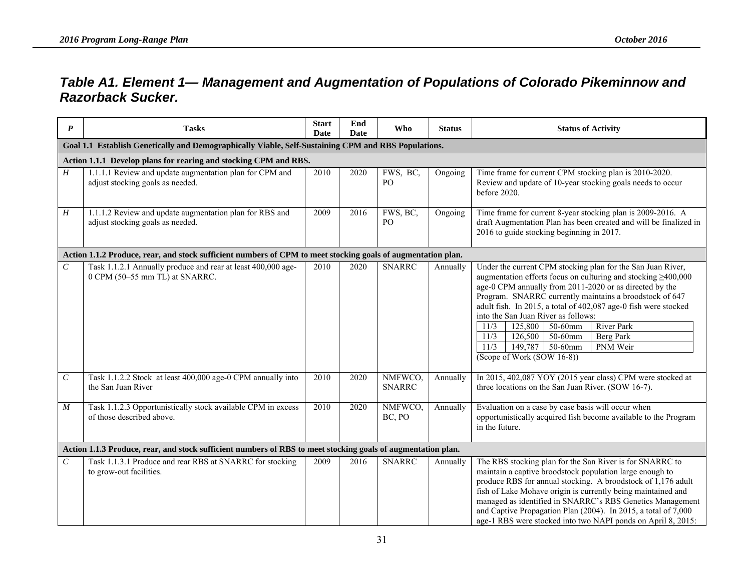## *Table A1. Element 1— Management and Augmentation of Populations of Colorado Pikeminnow and Razorback Sucker.*

| *P* | Tasks | Start Date | End Date | Who | Status | Status of Activity |
|---|---|---|---|---|---|---|
| **Goal 1.1 Establish Genetically and Demographically Viable, Self-Sustaining CPM and RBS Populations.** | | | | | | |
| **Action 1.1.1 Develop plans for rearing and stocking CPM and RBS.** | | | | | | |
| *H* | 1.1.1.1 Review and update augmentation plan for CPM and adjust stocking goals as needed. | 2010 | 2020 | FWS, BC, PO | Ongoing | Time frame for current CPM stocking plan is 2010-2020. Review and update of 10-year stocking goals needs to occur before 2020. |
| *H* | 1.1.1.2 Review and update augmentation plan for RBS and adjust stocking goals as needed. | 2009 | 2016 | FWS, BC, PO | Ongoing | Time frame for current 8-year stocking plan is 2009-2016. A draft Augmentation Plan has been created and will be finalized in 2016 to guide stocking beginning in 2017. |
| **Action 1.1.2 Produce, rear, and stock sufficient numbers of CPM to meet stocking goals of augmentation plan.** | | | | | | |
| *C* | Task 1.1.2.1 Annually produce and rear at least 400,000 age-0 CPM (50–55 mm TL) at SNARRC. | 2010 | 2020 | SNARRC | Annually | Under the current CPM stocking plan for the San Juan River, augmentation efforts focus on culturing and stocking ≥400,000 age-0 CPM annually from 2011-2020 or as directed by the Program. SNARRC currently maintains a broodstock of 647 adult fish. In 2015, a total of 402,087 age-0 fish were stocked into the San Juan River as follows: 11/3 — 125,800 — 50-60mm — River Park; 11/3 — 126,500 — 50-60mm — Berg Park; 11/3 — 149,787 — 50-60mm — PNM Weir. (Scope of Work (SOW 16-8)) |
| *C* | Task 1.1.2.2 Stock at least 400,000 age-0 CPM annually into the San Juan River | 2010 | 2020 | NMFWCO, SNARRC | Annually | In 2015, 402,087 YOY (2015 year class) CPM were stocked at three locations on the San Juan River. (SOW 16-7). |
| *M* | Task 1.1.2.3 Opportunistically stock available CPM in excess of those described above. | 2010 | 2020 | NMFWCO, BC, PO | Annually | Evaluation on a case by case basis will occur when opportunistically acquired fish become available to the Program in the future. |
| **Action 1.1.3 Produce, rear, and stock sufficient numbers of RBS to meet stocking goals of augmentation plan.** | | | | | | |
| *C* | Task 1.1.3.1 Produce and rear RBS at SNARRC for stocking to grow-out facilities. | 2009 | 2016 | SNARRC | Annually | The RBS stocking plan for the San River is for SNARRC to maintain a captive broodstock population large enough to produce RBS for annual stocking. A broodstock of 1,176 adult fish of Lake Mohave origin is currently being maintained and managed as identified in SNARRC's RBS Genetics Management and Captive Propagation Plan (2004). In 2015, a total of 7,000 age-1 RBS were stocked into two NAPI ponds on April 8, 2015: |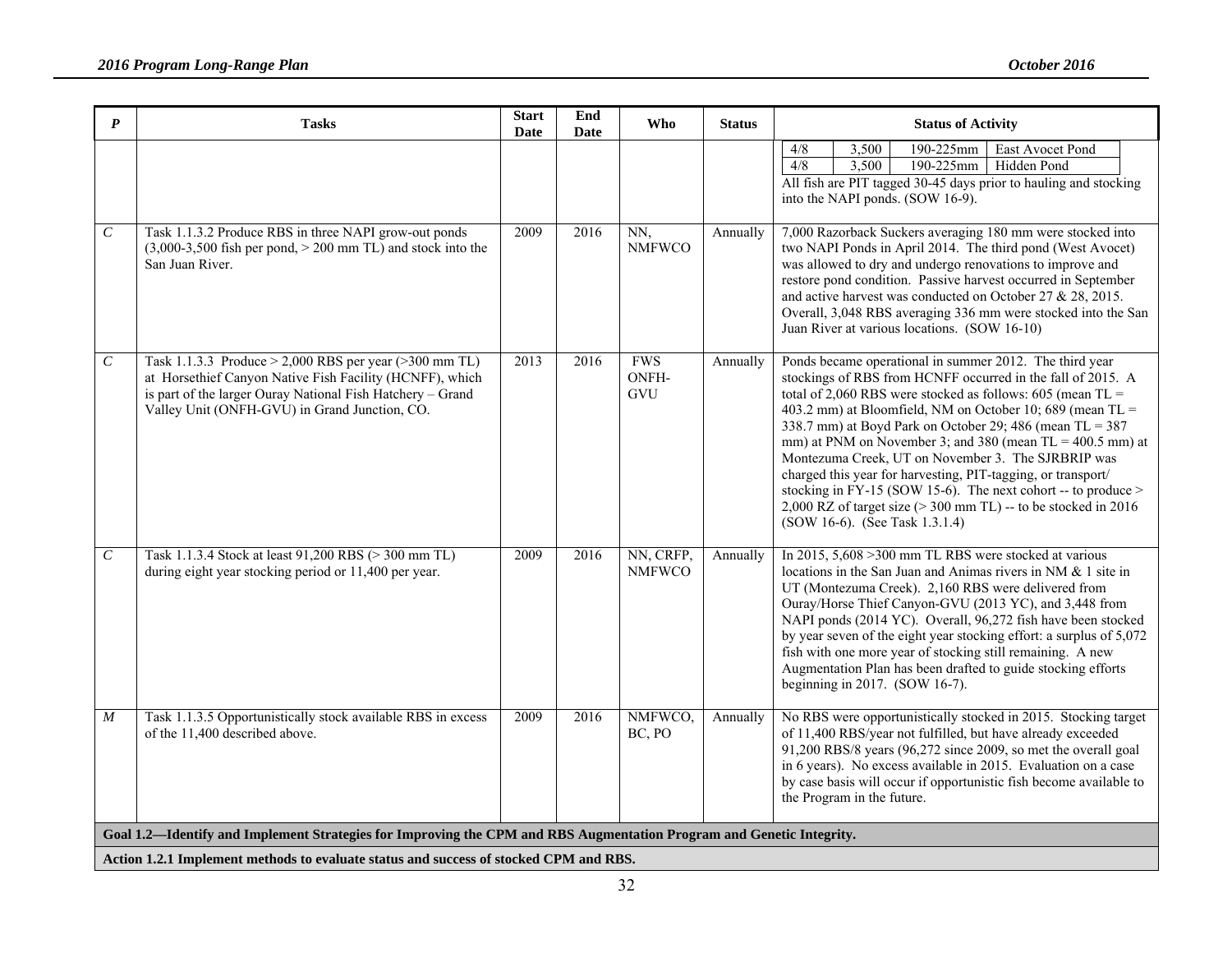| P | Tasks | Start Date | End Date | Who | Status | Status of Activity |
|---|---|---|---|---|---|---|
| | | | | | | 4/8 \| 3,500 \| 190-225mm \| East Avocet Pond<br>4/8 \| 3,500 \| 190-225mm \| Hidden Pond<br>All fish are PIT tagged 30-45 days prior to hauling and stocking into the NAPI ponds. (SOW 16-9). |
| *C* | Task 1.1.3.2 Produce RBS in three NAPI grow-out ponds (3,000-3,500 fish per pond, > 200 mm TL) and stock into the San Juan River. | 2009 | 2016 | NN, NMFWCO | Annually | 7,000 Razorback Suckers averaging 180 mm were stocked into two NAPI Ponds in April 2014. The third pond (West Avocet) was allowed to dry and undergo renovations to improve and restore pond condition. Passive harvest occurred in September and active harvest was conducted on October 27 & 28, 2015. Overall, 3,048 RBS averaging 336 mm were stocked into the San Juan River at various locations. (SOW 16-10) |
| *C* | Task 1.1.3.3 Produce > 2,000 RBS per year (>300 mm TL) at Horsethief Canyon Native Fish Facility (HCNFF), which is part of the larger Ouray National Fish Hatchery – Grand Valley Unit (ONFH-GVU) in Grand Junction, CO. | 2013 | 2016 | FWS ONFH-GVU | Annually | Ponds became operational in summer 2012. The third year stockings of RBS from HCNFF occurred in the fall of 2015. A total of 2,060 RBS were stocked as follows: 605 (mean TL = 403.2 mm) at Bloomfield, NM on October 10; 689 (mean TL = 338.7 mm) at Boyd Park on October 29; 486 (mean TL = 387 mm) at PNM on November 3; and 380 (mean TL = 400.5 mm) at Montezuma Creek, UT on November 3. The SJRBRIP was charged this year for harvesting, PIT-tagging, or transport/ stocking in FY-15 (SOW 15-6). The next cohort -- to produce > 2,000 RZ of target size (> 300 mm TL) -- to be stocked in 2016 (SOW 16-6). (See Task 1.3.1.4) |
| *C* | Task 1.1.3.4 Stock at least 91,200 RBS (> 300 mm TL) during eight year stocking period or 11,400 per year. | 2009 | 2016 | NN, CRFP, NMFWCO | Annually | In 2015, 5,608 >300 mm TL RBS were stocked at various locations in the San Juan and Animas rivers in NM & 1 site in UT (Montezuma Creek). 2,160 RBS were delivered from Ouray/Horse Thief Canyon-GVU (2013 YC), and 3,448 from NAPI ponds (2014 YC). Overall, 96,272 fish have been stocked by year seven of the eight year stocking effort: a surplus of 5,072 fish with one more year of stocking still remaining. A new Augmentation Plan has been drafted to guide stocking efforts beginning in 2017. (SOW 16-7). |
| *M* | Task 1.1.3.5 Opportunistically stock available RBS in excess of the 11,400 described above. | 2009 | 2016 | NMFWCO, BC, PO | Annually | No RBS were opportunistically stocked in 2015. Stocking target of 11,400 RBS/year not fulfilled, but have already exceeded 91,200 RBS/8 years (96,272 since 2009, so met the overall goal in 6 years). No excess available in 2015. Evaluation on a case by case basis will occur if opportunistic fish become available to the Program in the future. |
| **Goal 1.2—Identify and Implement Strategies for Improving the CPM and RBS Augmentation Program and Genetic Integrity.** | | | | | | |
| **Action 1.2.1 Implement methods to evaluate status and success of stocked CPM and RBS.** | | | | | | |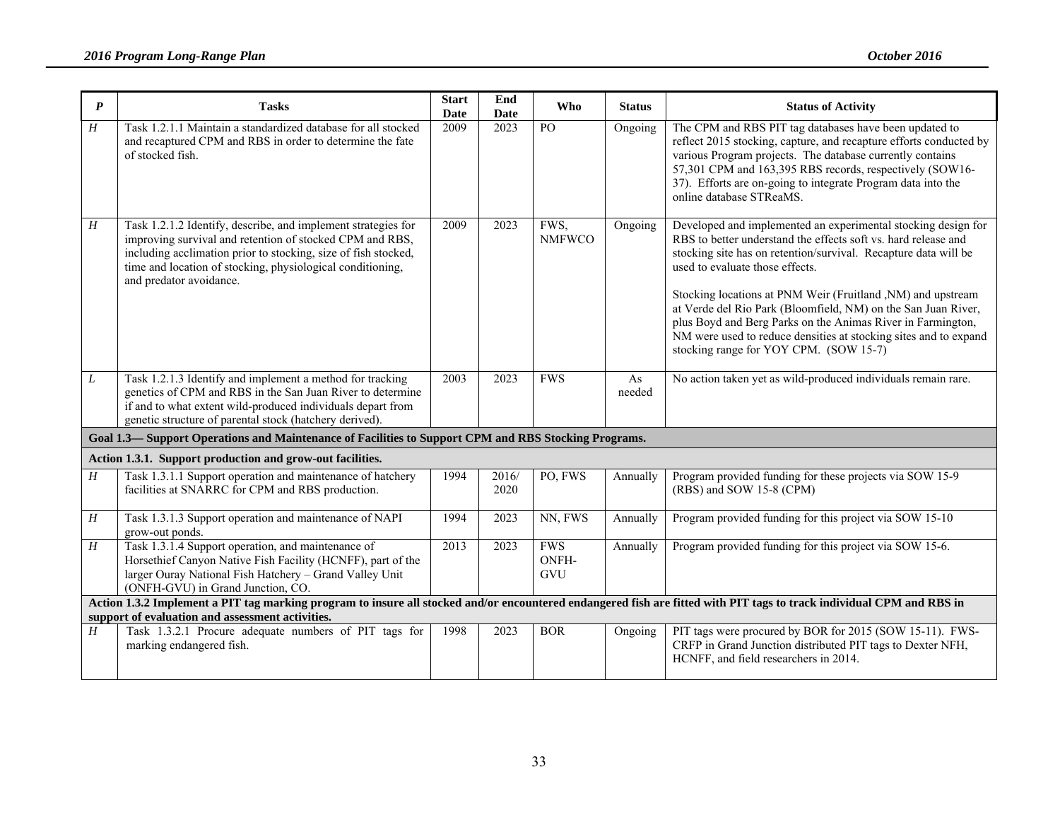| P | Tasks | Start Date | End Date | Who | Status | Status of Activity |
|---|---|---|---|---|---|---|
| H | Task 1.2.1.1 Maintain a standardized database for all stocked and recaptured CPM and RBS in order to determine the fate of stocked fish. | 2009 | 2023 | PO | Ongoing | The CPM and RBS PIT tag databases have been updated to reflect 2015 stocking, capture, and recapture efforts conducted by various Program projects. The database currently contains 57,301 CPM and 163,395 RBS records, respectively (SOW16-37). Efforts are on-going to integrate Program data into the online database STReaMS. |
| H | Task 1.2.1.2 Identify, describe, and implement strategies for improving survival and retention of stocked CPM and RBS, including acclimation prior to stocking, size of fish stocked, time and location of stocking, physiological conditioning, and predator avoidance. | 2009 | 2023 | FWS, NMFWCO | Ongoing | Developed and implemented an experimental stocking design for RBS to better understand the effects soft vs. hard release and stocking site has on retention/survival. Recapture data will be used to evaluate those effects.<br><br>Stocking locations at PNM Weir (Fruitland ,NM) and upstream at Verde del Rio Park (Bloomfield, NM) on the San Juan River, plus Boyd and Berg Parks on the Animas River in Farmington, NM were used to reduce densities at stocking sites and to expand stocking range for YOY CPM. (SOW 15-7) |
| L | Task 1.2.1.3 Identify and implement a method for tracking genetics of CPM and RBS in the San Juan River to determine if and to what extent wild-produced individuals depart from genetic structure of parental stock (hatchery derived). | 2003 | 2023 | FWS | As needed | No action taken yet as wild-produced individuals remain rare. |
| **Goal 1.3— Support Operations and Maintenance of Facilities to Support CPM and RBS Stocking Programs.** | | | | | | |
| **Action 1.3.1. Support production and grow-out facilities.** | | | | | | |
| H | Task 1.3.1.1 Support operation and maintenance of hatchery facilities at SNARRC for CPM and RBS production. | 1994 | 2016/ 2020 | PO, FWS | Annually | Program provided funding for these projects via SOW 15-9 (RBS) and SOW 15-8 (CPM) |
| H | Task 1.3.1.3 Support operation and maintenance of NAPI grow-out ponds. | 1994 | 2023 | NN, FWS | Annually | Program provided funding for this project via SOW 15-10 |
| H | Task 1.3.1.4 Support operation, and maintenance of Horsethief Canyon Native Fish Facility (HCNFF), part of the larger Ouray National Fish Hatchery – Grand Valley Unit (ONFH-GVU) in Grand Junction, CO. | 2013 | 2023 | FWS ONFH-GVU | Annually | Program provided funding for this project via SOW 15-6. |
| **Action 1.3.2 Implement a PIT tag marking program to insure all stocked and/or encountered endangered fish are fitted with PIT tags to track individual CPM and RBS in support of evaluation and assessment activities.** | | | | | | |
| H | Task 1.3.2.1 Procure adequate numbers of PIT tags for marking endangered fish. | 1998 | 2023 | BOR | Ongoing | PIT tags were procured by BOR for 2015 (SOW 15-11). FWS-CRFP in Grand Junction distributed PIT tags to Dexter NFH, HCNFF, and field researchers in 2014. |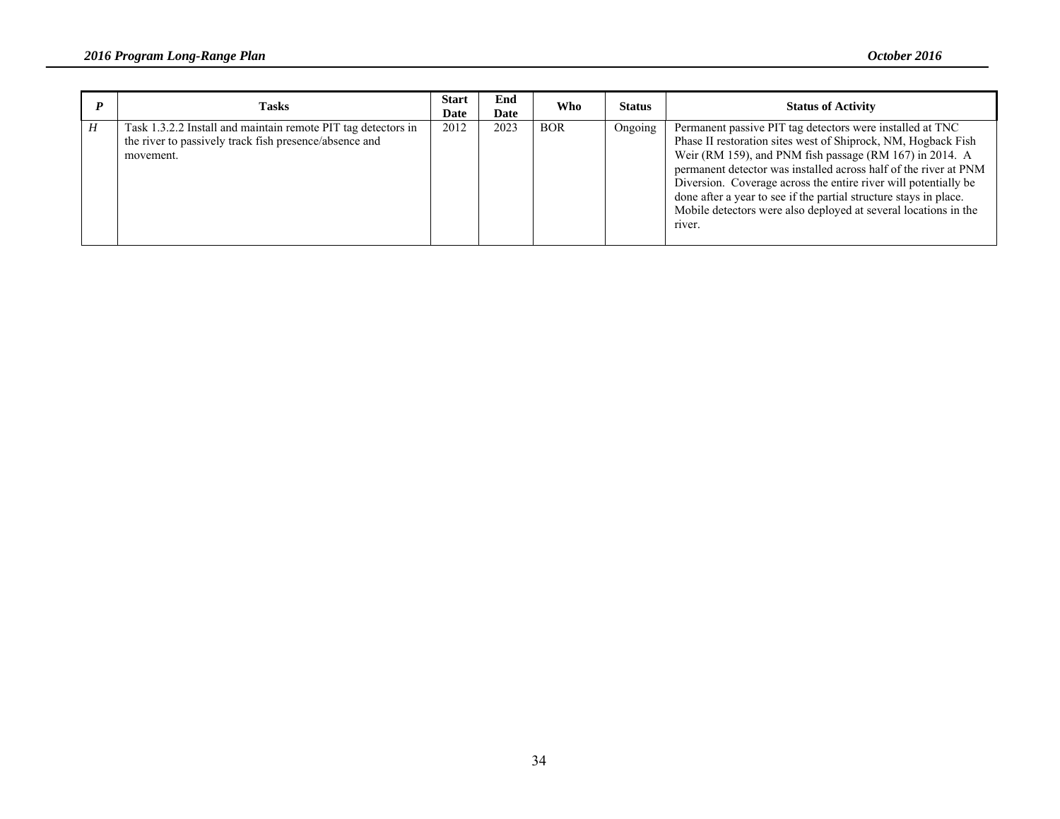| *P* | Tasks | Start Date | End Date | Who | Status | Status of Activity |
|---|---|---|---|---|---|---|
| *H* | Task 1.3.2.2 Install and maintain remote PIT tag detectors in the river to passively track fish presence/absence and movement. | 2012 | 2023 | BOR | Ongoing | Permanent passive PIT tag detectors were installed at TNC Phase II restoration sites west of Shiprock, NM, Hogback Fish Weir (RM 159), and PNM fish passage (RM 167) in 2014. A permanent detector was installed across half of the river at PNM Diversion. Coverage across the entire river will potentially be done after a year to see if the partial structure stays in place. Mobile detectors were also deployed at several locations in the river. |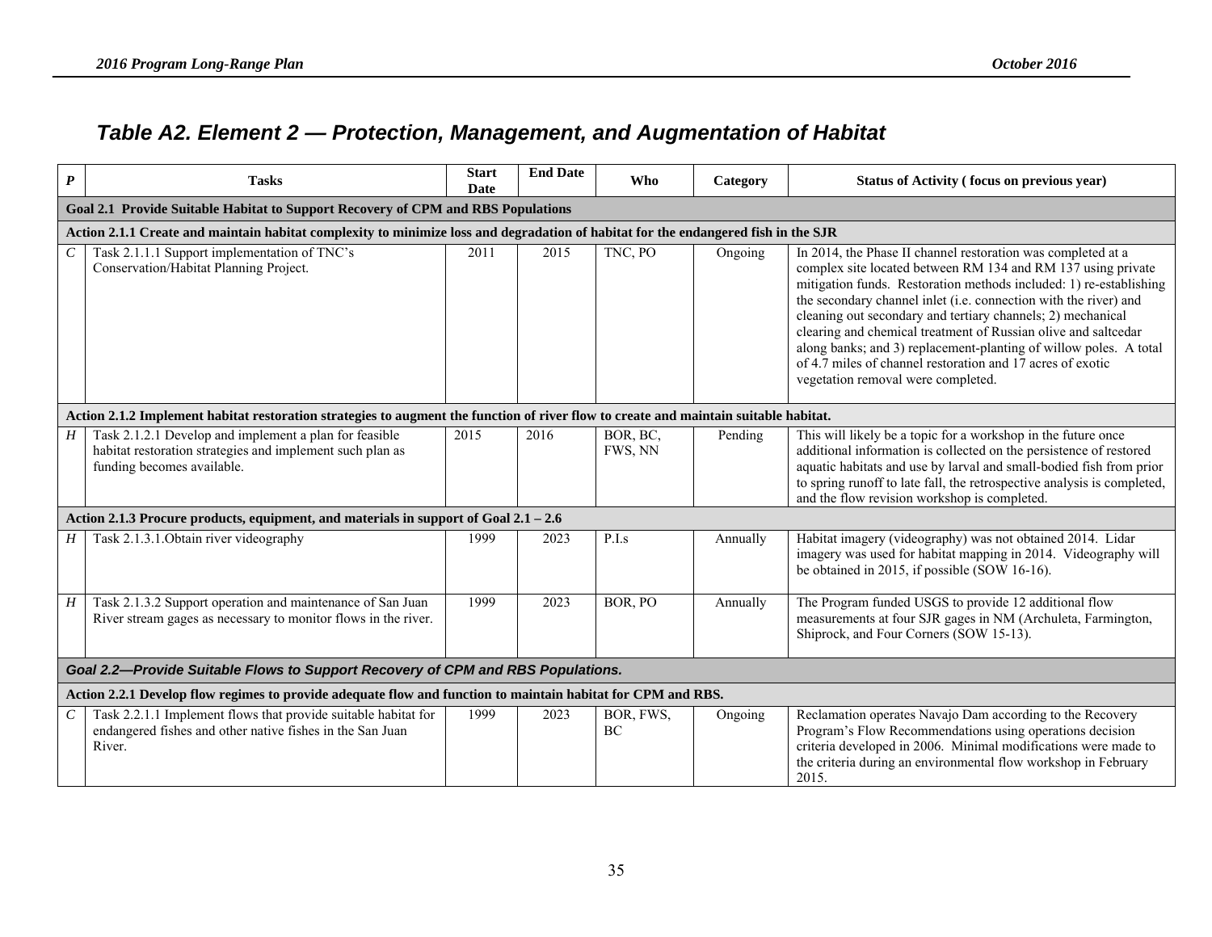## Table A2. Element 2 — Protection, Management, and Augmentation of Habitat

| *P* | Tasks | Start Date | End Date | Who | Category | Status of Activity ( focus on previous year) |
|---|---|---|---|---|---|---|
| **Goal 2.1 Provide Suitable Habitat to Support Recovery of CPM and RBS Populations** | | | | | | |
| **Action 2.1.1 Create and maintain habitat complexity to minimize loss and degradation of habitat for the endangered fish in the SJR** | | | | | | |
| *C* | Task 2.1.1.1 Support implementation of TNC's Conservation/Habitat Planning Project. | 2011 | 2015 | TNC, PO | Ongoing | In 2014, the Phase II channel restoration was completed at a complex site located between RM 134 and RM 137 using private mitigation funds. Restoration methods included: 1) re-establishing the secondary channel inlet (i.e. connection with the river) and cleaning out secondary and tertiary channels; 2) mechanical clearing and chemical treatment of Russian olive and saltcedar along banks; and 3) replacement-planting of willow poles. A total of 4.7 miles of channel restoration and 17 acres of exotic vegetation removal were completed. |
| **Action 2.1.2 Implement habitat restoration strategies to augment the function of river flow to create and maintain suitable habitat.** | | | | | | |
| *H* | Task 2.1.2.1 Develop and implement a plan for feasible habitat restoration strategies and implement such plan as funding becomes available. | 2015 | 2016 | BOR, BC, FWS, NN | Pending | This will likely be a topic for a workshop in the future once additional information is collected on the persistence of restored aquatic habitats and use by larval and small-bodied fish from prior to spring runoff to late fall, the retrospective analysis is completed, and the flow revision workshop is completed. |
| **Action 2.1.3 Procure products, equipment, and materials in support of Goal 2.1 – 2.6** | | | | | | |
| *H* | Task 2.1.3.1.Obtain river videography | 1999 | 2023 | P.I.s | Annually | Habitat imagery (videography) was not obtained 2014. Lidar imagery was used for habitat mapping in 2014. Videography will be obtained in 2015, if possible (SOW 16-16). |
| *H* | Task 2.1.3.2 Support operation and maintenance of San Juan River stream gages as necessary to monitor flows in the river. | 1999 | 2023 | BOR, PO | Annually | The Program funded USGS to provide 12 additional flow measurements at four SJR gages in NM (Archuleta, Farmington, Shiprock, and Four Corners (SOW 15-13). |
| ***Goal 2.2—Provide Suitable Flows to Support Recovery of CPM and RBS Populations.*** | | | | | | |
| **Action 2.2.1 Develop flow regimes to provide adequate flow and function to maintain habitat for CPM and RBS.** | | | | | | |
| *C* | Task 2.2.1.1 Implement flows that provide suitable habitat for endangered fishes and other native fishes in the San Juan River. | 1999 | 2023 | BOR, FWS, BC | Ongoing | Reclamation operates Navajo Dam according to the Recovery Program's Flow Recommendations using operations decision criteria developed in 2006. Minimal modifications were made to the criteria during an environmental flow workshop in February 2015. |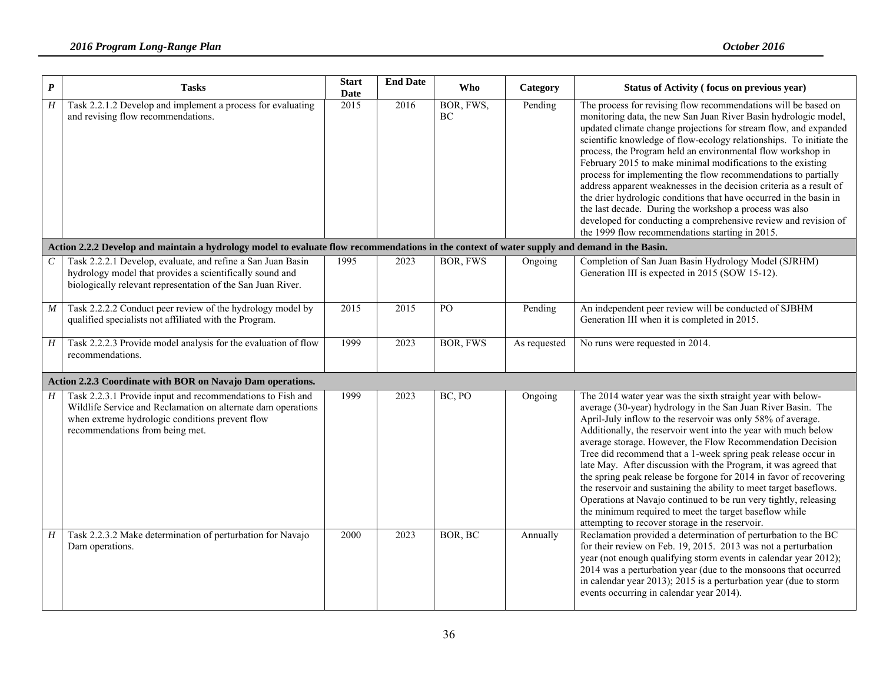| *P* | Tasks | Start Date | End Date | Who | Category | Status of Activity ( focus on previous year) |
|---|---|---|---|---|---|---|
| *H* | Task 2.2.1.2 Develop and implement a process for evaluating and revising flow recommendations. | 2015 | 2016 | BOR, FWS, BC | Pending | The process for revising flow recommendations will be based on monitoring data, the new San Juan River Basin hydrologic model, updated climate change projections for stream flow, and expanded scientific knowledge of flow-ecology relationships. To initiate the process, the Program held an environmental flow workshop in February 2015 to make minimal modifications to the existing process for implementing the flow recommendations to partially address apparent weaknesses in the decision criteria as a result of the drier hydrologic conditions that have occurred in the basin in the last decade. During the workshop a process was also developed for conducting a comprehensive review and revision of the 1999 flow recommendations starting in 2015. |
| **Action 2.2.2 Develop and maintain a hydrology model to evaluate flow recommendations in the context of water supply and demand in the Basin.** | | | | | | |
| *C* | Task 2.2.2.1 Develop, evaluate, and refine a San Juan Basin hydrology model that provides a scientifically sound and biologically relevant representation of the San Juan River. | 1995 | 2023 | BOR, FWS | Ongoing | Completion of San Juan Basin Hydrology Model (SJRHM) Generation III is expected in 2015 (SOW 15-12). |
| *M* | Task 2.2.2.2 Conduct peer review of the hydrology model by qualified specialists not affiliated with the Program. | 2015 | 2015 | PO | Pending | An independent peer review will be conducted of SJBHM Generation III when it is completed in 2015. |
| *H* | Task 2.2.2.3 Provide model analysis for the evaluation of flow recommendations. | 1999 | 2023 | BOR, FWS | As requested | No runs were requested in 2014. |
| **Action 2.2.3 Coordinate with BOR on Navajo Dam operations.** | | | | | | |
| *H* | Task 2.2.3.1 Provide input and recommendations to Fish and Wildlife Service and Reclamation on alternate dam operations when extreme hydrologic conditions prevent flow recommendations from being met. | 1999 | 2023 | BC, PO | Ongoing | The 2014 water year was the sixth straight year with below-average (30-year) hydrology in the San Juan River Basin. The April-July inflow to the reservoir was only 58% of average. Additionally, the reservoir went into the year with much below average storage. However, the Flow Recommendation Decision Tree did recommend that a 1-week spring peak release occur in late May. After discussion with the Program, it was agreed that the spring peak release be forgone for 2014 in favor of recovering the reservoir and sustaining the ability to meet target baseflows. Operations at Navajo continued to be run very tightly, releasing the minimum required to meet the target baseflow while attempting to recover storage in the reservoir. |
| *H* | Task 2.2.3.2 Make determination of perturbation for Navajo Dam operations. | 2000 | 2023 | BOR, BC | Annually | Reclamation provided a determination of perturbation to the BC for their review on Feb. 19, 2015. 2013 was not a perturbation year (not enough qualifying storm events in calendar year 2012); 2014 was a perturbation year (due to the monsoons that occurred in calendar year 2013); 2015 is a perturbation year (due to storm events occurring in calendar year 2014). |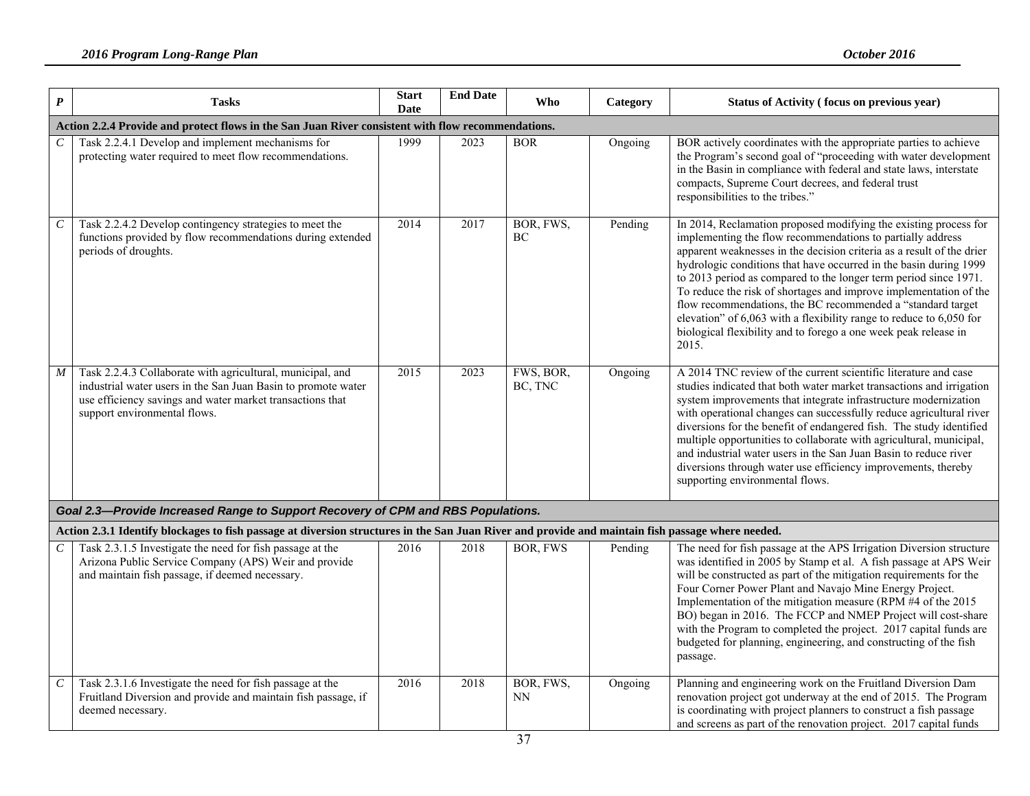| P | Tasks | Start Date | End Date | Who | Category | Status of Activity ( focus on previous year) |
|---|---|---|---|---|---|---|
| **Action 2.2.4 Provide and protect flows in the San Juan River consistent with flow recommendations.** | | | | | | |
| *C* | Task 2.2.4.1 Develop and implement mechanisms for protecting water required to meet flow recommendations. | 1999 | 2023 | BOR | Ongoing | BOR actively coordinates with the appropriate parties to achieve the Program's second goal of "proceeding with water development in the Basin in compliance with federal and state laws, interstate compacts, Supreme Court decrees, and federal trust responsibilities to the tribes." |
| *C* | Task 2.2.4.2 Develop contingency strategies to meet the functions provided by flow recommendations during extended periods of droughts. | 2014 | 2017 | BOR, FWS, BC | Pending | In 2014, Reclamation proposed modifying the existing process for implementing the flow recommendations to partially address apparent weaknesses in the decision criteria as a result of the drier hydrologic conditions that have occurred in the basin during 1999 to 2013 period as compared to the longer term period since 1971. To reduce the risk of shortages and improve implementation of the flow recommendations, the BC recommended a "standard target elevation" of 6,063 with a flexibility range to reduce to 6,050 for biological flexibility and to forego a one week peak release in 2015. |
| *M* | Task 2.2.4.3 Collaborate with agricultural, municipal, and industrial water users in the San Juan Basin to promote water use efficiency savings and water market transactions that support environmental flows. | 2015 | 2023 | FWS, BOR, BC, TNC | Ongoing | A 2014 TNC review of the current scientific literature and case studies indicated that both water market transactions and irrigation system improvements that integrate infrastructure modernization with operational changes can successfully reduce agricultural river diversions for the benefit of endangered fish. The study identified multiple opportunities to collaborate with agricultural, municipal, and industrial water users in the San Juan Basin to reduce river diversions through water use efficiency improvements, thereby supporting environmental flows. |
| ***Goal 2.3—Provide Increased Range to Support Recovery of CPM and RBS Populations.*** | | | | | | |
| **Action 2.3.1 Identify blockages to fish passage at diversion structures in the San Juan River and provide and maintain fish passage where needed.** | | | | | | |
| *C* | Task 2.3.1.5 Investigate the need for fish passage at the Arizona Public Service Company (APS) Weir and provide and maintain fish passage, if deemed necessary. | 2016 | 2018 | BOR, FWS | Pending | The need for fish passage at the APS Irrigation Diversion structure was identified in 2005 by Stamp et al. A fish passage at APS Weir will be constructed as part of the mitigation requirements for the Four Corner Power Plant and Navajo Mine Energy Project. Implementation of the mitigation measure (RPM #4 of the 2015 BO) began in 2016. The FCCP and NMEP Project will cost-share with the Program to completed the project. 2017 capital funds are budgeted for planning, engineering, and constructing of the fish passage. |
| *C* | Task 2.3.1.6 Investigate the need for fish passage at the Fruitland Diversion and provide and maintain fish passage, if deemed necessary. | 2016 | 2018 | BOR, FWS, NN | Ongoing | Planning and engineering work on the Fruitland Diversion Dam renovation project got underway at the end of 2015. The Program is coordinating with project planners to construct a fish passage and screens as part of the renovation project. 2017 capital funds |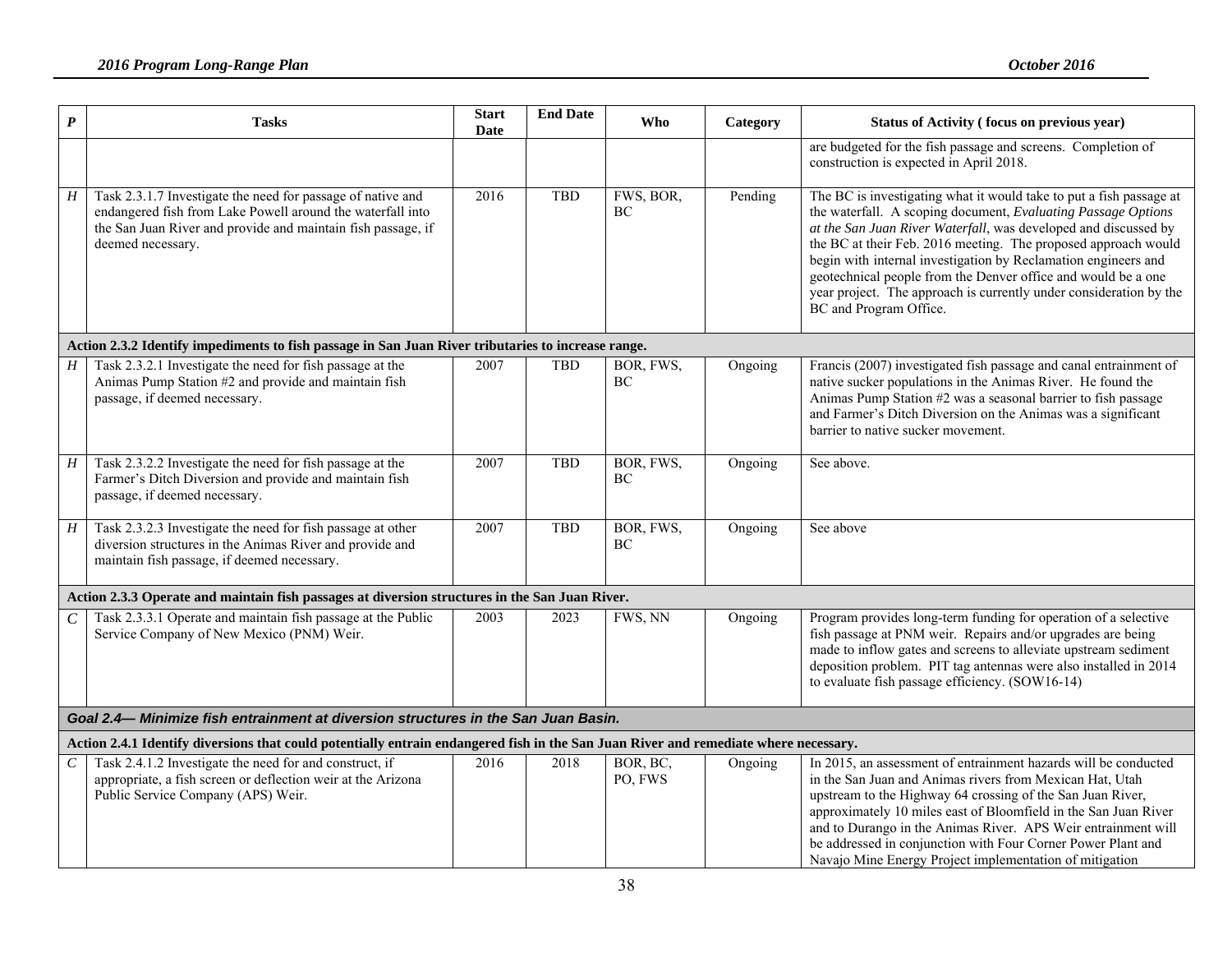| P | Tasks | Start Date | End Date | Who | Category | Status of Activity ( focus on previous year) |
|---|---|---|---|---|---|---|
| | | | | | | are budgeted for the fish passage and screens. Completion of construction is expected in April 2018. |
| *H* | Task 2.3.1.7 Investigate the need for passage of native and endangered fish from Lake Powell around the waterfall into the San Juan River and provide and maintain fish passage, if deemed necessary. | 2016 | TBD | FWS, BOR, BC | Pending | The BC is investigating what it would take to put a fish passage at the waterfall. A scoping document, *Evaluating Passage Options at the San Juan River Waterfall*, was developed and discussed by the BC at their Feb. 2016 meeting. The proposed approach would begin with internal investigation by Reclamation engineers and geotechnical people from the Denver office and would be a one year project. The approach is currently under consideration by the BC and Program Office. |
| **Action 2.3.2 Identify impediments to fish passage in San Juan River tributaries to increase range.** | | | | | | |
| *H* | Task 2.3.2.1 Investigate the need for fish passage at the Animas Pump Station #2 and provide and maintain fish passage, if deemed necessary. | 2007 | TBD | BOR, FWS, BC | Ongoing | Francis (2007) investigated fish passage and canal entrainment of native sucker populations in the Animas River. He found the Animas Pump Station #2 was a seasonal barrier to fish passage and Farmer's Ditch Diversion on the Animas was a significant barrier to native sucker movement. |
| *H* | Task 2.3.2.2 Investigate the need for fish passage at the Farmer's Ditch Diversion and provide and maintain fish passage, if deemed necessary. | 2007 | TBD | BOR, FWS, BC | Ongoing | See above. |
| *H* | Task 2.3.2.3 Investigate the need for fish passage at other diversion structures in the Animas River and provide and maintain fish passage, if deemed necessary. | 2007 | TBD | BOR, FWS, BC | Ongoing | See above |
| **Action 2.3.3 Operate and maintain fish passages at diversion structures in the San Juan River.** | | | | | | |
| *C* | Task 2.3.3.1 Operate and maintain fish passage at the Public Service Company of New Mexico (PNM) Weir. | 2003 | 2023 | FWS, NN | Ongoing | Program provides long-term funding for operation of a selective fish passage at PNM weir. Repairs and/or upgrades are being made to inflow gates and screens to alleviate upstream sediment deposition problem. PIT tag antennas were also installed in 2014 to evaluate fish passage efficiency. (SOW16-14) |
| ***Goal 2.4— Minimize fish entrainment at diversion structures in the San Juan Basin.*** | | | | | | |
| **Action 2.4.1 Identify diversions that could potentially entrain endangered fish in the San Juan River and remediate where necessary.** | | | | | | |
| *C* | Task 2.4.1.2 Investigate the need for and construct, if appropriate, a fish screen or deflection weir at the Arizona Public Service Company (APS) Weir. | 2016 | 2018 | BOR, BC, PO, FWS | Ongoing | In 2015, an assessment of entrainment hazards will be conducted in the San Juan and Animas rivers from Mexican Hat, Utah upstream to the Highway 64 crossing of the San Juan River, approximately 10 miles east of Bloomfield in the San Juan River and to Durango in the Animas River. APS Weir entrainment will be addressed in conjunction with Four Corner Power Plant and Navajo Mine Energy Project implementation of mitigation |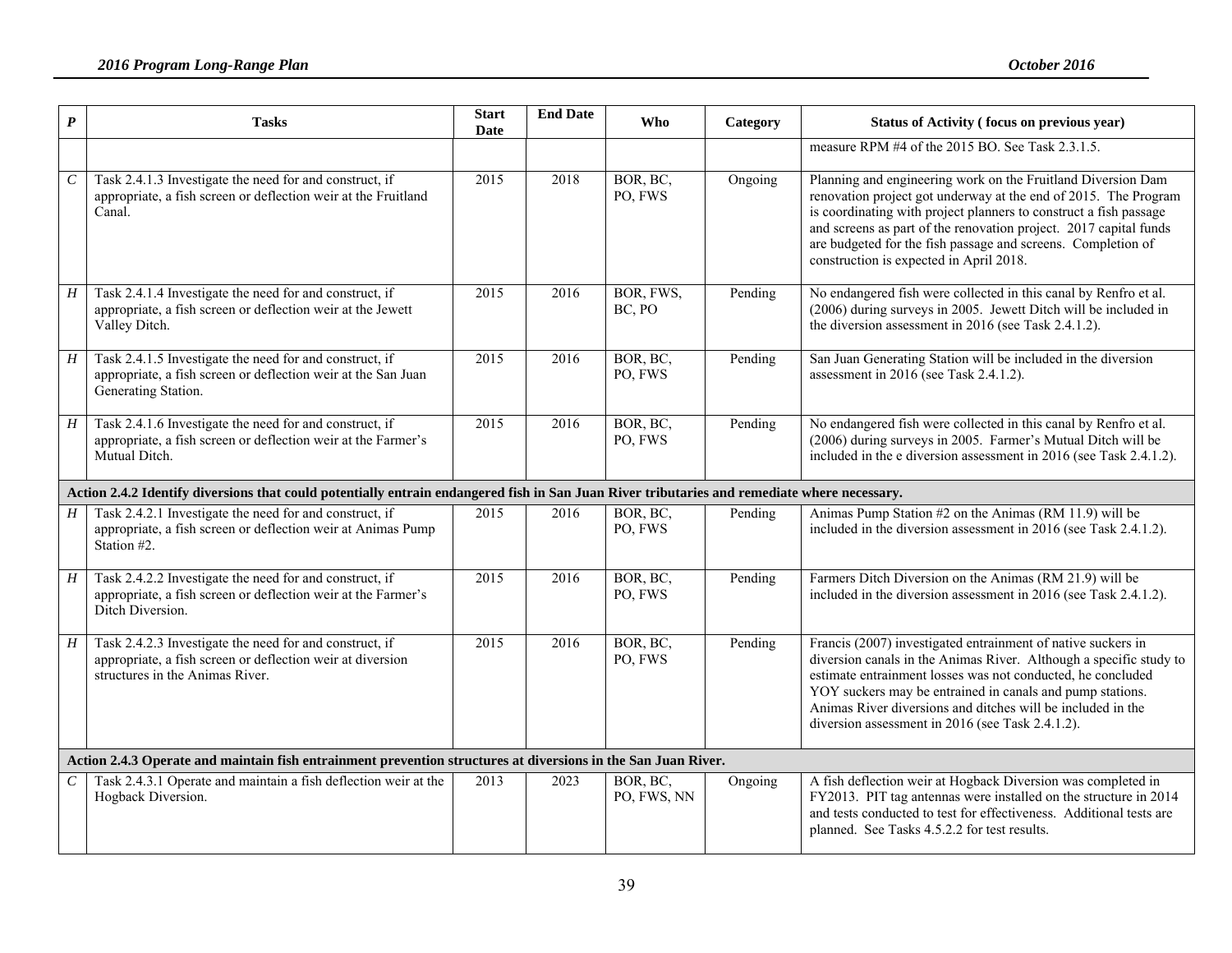| P | Tasks | Start Date | End Date | Who | Category | Status of Activity ( focus on previous year) |
|---|---|---|---|---|---|---|
| | | | | | | measure RPM #4 of the 2015 BO. See Task 2.3.1.5. |
| C | Task 2.4.1.3 Investigate the need for and construct, if appropriate, a fish screen or deflection weir at the Fruitland Canal. | 2015 | 2018 | BOR, BC, PO, FWS | Ongoing | Planning and engineering work on the Fruitland Diversion Dam renovation project got underway at the end of 2015. The Program is coordinating with project planners to construct a fish passage and screens as part of the renovation project. 2017 capital funds are budgeted for the fish passage and screens. Completion of construction is expected in April 2018. |
| H | Task 2.4.1.4 Investigate the need for and construct, if appropriate, a fish screen or deflection weir at the Jewett Valley Ditch. | 2015 | 2016 | BOR, FWS, BC, PO | Pending | No endangered fish were collected in this canal by Renfro et al. (2006) during surveys in 2005. Jewett Ditch will be included in the diversion assessment in 2016 (see Task 2.4.1.2). |
| H | Task 2.4.1.5 Investigate the need for and construct, if appropriate, a fish screen or deflection weir at the San Juan Generating Station. | 2015 | 2016 | BOR, BC, PO, FWS | Pending | San Juan Generating Station will be included in the diversion assessment in 2016 (see Task 2.4.1.2). |
| H | Task 2.4.1.6 Investigate the need for and construct, if appropriate, a fish screen or deflection weir at the Farmer's Mutual Ditch. | 2015 | 2016 | BOR, BC, PO, FWS | Pending | No endangered fish were collected in this canal by Renfro et al. (2006) during surveys in 2005. Farmer's Mutual Ditch will be included in the e diversion assessment in 2016 (see Task 2.4.1.2). |
| **Action 2.4.2 Identify diversions that could potentially entrain endangered fish in San Juan River tributaries and remediate where necessary.** | | | | | | |
| H | Task 2.4.2.1 Investigate the need for and construct, if appropriate, a fish screen or deflection weir at Animas Pump Station #2. | 2015 | 2016 | BOR, BC, PO, FWS | Pending | Animas Pump Station #2 on the Animas (RM 11.9) will be included in the diversion assessment in 2016 (see Task 2.4.1.2). |
| H | Task 2.4.2.2 Investigate the need for and construct, if appropriate, a fish screen or deflection weir at the Farmer's Ditch Diversion. | 2015 | 2016 | BOR, BC, PO, FWS | Pending | Farmers Ditch Diversion on the Animas (RM 21.9) will be included in the diversion assessment in 2016 (see Task 2.4.1.2). |
| H | Task 2.4.2.3 Investigate the need for and construct, if appropriate, a fish screen or deflection weir at diversion structures in the Animas River. | 2015 | 2016 | BOR, BC, PO, FWS | Pending | Francis (2007) investigated entrainment of native suckers in diversion canals in the Animas River. Although a specific study to estimate entrainment losses was not conducted, he concluded YOY suckers may be entrained in canals and pump stations. Animas River diversions and ditches will be included in the diversion assessment in 2016 (see Task 2.4.1.2). |
| **Action 2.4.3 Operate and maintain fish entrainment prevention structures at diversions in the San Juan River.** | | | | | | |
| C | Task 2.4.3.1 Operate and maintain a fish deflection weir at the Hogback Diversion. | 2013 | 2023 | BOR, BC, PO, FWS, NN | Ongoing | A fish deflection weir at Hogback Diversion was completed in FY2013. PIT tag antennas were installed on the structure in 2014 and tests conducted to test for effectiveness. Additional tests are planned. See Tasks 4.5.2.2 for test results. |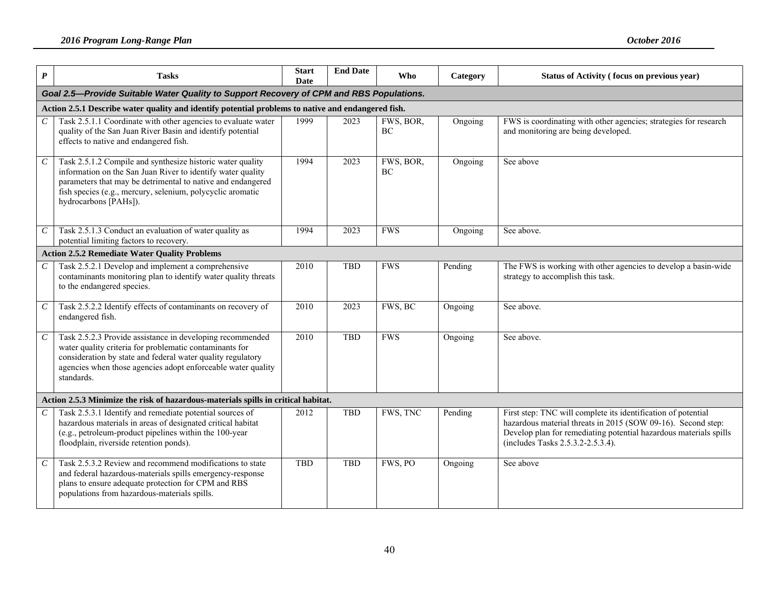| P | Tasks | Start Date | End Date | Who | Category | Status of Activity ( focus on previous year) |
|---|---|---|---|---|---|---|
| ***Goal 2.5—Provide Suitable Water Quality to Support Recovery of CPM and RBS Populations.*** | | | | | | |
| **Action 2.5.1 Describe water quality and identify potential problems to native and endangered fish.** | | | | | | |
| *C* | Task 2.5.1.1 Coordinate with other agencies to evaluate water quality of the San Juan River Basin and identify potential effects to native and endangered fish. | 1999 | 2023 | FWS, BOR, BC | Ongoing | FWS is coordinating with other agencies; strategies for research and monitoring are being developed. |
| *C* | Task 2.5.1.2 Compile and synthesize historic water quality information on the San Juan River to identify water quality parameters that may be detrimental to native and endangered fish species (e.g., mercury, selenium, polycyclic aromatic hydrocarbons [PAHs]). | 1994 | 2023 | FWS, BOR, BC | Ongoing | See above |
| *C* | Task 2.5.1.3 Conduct an evaluation of water quality as potential limiting factors to recovery. | 1994 | 2023 | FWS | Ongoing | See above. |
| **Action 2.5.2 Remediate Water Quality Problems** | | | | | | |
| *C* | Task 2.5.2.1 Develop and implement a comprehensive contaminants monitoring plan to identify water quality threats to the endangered species. | 2010 | TBD | FWS | Pending | The FWS is working with other agencies to develop a basin-wide strategy to accomplish this task. |
| *C* | Task 2.5.2.2 Identify effects of contaminants on recovery of endangered fish. | 2010 | 2023 | FWS, BC | Ongoing | See above. |
| *C* | Task 2.5.2.3 Provide assistance in developing recommended water quality criteria for problematic contaminants for consideration by state and federal water quality regulatory agencies when those agencies adopt enforceable water quality standards. | 2010 | TBD | FWS | Ongoing | See above. |
| **Action 2.5.3 Minimize the risk of hazardous-materials spills in critical habitat.** | | | | | | |
| *C* | Task 2.5.3.1 Identify and remediate potential sources of hazardous materials in areas of designated critical habitat (e.g., petroleum-product pipelines within the 100-year floodplain, riverside retention ponds). | 2012 | TBD | FWS, TNC | Pending | First step: TNC will complete its identification of potential hazardous material threats in 2015 (SOW 09-16). Second step: Develop plan for remediating potential hazardous materials spills (includes Tasks 2.5.3.2-2.5.3.4). |
| *C* | Task 2.5.3.2 Review and recommend modifications to state and federal hazardous-materials spills emergency-response plans to ensure adequate protection for CPM and RBS populations from hazardous-materials spills. | TBD | TBD | FWS, PO | Ongoing | See above |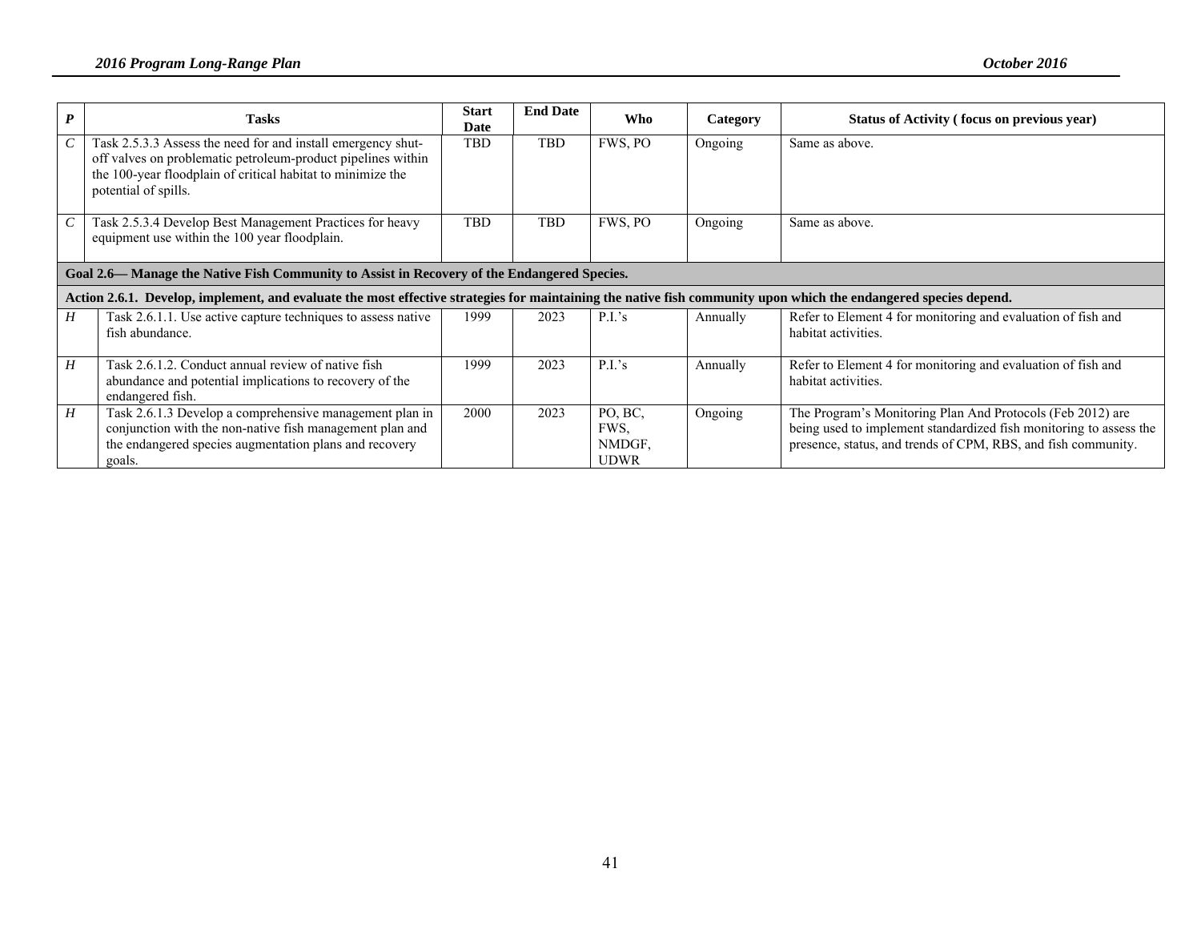| P | Tasks | Start Date | End Date | Who | Category | Status of Activity ( focus on previous year) |
|---|---|---|---|---|---|---|
| C | Task 2.5.3.3 Assess the need for and install emergency shut-off valves on problematic petroleum-product pipelines within the 100-year floodplain of critical habitat to minimize the potential of spills. | TBD | TBD | FWS, PO | Ongoing | Same as above. |
| C | Task 2.5.3.4 Develop Best Management Practices for heavy equipment use within the 100 year floodplain. | TBD | TBD | FWS, PO | Ongoing | Same as above. |
| **Goal 2.6— Manage the Native Fish Community to Assist in Recovery of the Endangered Species.** | | | | | | |
| **Action 2.6.1. Develop, implement, and evaluate the most effective strategies for maintaining the native fish community upon which the endangered species depend.** | | | | | | |
| H | Task 2.6.1.1. Use active capture techniques to assess native fish abundance. | 1999 | 2023 | P.I.'s | Annually | Refer to Element 4 for monitoring and evaluation of fish and habitat activities. |
| H | Task 2.6.1.2. Conduct annual review of native fish abundance and potential implications to recovery of the endangered fish. | 1999 | 2023 | P.I.'s | Annually | Refer to Element 4 for monitoring and evaluation of fish and habitat activities. |
| H | Task 2.6.1.3 Develop a comprehensive management plan in conjunction with the non-native fish management plan and the endangered species augmentation plans and recovery goals. | 2000 | 2023 | PO, BC, FWS, NMDGF, UDWR | Ongoing | The Program's Monitoring Plan And Protocols (Feb 2012) are being used to implement standardized fish monitoring to assess the presence, status, and trends of CPM, RBS, and fish community. |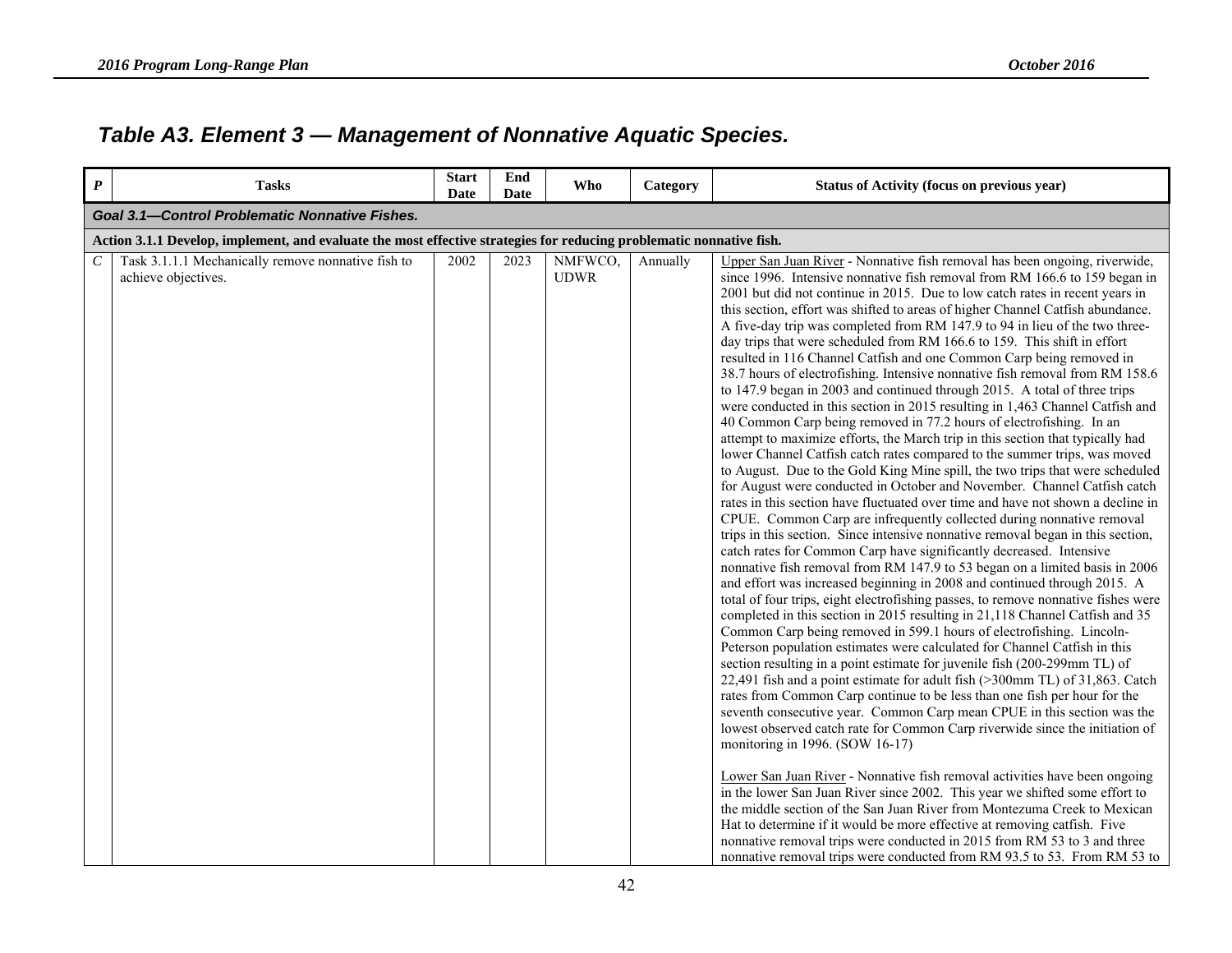## Table A3. Element 3 — Management of Nonnative Aquatic Species.

| P | Tasks | Start Date | End Date | Who | Category | Status of Activity (focus on previous year) |
|---|---|---|---|---|---|---|
| ***Goal 3.1—Control Problematic Nonnative Fishes.*** | | | | | | |
| **Action 3.1.1 Develop, implement, and evaluate the most effective strategies for reducing problematic nonnative fish.** | | | | | | |
| *C* | Task 3.1.1.1 Mechanically remove nonnative fish to achieve objectives. | 2002 | 2023 | NMFWCO, UDWR | Annually | Upper San Juan River - Nonnative fish removal has been ongoing, riverwide, since 1996. Intensive nonnative fish removal from RM 166.6 to 159 began in 2001 but did not continue in 2015. Due to low catch rates in recent years in this section, effort was shifted to areas of higher Channel Catfish abundance. A five-day trip was completed from RM 147.9 to 94 in lieu of the two three-day trips that were scheduled from RM 166.6 to 159. This shift in effort resulted in 116 Channel Catfish and one Common Carp being removed in 38.7 hours of electrofishing. Intensive nonnative fish removal from RM 158.6 to 147.9 began in 2003 and continued through 2015. A total of three trips were conducted in this section in 2015 resulting in 1,463 Channel Catfish and 40 Common Carp being removed in 77.2 hours of electrofishing. In an attempt to maximize efforts, the March trip in this section that typically had lower Channel Catfish catch rates compared to the summer trips, was moved to August. Due to the Gold King Mine spill, the two trips that were scheduled for August were conducted in October and November. Channel Catfish catch rates in this section have fluctuated over time and have not shown a decline in CPUE. Common Carp are infrequently collected during nonnative removal trips in this section. Since intensive nonnative removal began in this section, catch rates for Common Carp have significantly decreased. Intensive nonnative fish removal from RM 147.9 to 53 began on a limited basis in 2006 and effort was increased beginning in 2008 and continued through 2015. A total of four trips, eight electrofishing passes, to remove nonnative fishes were completed in this section in 2015 resulting in 21,118 Channel Catfish and 35 Common Carp being removed in 599.1 hours of electrofishing. Lincoln-Peterson population estimates were calculated for Channel Catfish in this section resulting in a point estimate for juvenile fish (200-299mm TL) of 22,491 fish and a point estimate for adult fish (>300mm TL) of 31,863. Catch rates from Common Carp continue to be less than one fish per hour for the seventh consecutive year. Common Carp mean CPUE in this section was the lowest observed catch rate for Common Carp riverwide since the initiation of monitoring in 1996. (SOW 16-17)<br><br>Lower San Juan River - Nonnative fish removal activities have been ongoing in the lower San Juan River since 2002. This year we shifted some effort to the middle section of the San Juan River from Montezuma Creek to Mexican Hat to determine if it would be more effective at removing catfish. Five nonnative removal trips were conducted in 2015 from RM 53 to 3 and three nonnative removal trips were conducted from RM 93.5 to 53. From RM 53 to |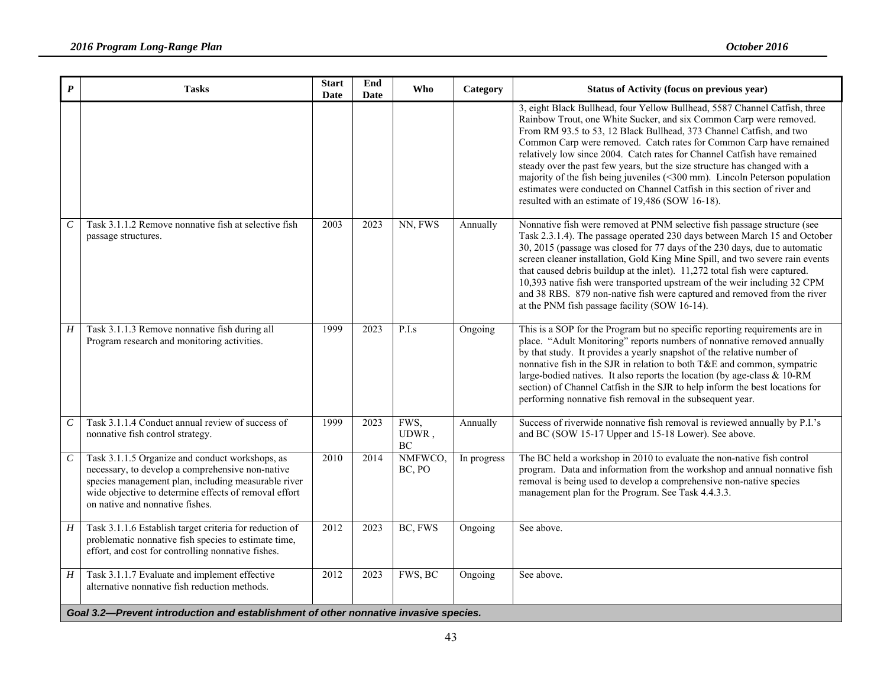| P | Tasks | Start Date | End Date | Who | Category | Status of Activity (focus on previous year) |
|---|---|---|---|---|---|---|
| | | | | | | 3, eight Black Bullhead, four Yellow Bullhead, 5587 Channel Catfish, three Rainbow Trout, one White Sucker, and six Common Carp were removed. From RM 93.5 to 53, 12 Black Bullhead, 373 Channel Catfish, and two Common Carp were removed. Catch rates for Common Carp have remained relatively low since 2004. Catch rates for Channel Catfish have remained steady over the past few years, but the size structure has changed with a majority of the fish being juveniles (<300 mm). Lincoln Peterson population estimates were conducted on Channel Catfish in this section of river and resulted with an estimate of 19,486 (SOW 16-18). |
| *C* | Task 3.1.1.2 Remove nonnative fish at selective fish passage structures. | 2003 | 2023 | NN, FWS | Annually | Nonnative fish were removed at PNM selective fish passage structure (see Task 2.3.1.4). The passage operated 230 days between March 15 and October 30, 2015 (passage was closed for 77 days of the 230 days, due to automatic screen cleaner installation, Gold King Mine Spill, and two severe rain events that caused debris buildup at the inlet). 11,272 total fish were captured. 10,393 native fish were transported upstream of the weir including 32 CPM and 38 RBS. 879 non-native fish were captured and removed from the river at the PNM fish passage facility (SOW 16-14). |
| *H* | Task 3.1.1.3 Remove nonnative fish during all Program research and monitoring activities. | 1999 | 2023 | P.I.s | Ongoing | This is a SOP for the Program but no specific reporting requirements are in place. "Adult Monitoring" reports numbers of nonnative removed annually by that study. It provides a yearly snapshot of the relative number of nonnative fish in the SJR in relation to both T&E and common, sympatric large-bodied natives. It also reports the location (by age-class & 10-RM section) of Channel Catfish in the SJR to help inform the best locations for performing nonnative fish removal in the subsequent year. |
| *C* | Task 3.1.1.4 Conduct annual review of success of nonnative fish control strategy. | 1999 | 2023 | FWS, UDWR , BC | Annually | Success of riverwide nonnative fish removal is reviewed annually by P.I.'s and BC (SOW 15-17 Upper and 15-18 Lower). See above. |
| *C* | Task 3.1.1.5 Organize and conduct workshops, as necessary, to develop a comprehensive non-native species management plan, including measurable river wide objective to determine effects of removal effort on native and nonnative fishes. | 2010 | 2014 | NMFWCO, BC, PO | In progress | The BC held a workshop in 2010 to evaluate the non-native fish control program. Data and information from the workshop and annual nonnative fish removal is being used to develop a comprehensive non-native species management plan for the Program. See Task 4.4.3.3. |
| *H* | Task 3.1.1.6 Establish target criteria for reduction of problematic nonnative fish species to estimate time, effort, and cost for controlling nonnative fishes. | 2012 | 2023 | BC, FWS | Ongoing | See above. |
| *H* | Task 3.1.1.7 Evaluate and implement effective alternative nonnative fish reduction methods. | 2012 | 2023 | FWS, BC | Ongoing | See above. |
| ***Goal 3.2—Prevent introduction and establishment of other nonnative invasive species.*** | | | | | | |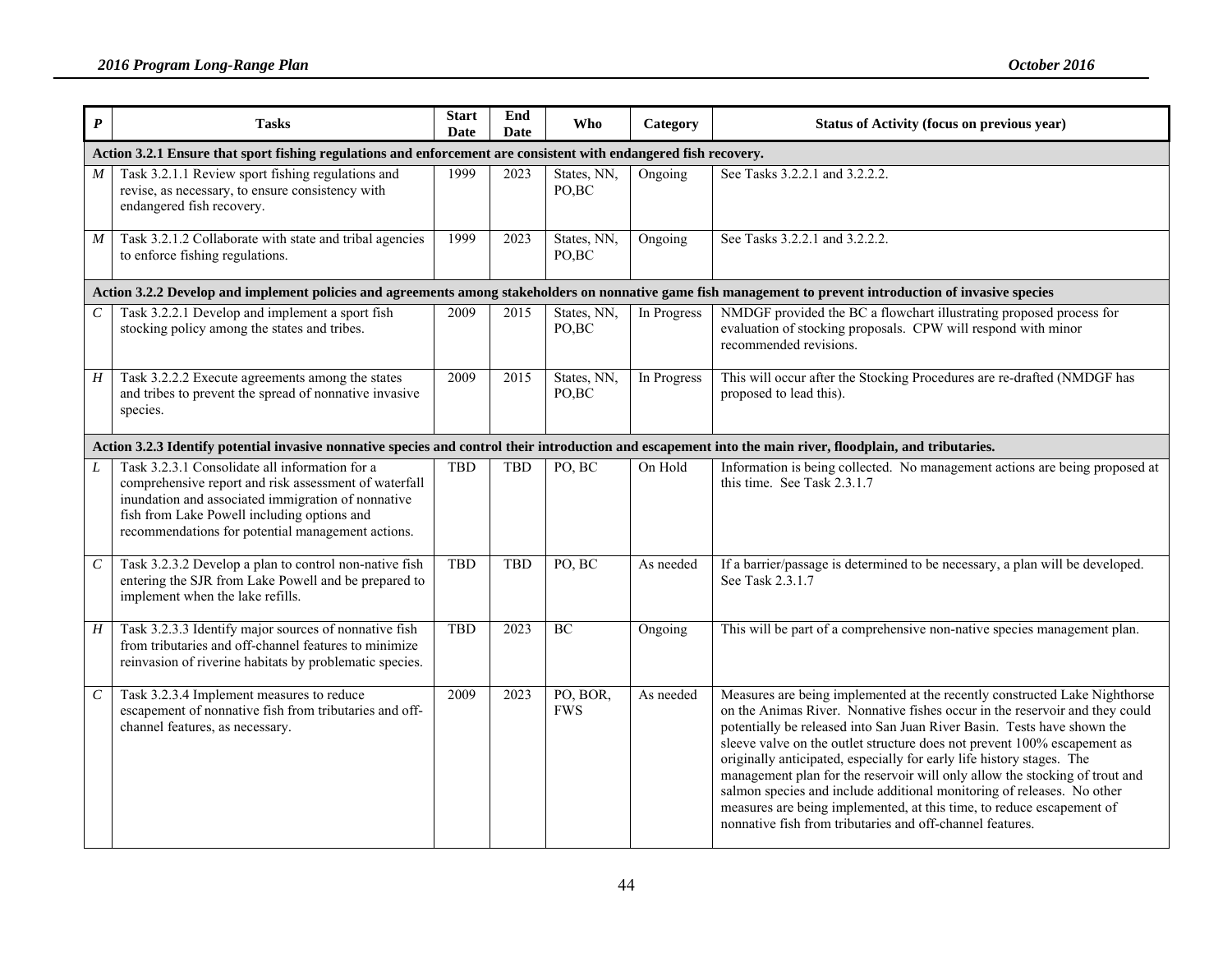| P | Tasks | Start Date | End Date | Who | Category | Status of Activity (focus on previous year) |
|---|---|---|---|---|---|---|
| **Action 3.2.1 Ensure that sport fishing regulations and enforcement are consistent with endangered fish recovery.** | | | | | | |
| *M* | Task 3.2.1.1 Review sport fishing regulations and revise, as necessary, to ensure consistency with endangered fish recovery. | 1999 | 2023 | States, NN, PO,BC | Ongoing | See Tasks 3.2.2.1 and 3.2.2.2. |
| *M* | Task 3.2.1.2 Collaborate with state and tribal agencies to enforce fishing regulations. | 1999 | 2023 | States, NN, PO,BC | Ongoing | See Tasks 3.2.2.1 and 3.2.2.2. |
| **Action 3.2.2 Develop and implement policies and agreements among stakeholders on nonnative game fish management to prevent introduction of invasive species** | | | | | | |
| *C* | Task 3.2.2.1 Develop and implement a sport fish stocking policy among the states and tribes. | 2009 | 2015 | States, NN, PO,BC | In Progress | NMDGF provided the BC a flowchart illustrating proposed process for evaluation of stocking proposals. CPW will respond with minor recommended revisions. |
| *H* | Task 3.2.2.2 Execute agreements among the states and tribes to prevent the spread of nonnative invasive species. | 2009 | 2015 | States, NN, PO,BC | In Progress | This will occur after the Stocking Procedures are re-drafted (NMDGF has proposed to lead this). |
| **Action 3.2.3 Identify potential invasive nonnative species and control their introduction and escapement into the main river, floodplain, and tributaries.** | | | | | | |
| *L* | Task 3.2.3.1 Consolidate all information for a comprehensive report and risk assessment of waterfall inundation and associated immigration of nonnative fish from Lake Powell including options and recommendations for potential management actions. | TBD | TBD | PO, BC | On Hold | Information is being collected. No management actions are being proposed at this time. See Task 2.3.1.7 |
| *C* | Task 3.2.3.2 Develop a plan to control non-native fish entering the SJR from Lake Powell and be prepared to implement when the lake refills. | TBD | TBD | PO, BC | As needed | If a barrier/passage is determined to be necessary, a plan will be developed. See Task 2.3.1.7 |
| *H* | Task 3.2.3.3 Identify major sources of nonnative fish from tributaries and off-channel features to minimize reinvasion of riverine habitats by problematic species. | TBD | 2023 | BC | Ongoing | This will be part of a comprehensive non-native species management plan. |
| *C* | Task 3.2.3.4 Implement measures to reduce escapement of nonnative fish from tributaries and off-channel features, as necessary. | 2009 | 2023 | PO, BOR, FWS | As needed | Measures are being implemented at the recently constructed Lake Nighthorse on the Animas River. Nonnative fishes occur in the reservoir and they could potentially be released into San Juan River Basin. Tests have shown the sleeve valve on the outlet structure does not prevent 100% escapement as originally anticipated, especially for early life history stages. The management plan for the reservoir will only allow the stocking of trout and salmon species and include additional monitoring of releases. No other measures are being implemented, at this time, to reduce escapement of nonnative fish from tributaries and off-channel features. |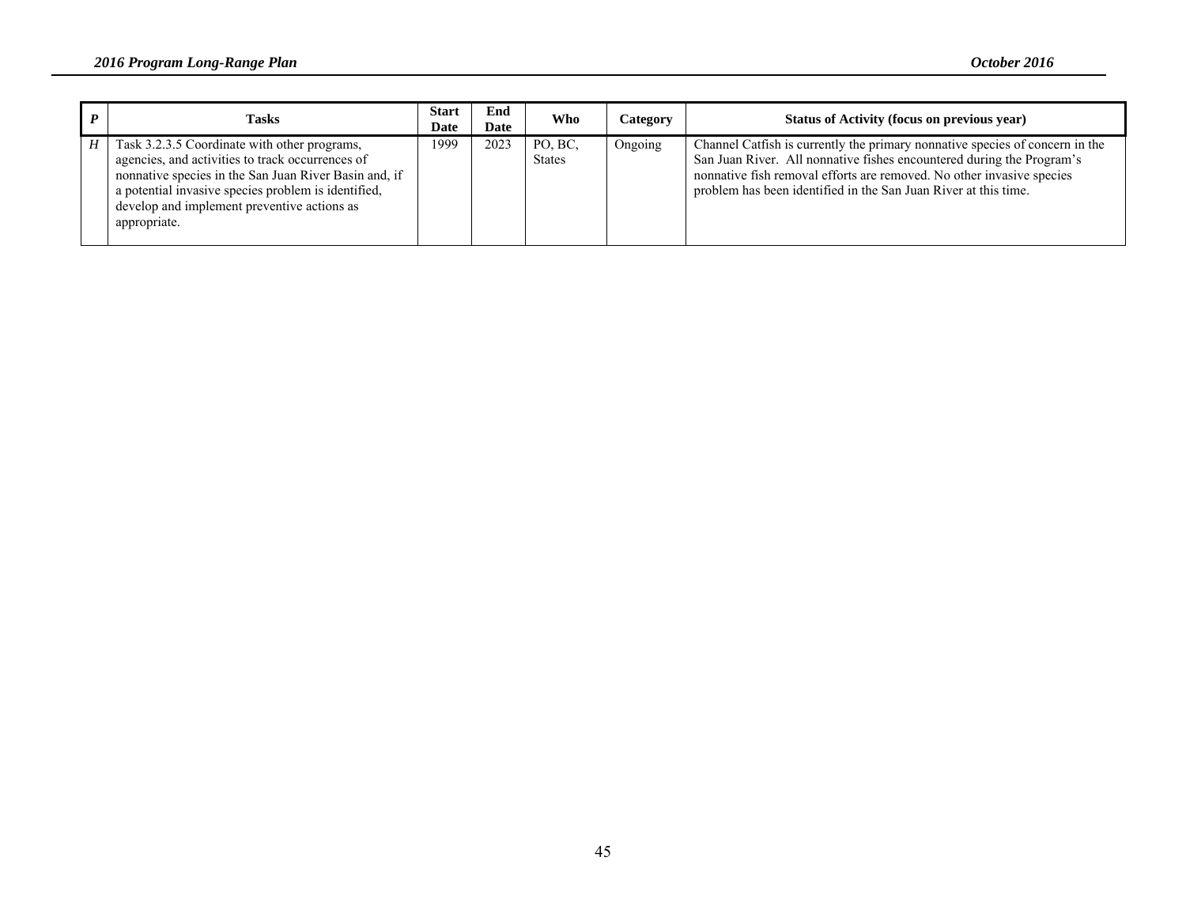| *P* | Tasks | Start Date | End Date | Who | Category | Status of Activity (focus on previous year) |
|---|---|---|---|---|---|---|
| *H* | Task 3.2.3.5 Coordinate with other programs, agencies, and activities to track occurrences of nonnative species in the San Juan River Basin and, if a potential invasive species problem is identified, develop and implement preventive actions as appropriate. | 1999 | 2023 | PO, BC, States | Ongoing | Channel Catfish is currently the primary nonnative species of concern in the San Juan River. All nonnative fishes encountered during the Program's nonnative fish removal efforts are removed. No other invasive species problem has been identified in the San Juan River at this time. |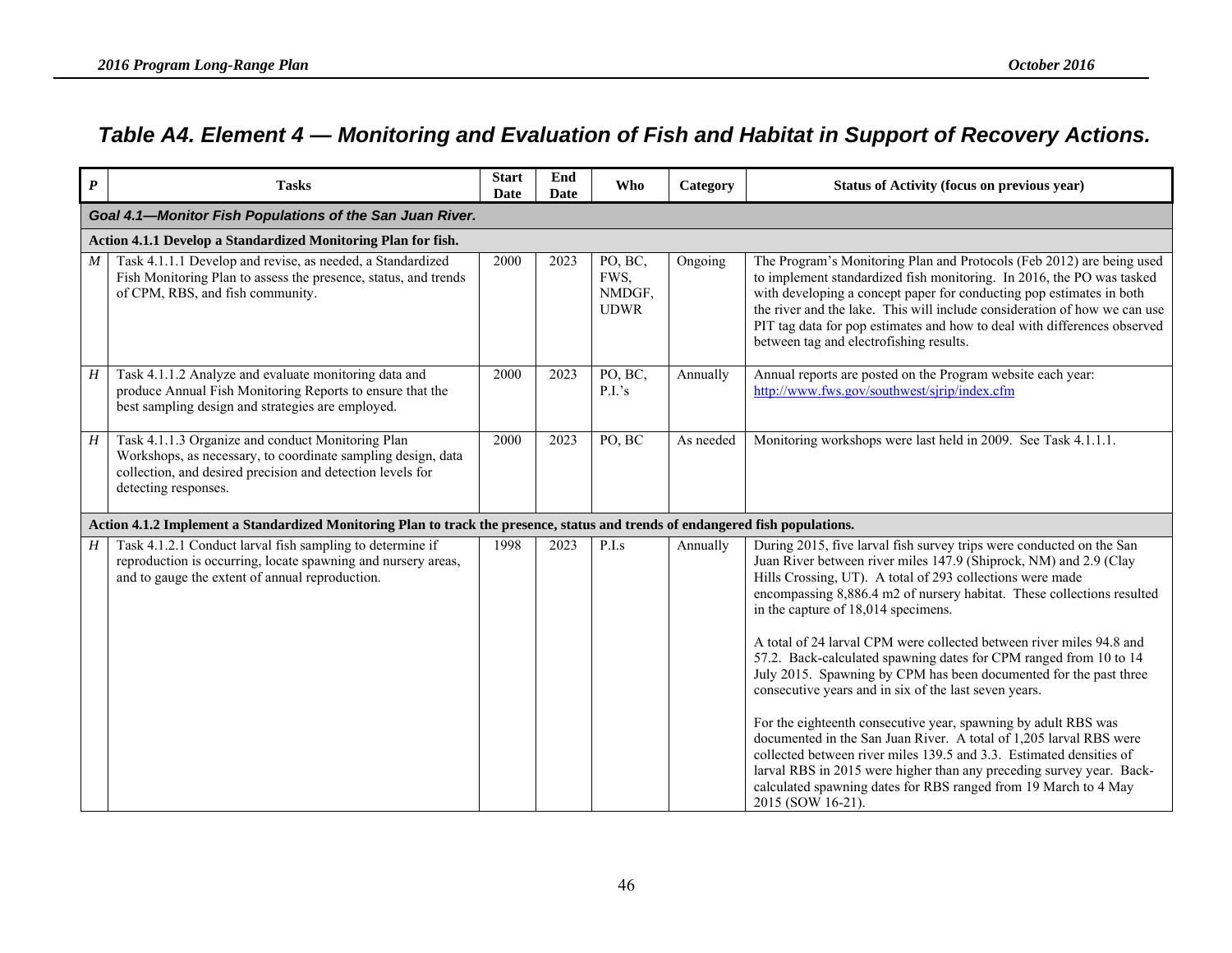# Table A4. Element 4 — Monitoring and Evaluation of Fish and Habitat in Support of Recovery Actions.

| *P* | Tasks | Start Date | End Date | Who | Category | Status of Activity (focus on previous year) |
|---|---|---|---|---|---|---|
| ***Goal 4.1—Monitor Fish Populations of the San Juan River.*** | | | | | | |
| **Action 4.1.1 Develop a Standardized Monitoring Plan for fish.** | | | | | | |
| *M* | Task 4.1.1.1 Develop and revise, as needed, a Standardized Fish Monitoring Plan to assess the presence, status, and trends of CPM, RBS, and fish community. | 2000 | 2023 | PO, BC, FWS, NMDGF, UDWR | Ongoing | The Program's Monitoring Plan and Protocols (Feb 2012) are being used to implement standardized fish monitoring. In 2016, the PO was tasked with developing a concept paper for conducting pop estimates in both the river and the lake. This will include consideration of how we can use PIT tag data for pop estimates and how to deal with differences observed between tag and electrofishing results. |
| *H* | Task 4.1.1.2 Analyze and evaluate monitoring data and produce Annual Fish Monitoring Reports to ensure that the best sampling design and strategies are employed. | 2000 | 2023 | PO, BC, P.I.'s | Annually | Annual reports are posted on the Program website each year: http://www.fws.gov/southwest/sjrip/index.cfm |
| *H* | Task 4.1.1.3 Organize and conduct Monitoring Plan Workshops, as necessary, to coordinate sampling design, data collection, and desired precision and detection levels for detecting responses. | 2000 | 2023 | PO, BC | As needed | Monitoring workshops were last held in 2009. See Task 4.1.1.1. |
| **Action 4.1.2 Implement a Standardized Monitoring Plan to track the presence, status and trends of endangered fish populations.** | | | | | | |
| *H* | Task 4.1.2.1 Conduct larval fish sampling to determine if reproduction is occurring, locate spawning and nursery areas, and to gauge the extent of annual reproduction. | 1998 | 2023 | P.I.s | Annually | During 2015, five larval fish survey trips were conducted on the San Juan River between river miles 147.9 (Shiprock, NM) and 2.9 (Clay Hills Crossing, UT). A total of 293 collections were made encompassing 8,886.4 m2 of nursery habitat. These collections resulted in the capture of 18,014 specimens.<br><br>A total of 24 larval CPM were collected between river miles 94.8 and 57.2. Back-calculated spawning dates for CPM ranged from 10 to 14 July 2015. Spawning by CPM has been documented for the past three consecutive years and in six of the last seven years.<br><br>For the eighteenth consecutive year, spawning by adult RBS was documented in the San Juan River. A total of 1,205 larval RBS were collected between river miles 139.5 and 3.3. Estimated densities of larval RBS in 2015 were higher than any preceding survey year. Back-calculated spawning dates for RBS ranged from 19 March to 4 May 2015 (SOW 16-21). |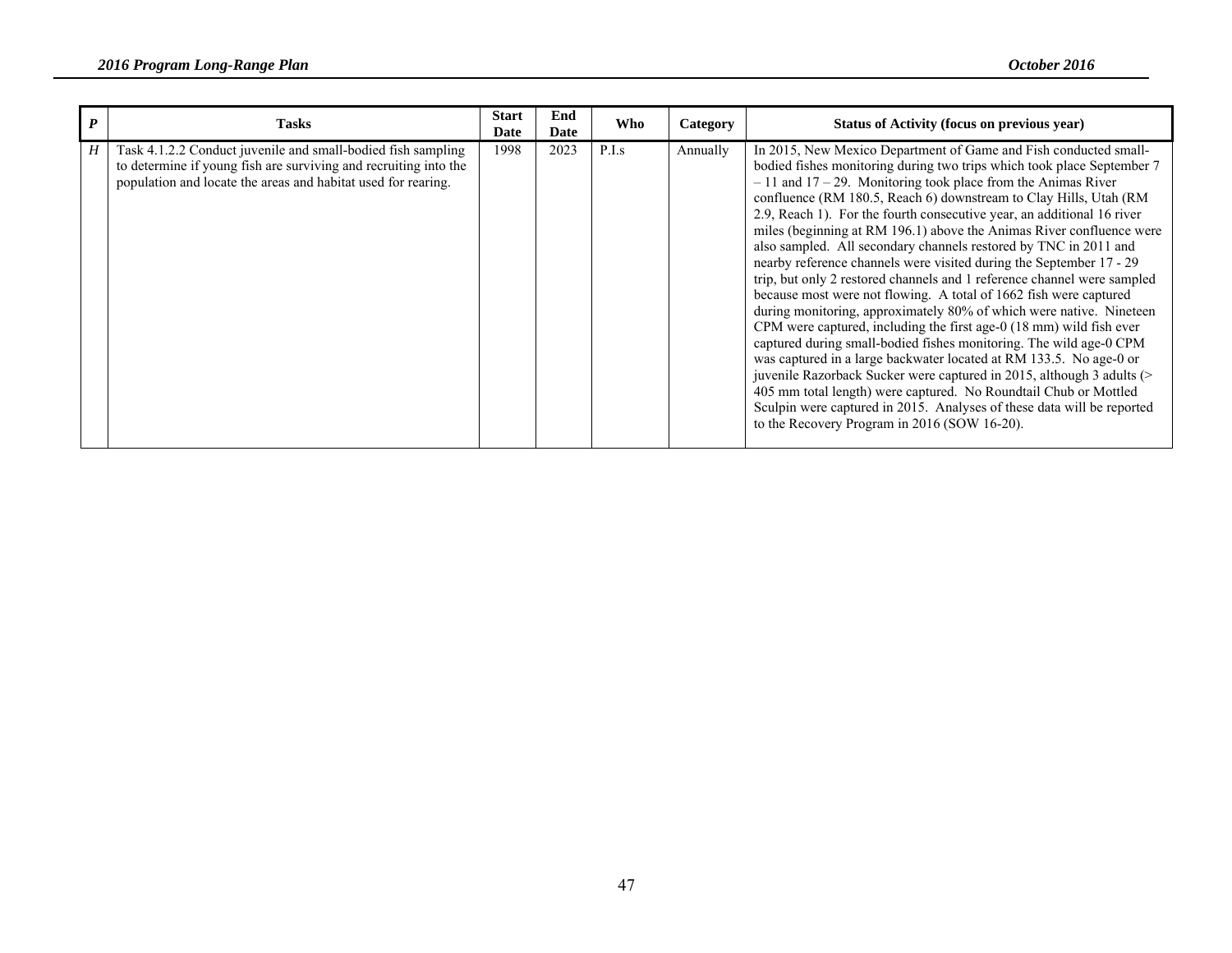| *P* | Tasks | Start Date | End Date | Who | Category | Status of Activity (focus on previous year) |
|---|---|---|---|---|---|---|
| *H* | Task 4.1.2.2 Conduct juvenile and small-bodied fish sampling to determine if young fish are surviving and recruiting into the population and locate the areas and habitat used for rearing. | 1998 | 2023 | P.I.s | Annually | In 2015, New Mexico Department of Game and Fish conducted small-bodied fishes monitoring during two trips which took place September 7 – 11 and 17 – 29. Monitoring took place from the Animas River confluence (RM 180.5, Reach 6) downstream to Clay Hills, Utah (RM 2.9, Reach 1). For the fourth consecutive year, an additional 16 river miles (beginning at RM 196.1) above the Animas River confluence were also sampled. All secondary channels restored by TNC in 2011 and nearby reference channels were visited during the September 17 - 29 trip, but only 2 restored channels and 1 reference channel were sampled because most were not flowing. A total of 1662 fish were captured during monitoring, approximately 80% of which were native. Nineteen CPM were captured, including the first age-0 (18 mm) wild fish ever captured during small-bodied fishes monitoring. The wild age-0 CPM was captured in a large backwater located at RM 133.5. No age-0 or juvenile Razorback Sucker were captured in 2015, although 3 adults (> 405 mm total length) were captured. No Roundtail Chub or Mottled Sculpin were captured in 2015. Analyses of these data will be reported to the Recovery Program in 2016 (SOW 16-20). |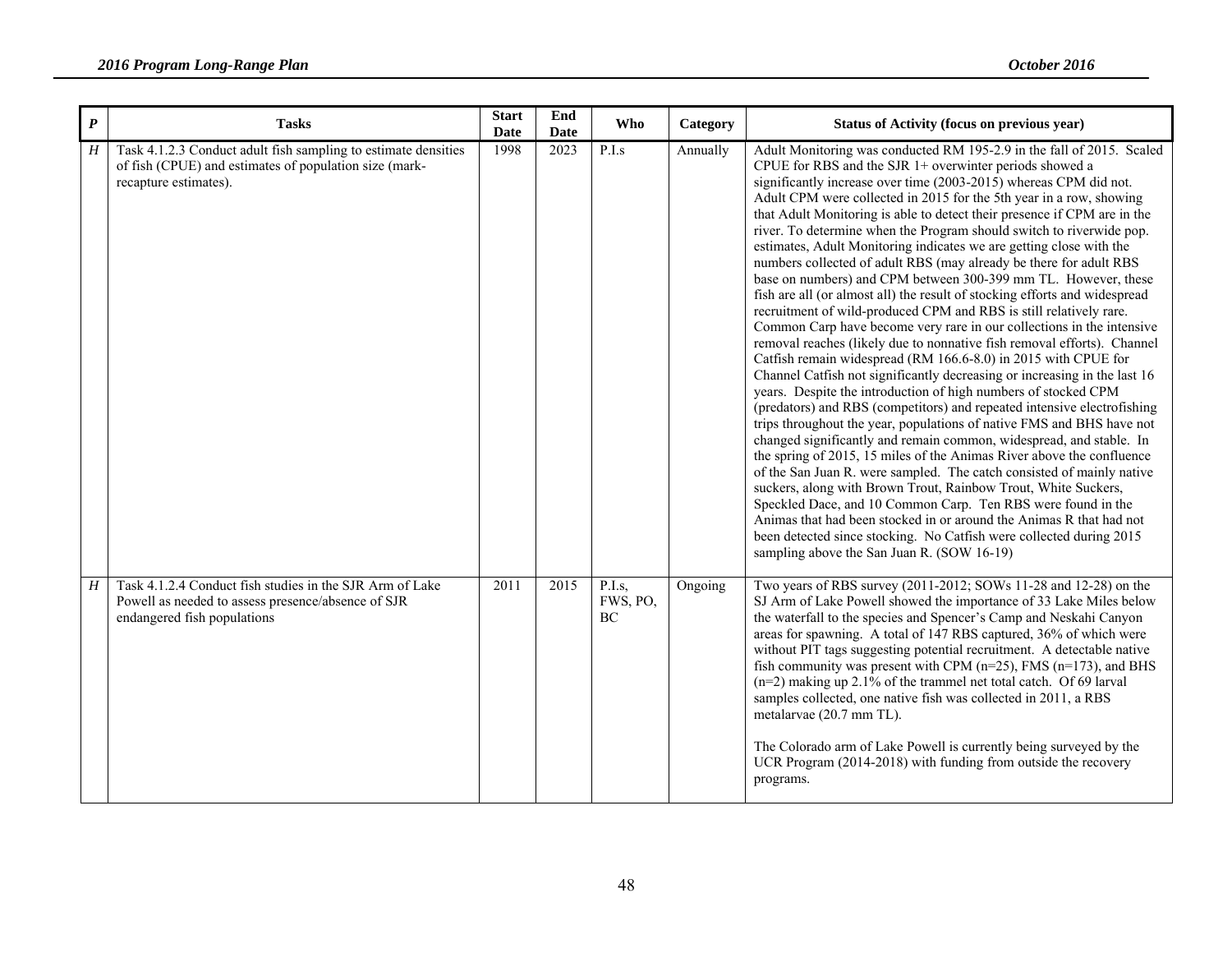| *P* | Tasks | Start Date | End Date | Who | Category | Status of Activity (focus on previous year) |
|---|---|---|---|---|---|---|
| *H* | Task 4.1.2.3 Conduct adult fish sampling to estimate densities of fish (CPUE) and estimates of population size (mark-recapture estimates). | 1998 | 2023 | P.I.s | Annually | Adult Monitoring was conducted RM 195-2.9 in the fall of 2015. Scaled CPUE for RBS and the SJR 1+ overwinter periods showed a significantly increase over time (2003-2015) whereas CPM did not. Adult CPM were collected in 2015 for the 5th year in a row, showing that Adult Monitoring is able to detect their presence if CPM are in the river. To determine when the Program should switch to riverwide pop. estimates, Adult Monitoring indicates we are getting close with the numbers collected of adult RBS (may already be there for adult RBS base on numbers) and CPM between 300-399 mm TL. However, these fish are all (or almost all) the result of stocking efforts and widespread recruitment of wild-produced CPM and RBS is still relatively rare. Common Carp have become very rare in our collections in the intensive removal reaches (likely due to nonnative fish removal efforts). Channel Catfish remain widespread (RM 166.6-8.0) in 2015 with CPUE for Channel Catfish not significantly decreasing or increasing in the last 16 years. Despite the introduction of high numbers of stocked CPM (predators) and RBS (competitors) and repeated intensive electrofishing trips throughout the year, populations of native FMS and BHS have not changed significantly and remain common, widespread, and stable. In the spring of 2015, 15 miles of the Animas River above the confluence of the San Juan R. were sampled. The catch consisted of mainly native suckers, along with Brown Trout, Rainbow Trout, White Suckers, Speckled Dace, and 10 Common Carp. Ten RBS were found in the Animas that had been stocked in or around the Animas R that had not been detected since stocking. No Catfish were collected during 2015 sampling above the San Juan R. (SOW 16-19) |
| *H* | Task 4.1.2.4 Conduct fish studies in the SJR Arm of Lake Powell as needed to assess presence/absence of SJR endangered fish populations | 2011 | 2015 | P.I.s, FWS, PO, BC | Ongoing | Two years of RBS survey (2011-2012; SOWs 11-28 and 12-28) on the SJ Arm of Lake Powell showed the importance of 33 Lake Miles below the waterfall to the species and Spencer's Camp and Neskahi Canyon areas for spawning. A total of 147 RBS captured, 36% of which were without PIT tags suggesting potential recruitment. A detectable native fish community was present with CPM (n=25), FMS (n=173), and BHS (n=2) making up 2.1% of the trammel net total catch. Of 69 larval samples collected, one native fish was collected in 2011, a RBS metalarvae (20.7 mm TL).<br><br>The Colorado arm of Lake Powell is currently being surveyed by the UCR Program (2014-2018) with funding from outside the recovery programs. |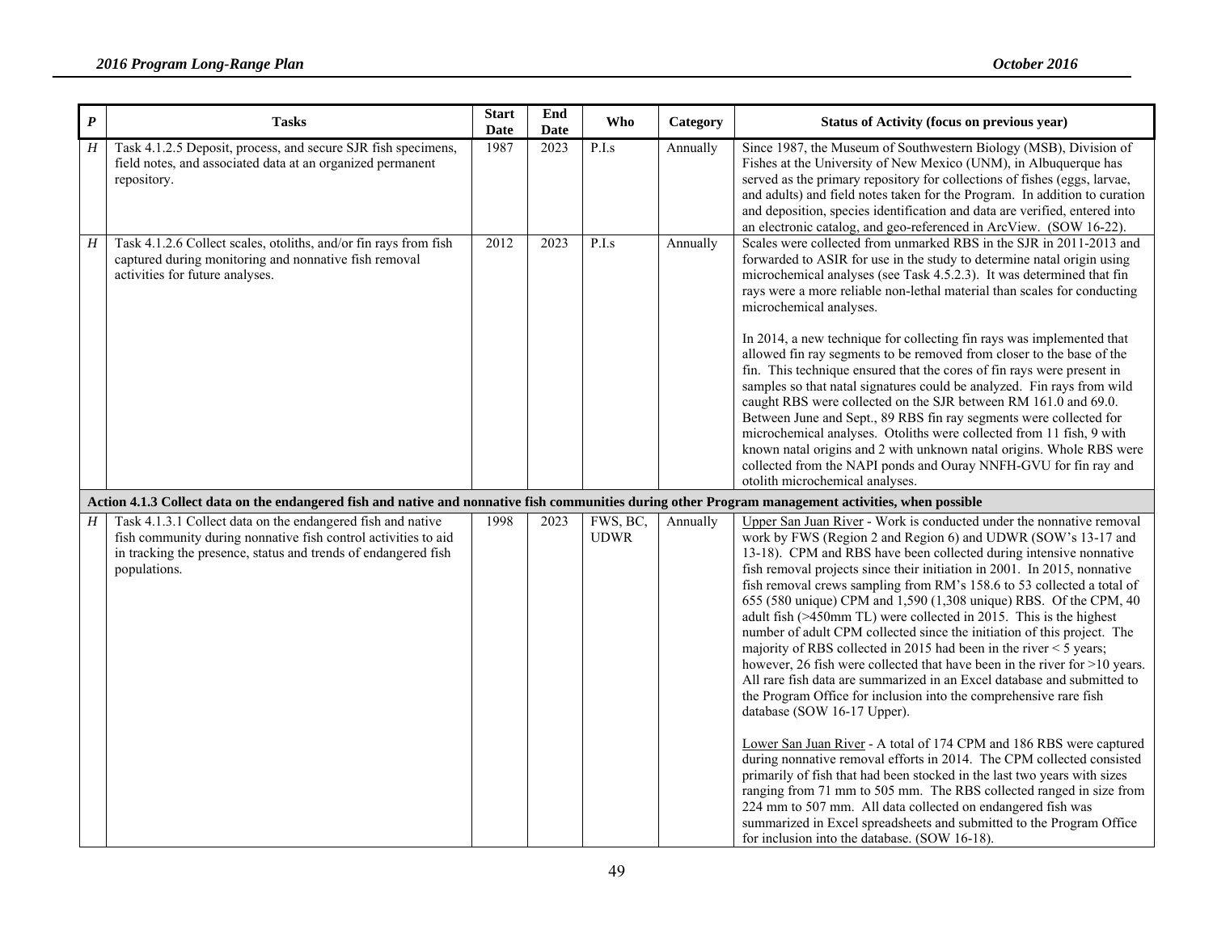| P | Tasks | Start Date | End Date | Who | Category | Status of Activity (focus on previous year) |
|---|---|---|---|---|---|---|
| H | Task 4.1.2.5 Deposit, process, and secure SJR fish specimens, field notes, and associated data at an organized permanent repository. | 1987 | 2023 | P.I.s | Annually | Since 1987, the Museum of Southwestern Biology (MSB), Division of Fishes at the University of New Mexico (UNM), in Albuquerque has served as the primary repository for collections of fishes (eggs, larvae, and adults) and field notes taken for the Program. In addition to curation and deposition, species identification and data are verified, entered into an electronic catalog, and geo-referenced in ArcView. (SOW 16-22). |
| H | Task 4.1.2.6 Collect scales, otoliths, and/or fin rays from fish captured during monitoring and nonnative fish removal activities for future analyses. | 2012 | 2023 | P.I.s | Annually | Scales were collected from unmarked RBS in the SJR in 2011-2013 and forwarded to ASIR for use in the study to determine natal origin using microchemical analyses (see Task 4.5.2.3). It was determined that fin rays were a more reliable non-lethal material than scales for conducting microchemical analyses.<br><br>In 2014, a new technique for collecting fin rays was implemented that allowed fin ray segments to be removed from closer to the base of the fin. This technique ensured that the cores of fin rays were present in samples so that natal signatures could be analyzed. Fin rays from wild caught RBS were collected on the SJR between RM 161.0 and 69.0. Between June and Sept., 89 RBS fin ray segments were collected for microchemical analyses. Otoliths were collected from 11 fish, 9 with known natal origins and 2 with unknown natal origins. Whole RBS were collected from the NAPI ponds and Ouray NNFH-GVU for fin ray and otolith microchemical analyses. |
| **Action 4.1.3 Collect data on the endangered fish and native and nonnative fish communities during other Program management activities, when possible** | | | | | | |
| H | Task 4.1.3.1 Collect data on the endangered fish and native fish community during nonnative fish control activities to aid in tracking the presence, status and trends of endangered fish populations. | 1998 | 2023 | FWS, BC, UDWR | Annually | Upper San Juan River - Work is conducted under the nonnative removal work by FWS (Region 2 and Region 6) and UDWR (SOW's 13-17 and 13-18). CPM and RBS have been collected during intensive nonnative fish removal projects since their initiation in 2001. In 2015, nonnative fish removal crews sampling from RM's 158.6 to 53 collected a total of 655 (580 unique) CPM and 1,590 (1,308 unique) RBS. Of the CPM, 40 adult fish (>450mm TL) were collected in 2015. This is the highest number of adult CPM collected since the initiation of this project. The majority of RBS collected in 2015 had been in the river < 5 years; however, 26 fish were collected that have been in the river for >10 years. All rare fish data are summarized in an Excel database and submitted to the Program Office for inclusion into the comprehensive rare fish database (SOW 16-17 Upper).<br><br>Lower San Juan River - A total of 174 CPM and 186 RBS were captured during nonnative removal efforts in 2014. The CPM collected consisted primarily of fish that had been stocked in the last two years with sizes ranging from 71 mm to 505 mm. The RBS collected ranged in size from 224 mm to 507 mm. All data collected on endangered fish was summarized in Excel spreadsheets and submitted to the Program Office for inclusion into the database. (SOW 16-18). |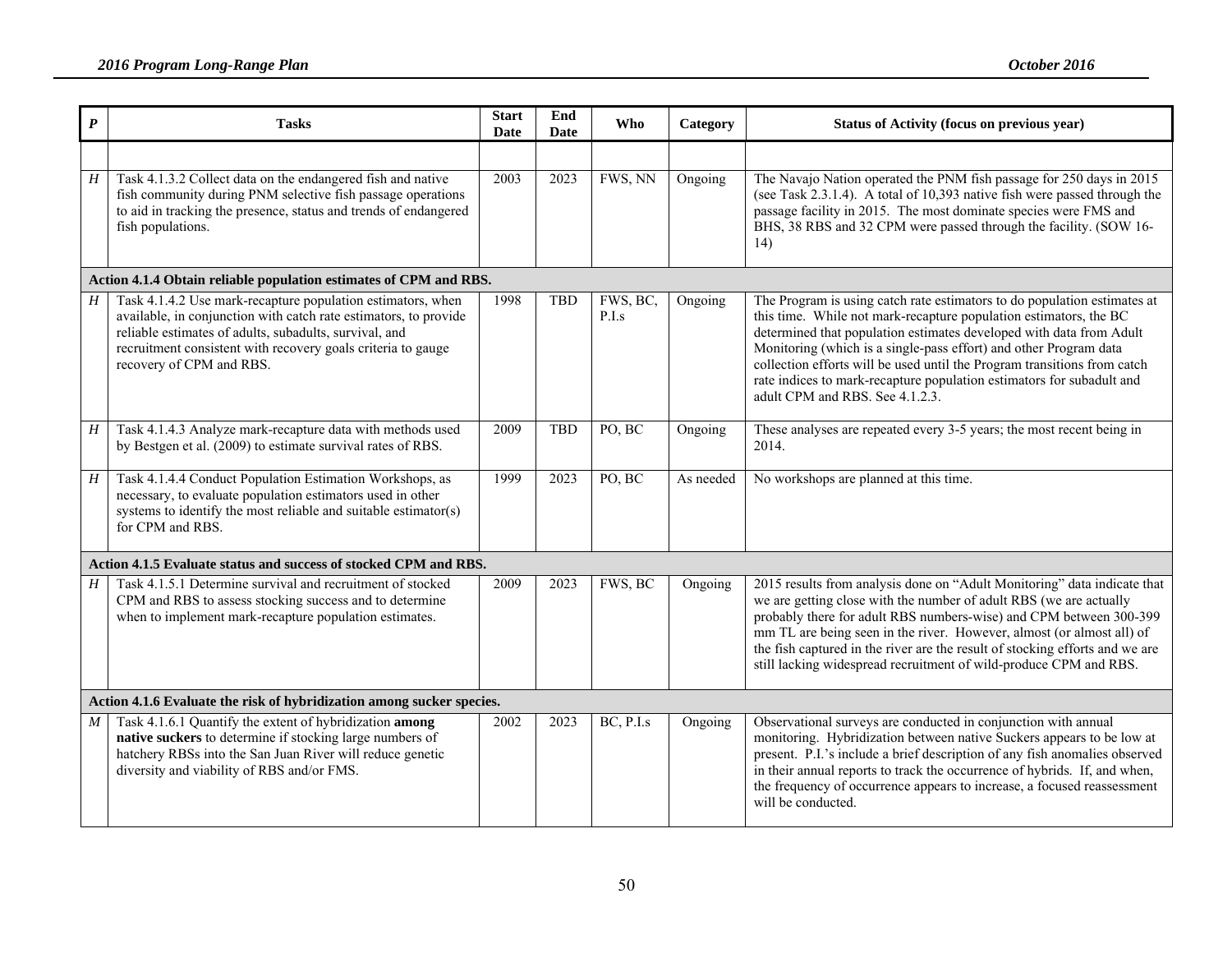| P | Tasks | Start Date | End Date | Who | Category | Status of Activity (focus on previous year) |
|---|---|---|---|---|---|---|
| | | | | | | |
| H | Task 4.1.3.2 Collect data on the endangered fish and native fish community during PNM selective fish passage operations to aid in tracking the presence, status and trends of endangered fish populations. | 2003 | 2023 | FWS, NN | Ongoing | The Navajo Nation operated the PNM fish passage for 250 days in 2015 (see Task 2.3.1.4). A total of 10,393 native fish were passed through the passage facility in 2015. The most dominate species were FMS and BHS, 38 RBS and 32 CPM were passed through the facility. (SOW 16-14) |
| **Action 4.1.4 Obtain reliable population estimates of CPM and RBS.** | | | | | | |
| H | Task 4.1.4.2 Use mark-recapture population estimators, when available, in conjunction with catch rate estimators, to provide reliable estimates of adults, subadults, survival, and recruitment consistent with recovery goals criteria to gauge recovery of CPM and RBS. | 1998 | TBD | FWS, BC, P.I.s | Ongoing | The Program is using catch rate estimators to do population estimates at this time. While not mark-recapture population estimators, the BC determined that population estimates developed with data from Adult Monitoring (which is a single-pass effort) and other Program data collection efforts will be used until the Program transitions from catch rate indices to mark-recapture population estimators for subadult and adult CPM and RBS. See 4.1.2.3. |
| H | Task 4.1.4.3 Analyze mark-recapture data with methods used by Bestgen et al. (2009) to estimate survival rates of RBS. | 2009 | TBD | PO, BC | Ongoing | These analyses are repeated every 3-5 years; the most recent being in 2014. |
| H | Task 4.1.4.4 Conduct Population Estimation Workshops, as necessary, to evaluate population estimators used in other systems to identify the most reliable and suitable estimator(s) for CPM and RBS. | 1999 | 2023 | PO, BC | As needed | No workshops are planned at this time. |
| **Action 4.1.5 Evaluate status and success of stocked CPM and RBS.** | | | | | | |
| H | Task 4.1.5.1 Determine survival and recruitment of stocked CPM and RBS to assess stocking success and to determine when to implement mark-recapture population estimates. | 2009 | 2023 | FWS, BC | Ongoing | 2015 results from analysis done on "Adult Monitoring" data indicate that we are getting close with the number of adult RBS (we are actually probably there for adult RBS numbers-wise) and CPM between 300-399 mm TL are being seen in the river. However, almost (or almost all) of the fish captured in the river are the result of stocking efforts and we are still lacking widespread recruitment of wild-produce CPM and RBS. |
| **Action 4.1.6 Evaluate the risk of hybridization among sucker species.** | | | | | | |
| M | Task 4.1.6.1 Quantify the extent of hybridization **among native suckers** to determine if stocking large numbers of hatchery RBSs into the San Juan River will reduce genetic diversity and viability of RBS and/or FMS. | 2002 | 2023 | BC, P.I.s | Ongoing | Observational surveys are conducted in conjunction with annual monitoring. Hybridization between native Suckers appears to be low at present. P.I.'s include a brief description of any fish anomalies observed in their annual reports to track the occurrence of hybrids. If, and when, the frequency of occurrence appears to increase, a focused reassessment will be conducted. |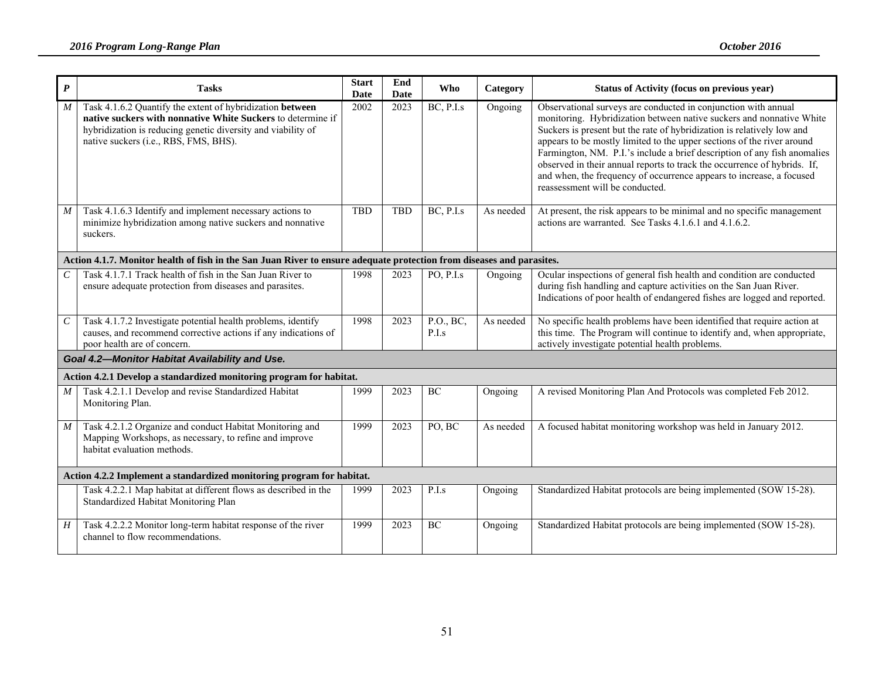| *P* | Tasks | Start Date | End Date | Who | Category | Status of Activity (focus on previous year) |
|---|---|---|---|---|---|---|
| *M* | Task 4.1.6.2 Quantify the extent of hybridization **between native suckers with nonnative White Suckers** to determine if hybridization is reducing genetic diversity and viability of native suckers (i.e., RBS, FMS, BHS). | 2002 | 2023 | BC, P.I.s | Ongoing | Observational surveys are conducted in conjunction with annual monitoring. Hybridization between native suckers and nonnative White Suckers is present but the rate of hybridization is relatively low and appears to be mostly limited to the upper sections of the river around Farmington, NM. P.I.'s include a brief description of any fish anomalies observed in their annual reports to track the occurrence of hybrids. If, and when, the frequency of occurrence appears to increase, a focused reassessment will be conducted. |
| *M* | Task 4.1.6.3 Identify and implement necessary actions to minimize hybridization among native suckers and nonnative suckers. | TBD | TBD | BC, P.I.s | As needed | At present, the risk appears to be minimal and no specific management actions are warranted. See Tasks 4.1.6.1 and 4.1.6.2. |
| **Action 4.1.7. Monitor health of fish in the San Juan River to ensure adequate protection from diseases and parasites.** | | | | | | |
| *C* | Task 4.1.7.1 Track health of fish in the San Juan River to ensure adequate protection from diseases and parasites. | 1998 | 2023 | PO, P.I.s | Ongoing | Ocular inspections of general fish health and condition are conducted during fish handling and capture activities on the San Juan River. Indications of poor health of endangered fishes are logged and reported. |
| *C* | Task 4.1.7.2 Investigate potential health problems, identify causes, and recommend corrective actions if any indications of poor health are of concern. | 1998 | 2023 | P.O., BC, P.I.s | As needed | No specific health problems have been identified that require action at this time. The Program will continue to identify and, when appropriate, actively investigate potential health problems. |
| ***Goal 4.2—Monitor Habitat Availability and Use.*** | | | | | | |
| **Action 4.2.1 Develop a standardized monitoring program for habitat.** | | | | | | |
| *M* | Task 4.2.1.1 Develop and revise Standardized Habitat Monitoring Plan. | 1999 | 2023 | BC | Ongoing | A revised Monitoring Plan And Protocols was completed Feb 2012. |
| *M* | Task 4.2.1.2 Organize and conduct Habitat Monitoring and Mapping Workshops, as necessary, to refine and improve habitat evaluation methods. | 1999 | 2023 | PO, BC | As needed | A focused habitat monitoring workshop was held in January 2012. |
| **Action 4.2.2 Implement a standardized monitoring program for habitat.** | | | | | | |
| | Task 4.2.2.1 Map habitat at different flows as described in the Standardized Habitat Monitoring Plan | 1999 | 2023 | P.I.s | Ongoing | Standardized Habitat protocols are being implemented (SOW 15-28). |
| *H* | Task 4.2.2.2 Monitor long-term habitat response of the river channel to flow recommendations. | 1999 | 2023 | BC | Ongoing | Standardized Habitat protocols are being implemented (SOW 15-28). |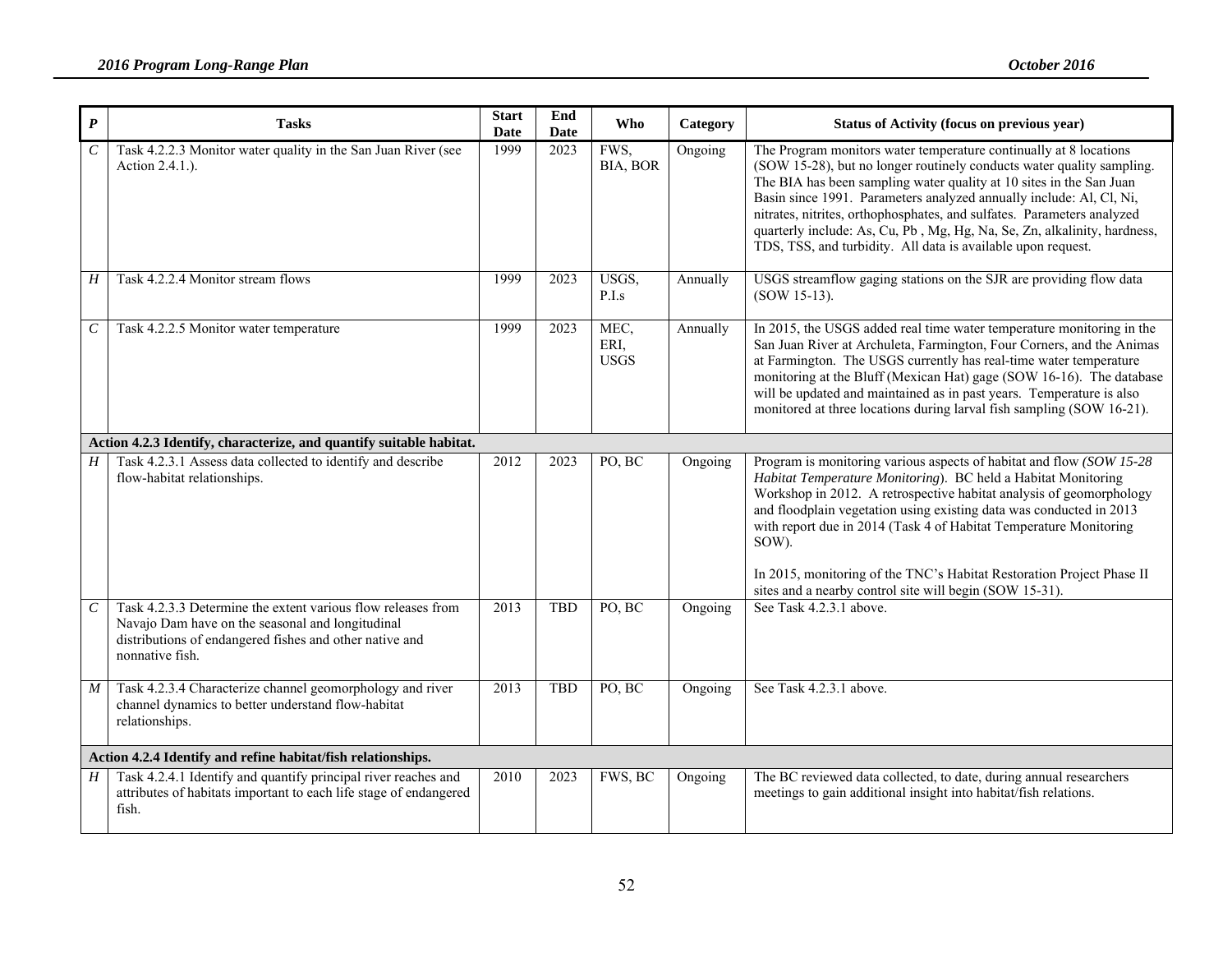| *P* | Tasks | Start Date | End Date | Who | Category | Status of Activity (focus on previous year) |
|---|---|---|---|---|---|---|
| *C* | Task 4.2.2.3 Monitor water quality in the San Juan River (see Action 2.4.1.). | 1999 | 2023 | FWS, BIA, BOR | Ongoing | The Program monitors water temperature continually at 8 locations (SOW 15-28), but no longer routinely conducts water quality sampling. The BIA has been sampling water quality at 10 sites in the San Juan Basin since 1991. Parameters analyzed annually include: Al, Cl, Ni, nitrates, nitrites, orthophosphates, and sulfates. Parameters analyzed quarterly include: As, Cu, Pb , Mg, Hg, Na, Se, Zn, alkalinity, hardness, TDS, TSS, and turbidity. All data is available upon request. |
| *H* | Task 4.2.2.4 Monitor stream flows | 1999 | 2023 | USGS, P.I.s | Annually | USGS streamflow gaging stations on the SJR are providing flow data (SOW 15-13). |
| *C* | Task 4.2.2.5 Monitor water temperature | 1999 | 2023 | MEC, ERI, USGS | Annually | In 2015, the USGS added real time water temperature monitoring in the San Juan River at Archuleta, Farmington, Four Corners, and the Animas at Farmington. The USGS currently has real-time water temperature monitoring at the Bluff (Mexican Hat) gage (SOW 16-16). The database will be updated and maintained as in past years. Temperature is also monitored at three locations during larval fish sampling (SOW 16-21). |
| **Action 4.2.3 Identify, characterize, and quantify suitable habitat.** | | | | | | |
| *H* | Task 4.2.3.1 Assess data collected to identify and describe flow-habitat relationships. | 2012 | 2023 | PO, BC | Ongoing | Program is monitoring various aspects of habitat and flow *(SOW 15-28 Habitat Temperature Monitoring*). BC held a Habitat Monitoring Workshop in 2012. A retrospective habitat analysis of geomorphology and floodplain vegetation using existing data was conducted in 2013 with report due in 2014 (Task 4 of Habitat Temperature Monitoring SOW).<br><br>In 2015, monitoring of the TNC's Habitat Restoration Project Phase II sites and a nearby control site will begin (SOW 15-31). |
| *C* | Task 4.2.3.3 Determine the extent various flow releases from Navajo Dam have on the seasonal and longitudinal distributions of endangered fishes and other native and nonnative fish. | 2013 | TBD | PO, BC | Ongoing | See Task 4.2.3.1 above. |
| *M* | Task 4.2.3.4 Characterize channel geomorphology and river channel dynamics to better understand flow-habitat relationships. | 2013 | TBD | PO, BC | Ongoing | See Task 4.2.3.1 above. |
| **Action 4.2.4 Identify and refine habitat/fish relationships.** | | | | | | |
| *H* | Task 4.2.4.1 Identify and quantify principal river reaches and attributes of habitats important to each life stage of endangered fish. | 2010 | 2023 | FWS, BC | Ongoing | The BC reviewed data collected, to date, during annual researchers meetings to gain additional insight into habitat/fish relations. |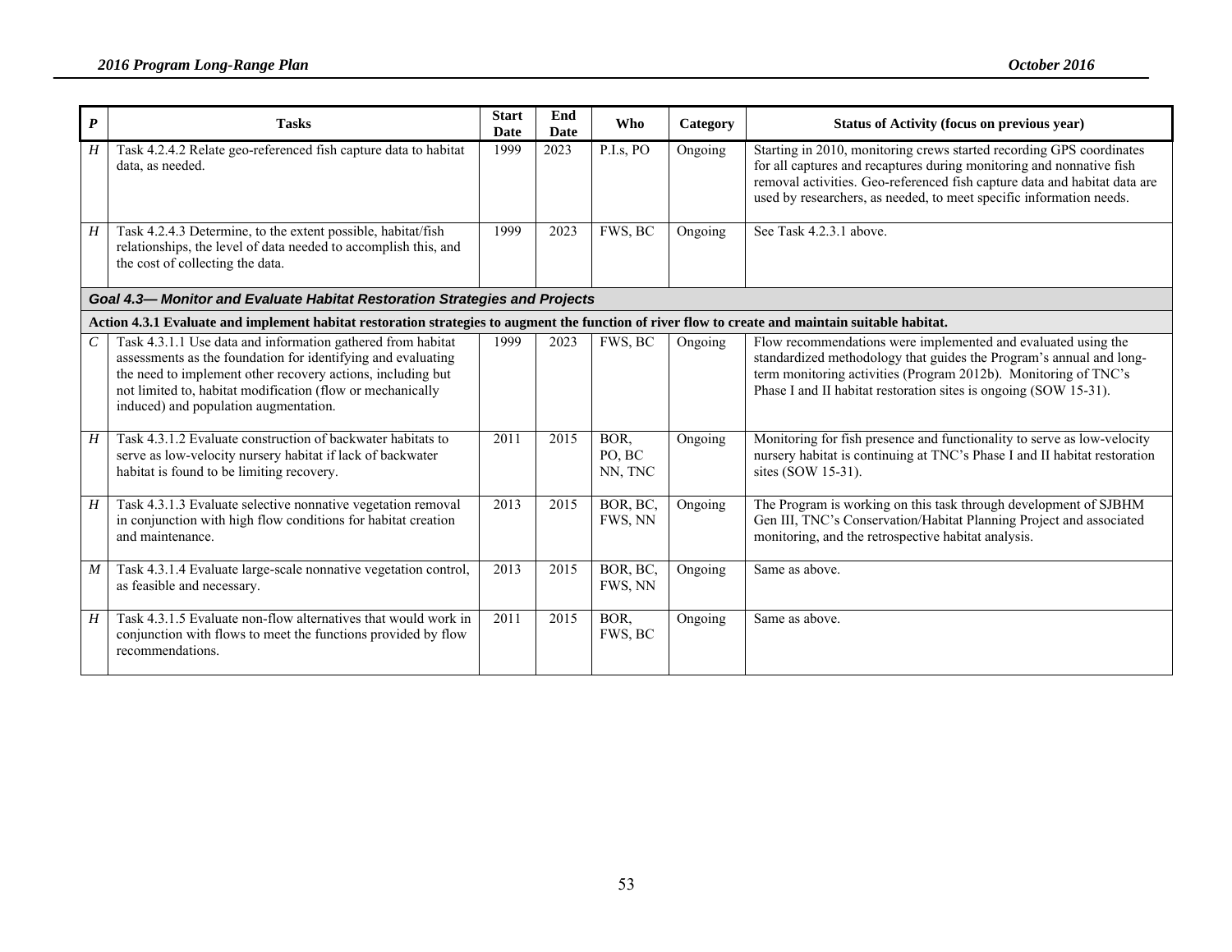| *P* | Tasks | Start Date | End Date | Who | Category | Status of Activity (focus on previous year) |
|---|---|---|---|---|---|---|
| *H* | Task 4.2.4.2 Relate geo-referenced fish capture data to habitat data, as needed. | 1999 | 2023 | P.I.s, PO | Ongoing | Starting in 2010, monitoring crews started recording GPS coordinates for all captures and recaptures during monitoring and nonnative fish removal activities. Geo-referenced fish capture data and habitat data are used by researchers, as needed, to meet specific information needs. |
| *H* | Task 4.2.4.3 Determine, to the extent possible, habitat/fish relationships, the level of data needed to accomplish this, and the cost of collecting the data. | 1999 | 2023 | FWS, BC | Ongoing | See Task 4.2.3.1 above. |
| ***Goal 4.3— Monitor and Evaluate Habitat Restoration Strategies and Projects*** | | | | | | |
| **Action 4.3.1 Evaluate and implement habitat restoration strategies to augment the function of river flow to create and maintain suitable habitat.** | | | | | | |
| *C* | Task 4.3.1.1 Use data and information gathered from habitat assessments as the foundation for identifying and evaluating the need to implement other recovery actions, including but not limited to, habitat modification (flow or mechanically induced) and population augmentation. | 1999 | 2023 | FWS, BC | Ongoing | Flow recommendations were implemented and evaluated using the standardized methodology that guides the Program's annual and long-term monitoring activities (Program 2012b). Monitoring of TNC's Phase I and II habitat restoration sites is ongoing (SOW 15-31). |
| *H* | Task 4.3.1.2 Evaluate construction of backwater habitats to serve as low-velocity nursery habitat if lack of backwater habitat is found to be limiting recovery. | 2011 | 2015 | BOR, PO, BC NN, TNC | Ongoing | Monitoring for fish presence and functionality to serve as low-velocity nursery habitat is continuing at TNC's Phase I and II habitat restoration sites (SOW 15-31). |
| *H* | Task 4.3.1.3 Evaluate selective nonnative vegetation removal in conjunction with high flow conditions for habitat creation and maintenance. | 2013 | 2015 | BOR, BC, FWS, NN | Ongoing | The Program is working on this task through development of SJBHM Gen III, TNC's Conservation/Habitat Planning Project and associated monitoring, and the retrospective habitat analysis. |
| *M* | Task 4.3.1.4 Evaluate large-scale nonnative vegetation control, as feasible and necessary. | 2013 | 2015 | BOR, BC, FWS, NN | Ongoing | Same as above. |
| *H* | Task 4.3.1.5 Evaluate non-flow alternatives that would work in conjunction with flows to meet the functions provided by flow recommendations. | 2011 | 2015 | BOR, FWS, BC | Ongoing | Same as above. |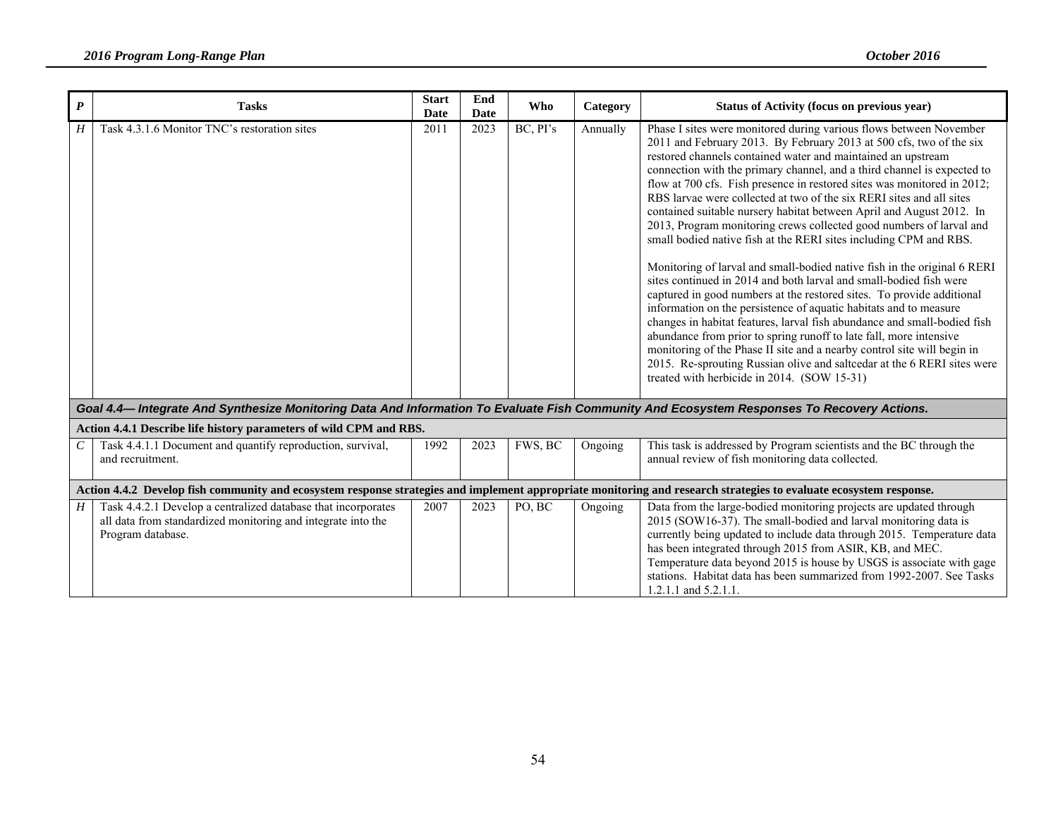| P | Tasks | Start Date | End Date | Who | Category | Status of Activity (focus on previous year) |
|---|---|---|---|---|---|---|
| H | Task 4.3.1.6 Monitor TNC's restoration sites | 2011 | 2023 | BC, PI's | Annually | Phase I sites were monitored during various flows between November 2011 and February 2013. By February 2013 at 500 cfs, two of the six restored channels contained water and maintained an upstream connection with the primary channel, and a third channel is expected to flow at 700 cfs. Fish presence in restored sites was monitored in 2012; RBS larvae were collected at two of the six RERI sites and all sites contained suitable nursery habitat between April and August 2012. In 2013, Program monitoring crews collected good numbers of larval and small bodied native fish at the RERI sites including CPM and RBS.<br><br>Monitoring of larval and small-bodied native fish in the original 6 RERI sites continued in 2014 and both larval and small-bodied fish were captured in good numbers at the restored sites. To provide additional information on the persistence of aquatic habitats and to measure changes in habitat features, larval fish abundance and small-bodied fish abundance from prior to spring runoff to late fall, more intensive monitoring of the Phase II site and a nearby control site will begin in 2015. Re-sprouting Russian olive and saltcedar at the 6 RERI sites were treated with herbicide in 2014. (SOW 15-31) |
| ***Goal 4.4— Integrate And Synthesize Monitoring Data And Information To Evaluate Fish Community And Ecosystem Responses To Recovery Actions.*** | | | | | | |
| **Action 4.4.1 Describe life history parameters of wild CPM and RBS.** | | | | | | |
| C | Task 4.4.1.1 Document and quantify reproduction, survival, and recruitment. | 1992 | 2023 | FWS, BC | Ongoing | This task is addressed by Program scientists and the BC through the annual review of fish monitoring data collected. |
| **Action 4.4.2 Develop fish community and ecosystem response strategies and implement appropriate monitoring and research strategies to evaluate ecosystem response.** | | | | | | |
| H | Task 4.4.2.1 Develop a centralized database that incorporates all data from standardized monitoring and integrate into the Program database. | 2007 | 2023 | PO, BC | Ongoing | Data from the large-bodied monitoring projects are updated through 2015 (SOW16-37). The small-bodied and larval monitoring data is currently being updated to include data through 2015. Temperature data has been integrated through 2015 from ASIR, KB, and MEC. Temperature data beyond 2015 is house by USGS is associate with gage stations. Habitat data has been summarized from 1992-2007. See Tasks 1.2.1.1 and 5.2.1.1. |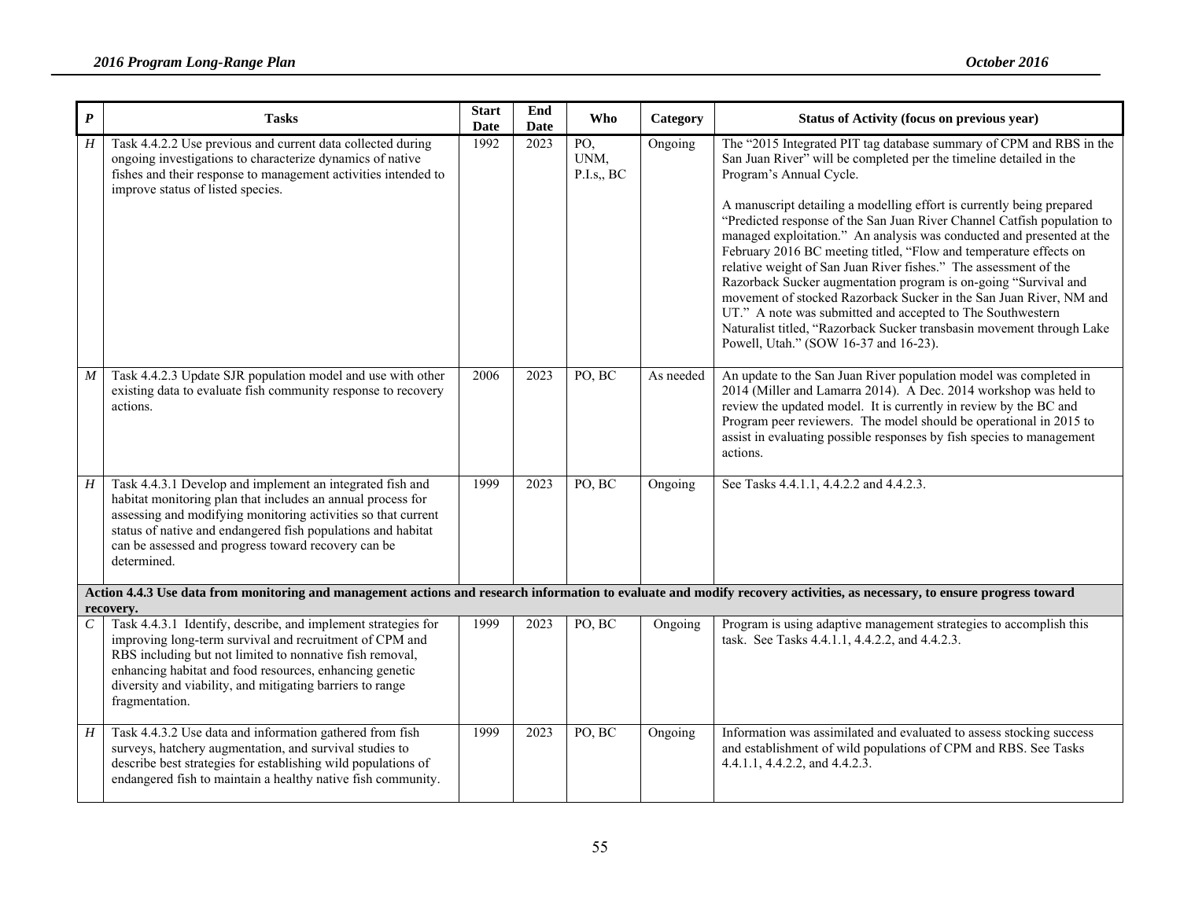| P | Tasks | Start Date | End Date | Who | Category | Status of Activity (focus on previous year) |
|---|---|---|---|---|---|---|
| *H* | Task 4.4.2.2 Use previous and current data collected during ongoing investigations to characterize dynamics of native fishes and their response to management activities intended to improve status of listed species. | 1992 | 2023 | PO, UNM, P.I.s,, BC | Ongoing | The "2015 Integrated PIT tag database summary of CPM and RBS in the San Juan River" will be completed per the timeline detailed in the Program's Annual Cycle.<br><br>A manuscript detailing a modelling effort is currently being prepared "Predicted response of the San Juan River Channel Catfish population to managed exploitation." An analysis was conducted and presented at the February 2016 BC meeting titled, "Flow and temperature effects on relative weight of San Juan River fishes." The assessment of the Razorback Sucker augmentation program is on-going "Survival and movement of stocked Razorback Sucker in the San Juan River, NM and UT." A note was submitted and accepted to The Southwestern Naturalist titled, "Razorback Sucker transbasin movement through Lake Powell, Utah." (SOW 16-37 and 16-23). |
| *M* | Task 4.4.2.3 Update SJR population model and use with other existing data to evaluate fish community response to recovery actions. | 2006 | 2023 | PO, BC | As needed | An update to the San Juan River population model was completed in 2014 (Miller and Lamarra 2014). A Dec. 2014 workshop was held to review the updated model. It is currently in review by the BC and Program peer reviewers. The model should be operational in 2015 to assist in evaluating possible responses by fish species to management actions. |
| *H* | Task 4.4.3.1 Develop and implement an integrated fish and habitat monitoring plan that includes an annual process for assessing and modifying monitoring activities so that current status of native and endangered fish populations and habitat can be assessed and progress toward recovery can be determined. | 1999 | 2023 | PO, BC | Ongoing | See Tasks 4.4.1.1, 4.4.2.2 and 4.4.2.3. |
| **Action 4.4.3 Use data from monitoring and management actions and research information to evaluate and modify recovery activities, as necessary, to ensure progress toward recovery.** | | | | | | |
| *C* | Task 4.4.3.1 Identify, describe, and implement strategies for improving long-term survival and recruitment of CPM and RBS including but not limited to nonnative fish removal, enhancing habitat and food resources, enhancing genetic diversity and viability, and mitigating barriers to range fragmentation. | 1999 | 2023 | PO, BC | Ongoing | Program is using adaptive management strategies to accomplish this task. See Tasks 4.4.1.1, 4.4.2.2, and 4.4.2.3. |
| *H* | Task 4.4.3.2 Use data and information gathered from fish surveys, hatchery augmentation, and survival studies to describe best strategies for establishing wild populations of endangered fish to maintain a healthy native fish community. | 1999 | 2023 | PO, BC | Ongoing | Information was assimilated and evaluated to assess stocking success and establishment of wild populations of CPM and RBS. See Tasks 4.4.1.1, 4.4.2.2, and 4.4.2.3. |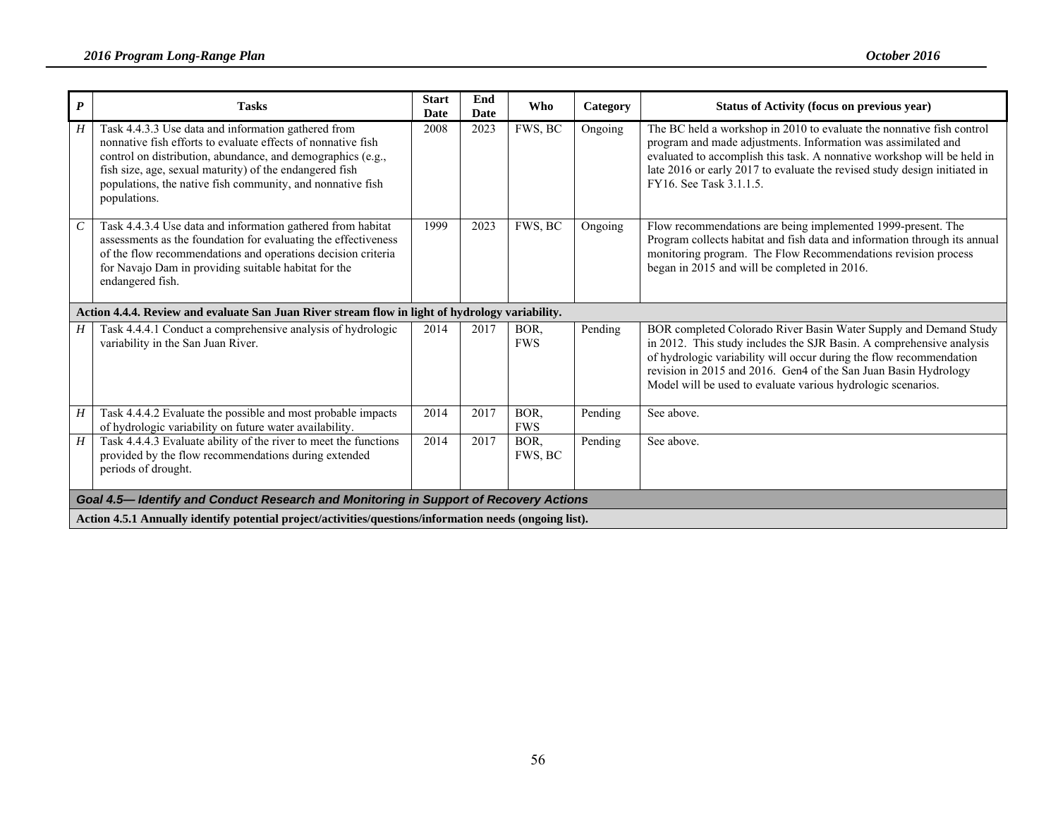| P | Tasks | Start Date | End Date | Who | Category | Status of Activity (focus on previous year) |
|---|---|---|---|---|---|---|
| H | Task 4.4.3.3 Use data and information gathered from nonnative fish efforts to evaluate effects of nonnative fish control on distribution, abundance, and demographics (e.g., fish size, age, sexual maturity) of the endangered fish populations, the native fish community, and nonnative fish populations. | 2008 | 2023 | FWS, BC | Ongoing | The BC held a workshop in 2010 to evaluate the nonnative fish control program and made adjustments. Information was assimilated and evaluated to accomplish this task. A nonnative workshop will be held in late 2016 or early 2017 to evaluate the revised study design initiated in FY16. See Task 3.1.1.5. |
| C | Task 4.4.3.4 Use data and information gathered from habitat assessments as the foundation for evaluating the effectiveness of the flow recommendations and operations decision criteria for Navajo Dam in providing suitable habitat for the endangered fish. | 1999 | 2023 | FWS, BC | Ongoing | Flow recommendations are being implemented 1999-present. The Program collects habitat and fish data and information through its annual monitoring program. The Flow Recommendations revision process began in 2015 and will be completed in 2016. |
| **Action 4.4.4. Review and evaluate San Juan River stream flow in light of hydrology variability.** | | | | | | |
| H | Task 4.4.4.1 Conduct a comprehensive analysis of hydrologic variability in the San Juan River. | 2014 | 2017 | BOR, FWS | Pending | BOR completed Colorado River Basin Water Supply and Demand Study in 2012. This study includes the SJR Basin. A comprehensive analysis of hydrologic variability will occur during the flow recommendation revision in 2015 and 2016. Gen4 of the San Juan Basin Hydrology Model will be used to evaluate various hydrologic scenarios. |
| H | Task 4.4.4.2 Evaluate the possible and most probable impacts of hydrologic variability on future water availability. | 2014 | 2017 | BOR, FWS | Pending | See above. |
| H | Task 4.4.4.3 Evaluate ability of the river to meet the functions provided by the flow recommendations during extended periods of drought. | 2014 | 2017 | BOR, FWS, BC | Pending | See above. |
| ***Goal 4.5— Identify and Conduct Research and Monitoring in Support of Recovery Actions*** | | | | | | |
| **Action 4.5.1 Annually identify potential project/activities/questions/information needs (ongoing list).** | | | | | | |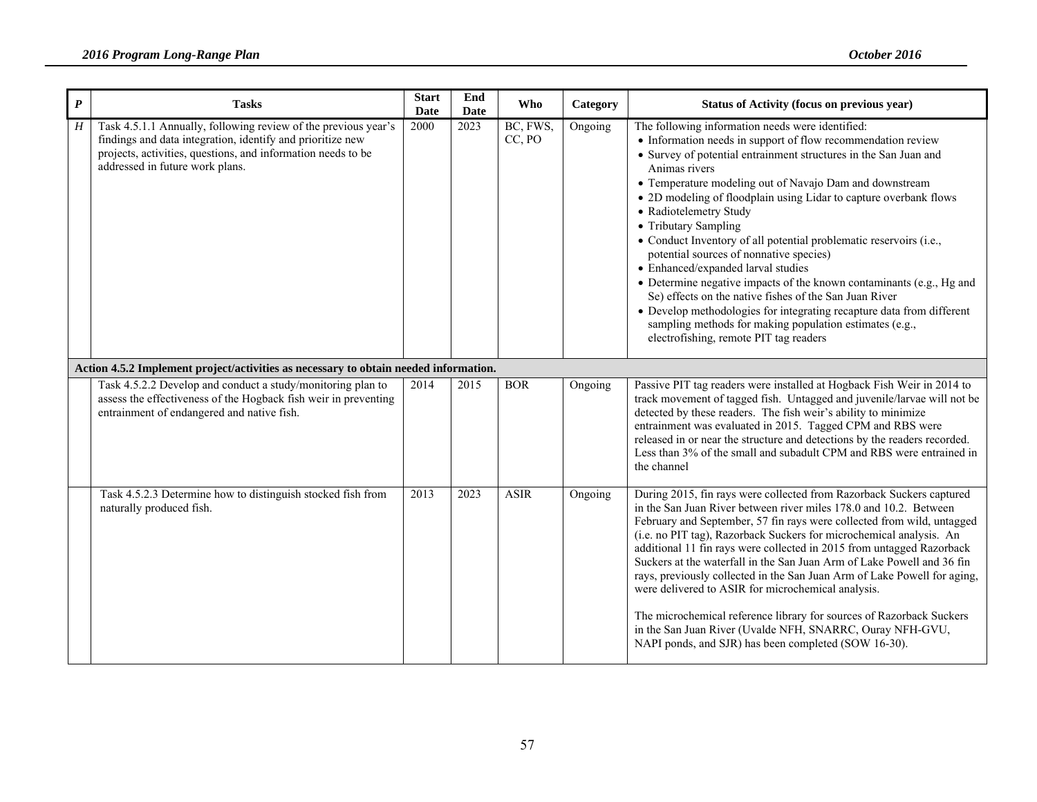| P | Tasks | Start Date | End Date | Who | Category | Status of Activity (focus on previous year) |
|---|---|---|---|---|---|---|
| H | Task 4.5.1.1 Annually, following review of the previous year's findings and data integration, identify and prioritize new projects, activities, questions, and information needs to be addressed in future work plans. | 2000 | 2023 | BC, FWS, CC, PO | Ongoing | The following information needs were identified:<br>• Information needs in support of flow recommendation review<br>• Survey of potential entrainment structures in the San Juan and Animas rivers<br>• Temperature modeling out of Navajo Dam and downstream<br>• 2D modeling of floodplain using Lidar to capture overbank flows<br>• Radiotelemetry Study<br>• Tributary Sampling<br>• Conduct Inventory of all potential problematic reservoirs (i.e., potential sources of nonnative species)<br>• Enhanced/expanded larval studies<br>• Determine negative impacts of the known contaminants (e.g., Hg and Se) effects on the native fishes of the San Juan River<br>• Develop methodologies for integrating recapture data from different sampling methods for making population estimates (e.g., electrofishing, remote PIT tag readers |
| **Action 4.5.2 Implement project/activities as necessary to obtain needed information.** | | | | | | |
| | Task 4.5.2.2 Develop and conduct a study/monitoring plan to assess the effectiveness of the Hogback fish weir in preventing entrainment of endangered and native fish. | 2014 | 2015 | BOR | Ongoing | Passive PIT tag readers were installed at Hogback Fish Weir in 2014 to track movement of tagged fish. Untagged and juvenile/larvae will not be detected by these readers. The fish weir's ability to minimize entrainment was evaluated in 2015. Tagged CPM and RBS were released in or near the structure and detections by the readers recorded. Less than 3% of the small and subadult CPM and RBS were entrained in the channel |
| | Task 4.5.2.3 Determine how to distinguish stocked fish from naturally produced fish. | 2013 | 2023 | ASIR | Ongoing | During 2015, fin rays were collected from Razorback Suckers captured in the San Juan River between river miles 178.0 and 10.2. Between February and September, 57 fin rays were collected from wild, untagged (i.e. no PIT tag), Razorback Suckers for microchemical analysis. An additional 11 fin rays were collected in 2015 from untagged Razorback Suckers at the waterfall in the San Juan Arm of Lake Powell and 36 fin rays, previously collected in the San Juan Arm of Lake Powell for aging, were delivered to ASIR for microchemical analysis.<br><br>The microchemical reference library for sources of Razorback Suckers in the San Juan River (Uvalde NFH, SNARRC, Ouray NFH-GVU, NAPI ponds, and SJR) has been completed (SOW 16-30). |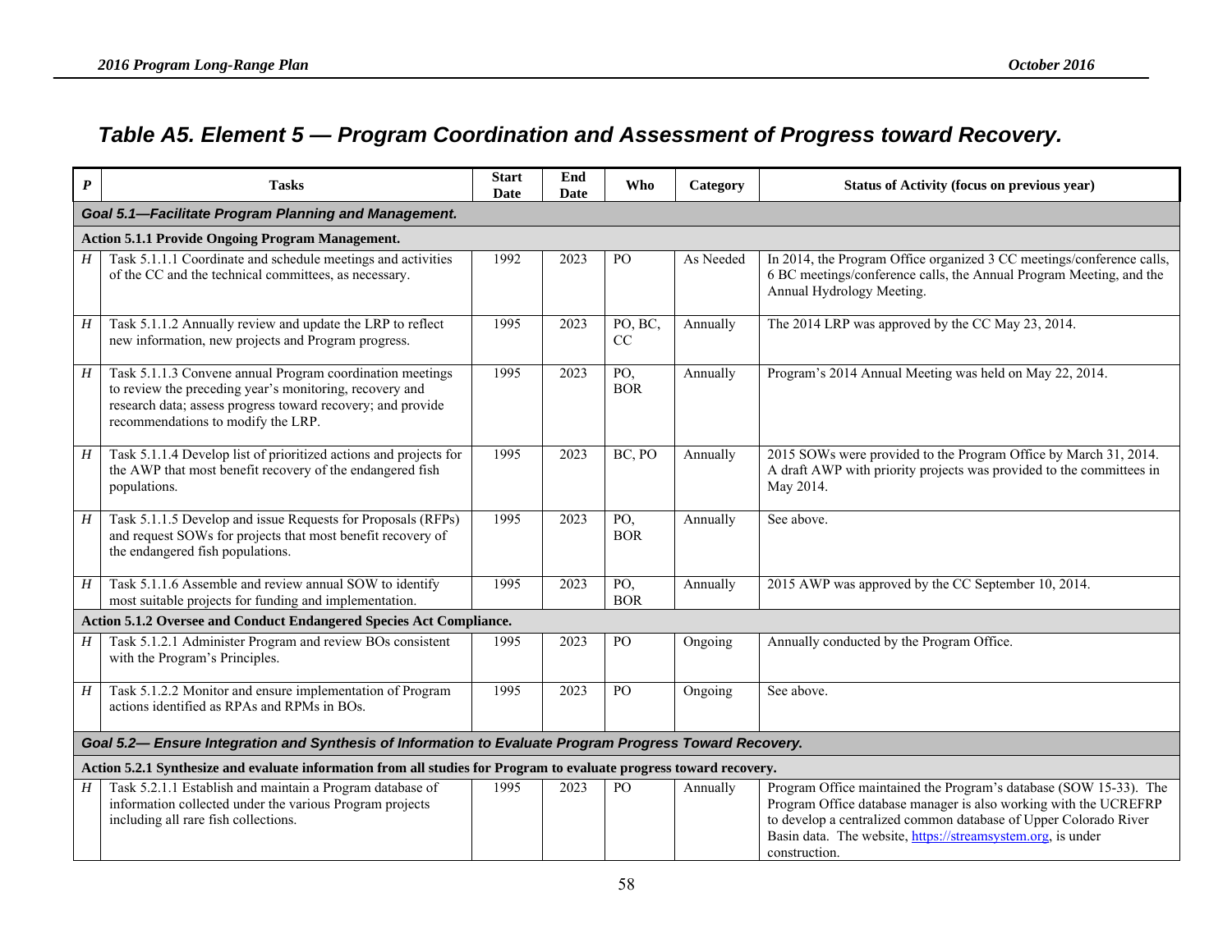## Table A5. Element 5 — Program Coordination and Assessment of Progress toward Recovery.

| P | Tasks | Start Date | End Date | Who | Category | Status of Activity (focus on previous year) |
|---|---|---|---|---|---|---|
| ***Goal 5.1—Facilitate Program Planning and Management.*** | | | | | | |
| **Action 5.1.1 Provide Ongoing Program Management.** | | | | | | |
| *H* | Task 5.1.1.1 Coordinate and schedule meetings and activities of the CC and the technical committees, as necessary. | 1992 | 2023 | PO | As Needed | In 2014, the Program Office organized 3 CC meetings/conference calls, 6 BC meetings/conference calls, the Annual Program Meeting, and the Annual Hydrology Meeting. |
| *H* | Task 5.1.1.2 Annually review and update the LRP to reflect new information, new projects and Program progress. | 1995 | 2023 | PO, BC, CC | Annually | The 2014 LRP was approved by the CC May 23, 2014. |
| *H* | Task 5.1.1.3 Convene annual Program coordination meetings to review the preceding year's monitoring, recovery and research data; assess progress toward recovery; and provide recommendations to modify the LRP. | 1995 | 2023 | PO, BOR | Annually | Program's 2014 Annual Meeting was held on May 22, 2014. |
| *H* | Task 5.1.1.4 Develop list of prioritized actions and projects for the AWP that most benefit recovery of the endangered fish populations. | 1995 | 2023 | BC, PO | Annually | 2015 SOWs were provided to the Program Office by March 31, 2014. A draft AWP with priority projects was provided to the committees in May 2014. |
| *H* | Task 5.1.1.5 Develop and issue Requests for Proposals (RFPs) and request SOWs for projects that most benefit recovery of the endangered fish populations. | 1995 | 2023 | PO, BOR | Annually | See above. |
| *H* | Task 5.1.1.6 Assemble and review annual SOW to identify most suitable projects for funding and implementation. | 1995 | 2023 | PO, BOR | Annually | 2015 AWP was approved by the CC September 10, 2014. |
| **Action 5.1.2 Oversee and Conduct Endangered Species Act Compliance.** | | | | | | |
| *H* | Task 5.1.2.1 Administer Program and review BOs consistent with the Program's Principles. | 1995 | 2023 | PO | Ongoing | Annually conducted by the Program Office. |
| *H* | Task 5.1.2.2 Monitor and ensure implementation of Program actions identified as RPAs and RPMs in BOs. | 1995 | 2023 | PO | Ongoing | See above. |
| ***Goal 5.2— Ensure Integration and Synthesis of Information to Evaluate Program Progress Toward Recovery.*** | | | | | | |
| **Action 5.2.1 Synthesize and evaluate information from all studies for Program to evaluate progress toward recovery.** | | | | | | |
| *H* | Task 5.2.1.1 Establish and maintain a Program database of information collected under the various Program projects including all rare fish collections. | 1995 | 2023 | PO | Annually | Program Office maintained the Program's database (SOW 15-33). The Program Office database manager is also working with the UCREFRP to develop a centralized common database of Upper Colorado River Basin data. The website, https://streamsystem.org, is under construction. |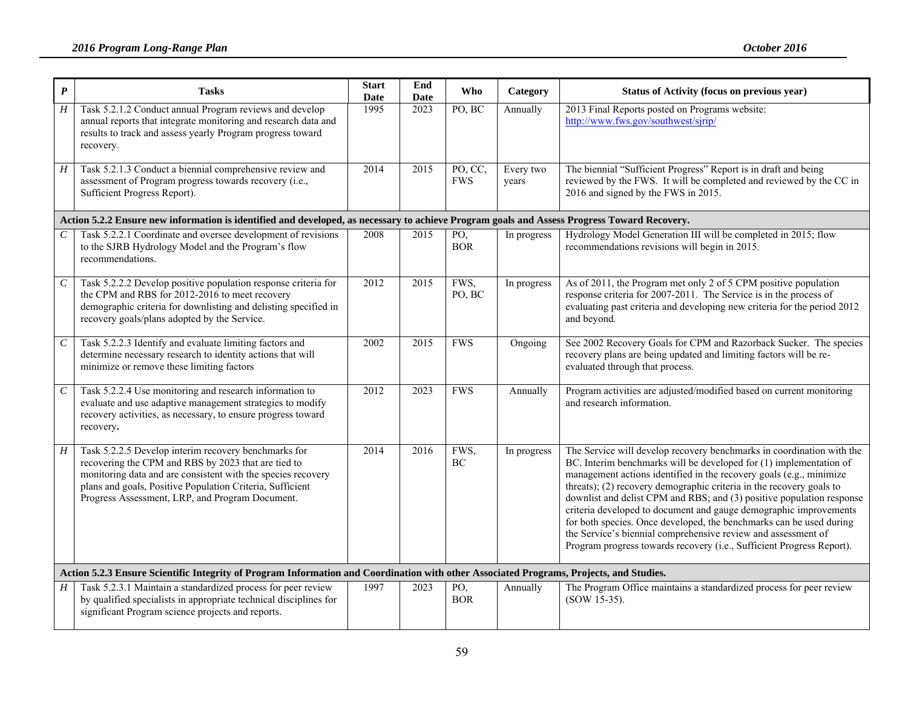| P | Tasks | Start Date | End Date | Who | Category | Status of Activity (focus on previous year) |
|---|---|---|---|---|---|---|
| *H* | Task 5.2.1.2 Conduct annual Program reviews and develop annual reports that integrate monitoring and research data and results to track and assess yearly Program progress toward recovery. | 1995 | 2023 | PO, BC | Annually | 2013 Final Reports posted on Programs website: http://www.fws.gov/southwest/sjrip/ |
| *H* | Task 5.2.1.3 Conduct a biennial comprehensive review and assessment of Program progress towards recovery (i.e., Sufficient Progress Report). | 2014 | 2015 | PO, CC, FWS | Every two years | The biennial "Sufficient Progress" Report is in draft and being reviewed by the FWS. It will be completed and reviewed by the CC in 2016 and signed by the FWS in 2015. |
| **Action 5.2.2 Ensure new information is identified and developed, as necessary to achieve Program goals and Assess Progress Toward Recovery.** | | | | | | |
| *C* | Task 5.2.2.1 Coordinate and oversee development of revisions to the SJRB Hydrology Model and the Program's flow recommendations. | 2008 | 2015 | PO, BOR | In progress | Hydrology Model Generation III will be completed in 2015; flow recommendations revisions will begin in 2015. |
| *C* | Task 5.2.2.2 Develop positive population response criteria for the CPM and RBS for 2012-2016 to meet recovery demographic criteria for downlisting and delisting specified in recovery goals/plans adopted by the Service. | 2012 | 2015 | FWS, PO, BC | In progress | As of 2011, the Program met only 2 of 5 CPM positive population response criteria for 2007-2011. The Service is in the process of evaluating past criteria and developing new criteria for the period 2012 and beyond. |
| *C* | Task 5.2.2.3 Identify and evaluate limiting factors and determine necessary research to identity actions that will minimize or remove these limiting factors | 2002 | 2015 | FWS | Ongoing | See 2002 Recovery Goals for CPM and Razorback Sucker. The species recovery plans are being updated and limiting factors will be re-evaluated through that process. |
| *C* | Task 5.2.2.4 Use monitoring and research information to evaluate and use adaptive management strategies to modify recovery activities, as necessary, to ensure progress toward recovery**.** | 2012 | 2023 | FWS | Annually | Program activities are adjusted/modified based on current monitoring and research information. |
| *H* | Task 5.2.2.5 Develop interim recovery benchmarks for recovering the CPM and RBS by 2023 that are tied to monitoring data and are consistent with the species recovery plans and goals, Positive Population Criteria, Sufficient Progress Assessment, LRP, and Program Document. | 2014 | 2016 | FWS, BC | In progress | The Service will develop recovery benchmarks in coordination with the BC. Interim benchmarks will be developed for (1) implementation of management actions identified in the recovery goals (e.g., minimize threats); (2) recovery demographic criteria in the recovery goals to downlist and delist CPM and RBS; and (3) positive population response criteria developed to document and gauge demographic improvements for both species. Once developed, the benchmarks can be used during the Service's biennial comprehensive review and assessment of Program progress towards recovery (i.e., Sufficient Progress Report). |
| **Action 5.2.3 Ensure Scientific Integrity of Program Information and Coordination with other Associated Programs, Projects, and Studies.** | | | | | | |
| *H* | Task 5.2.3.1 Maintain a standardized process for peer review by qualified specialists in appropriate technical disciplines for significant Program science projects and reports. | 1997 | 2023 | PO, BOR | Annually | The Program Office maintains a standardized process for peer review (SOW 15-35). |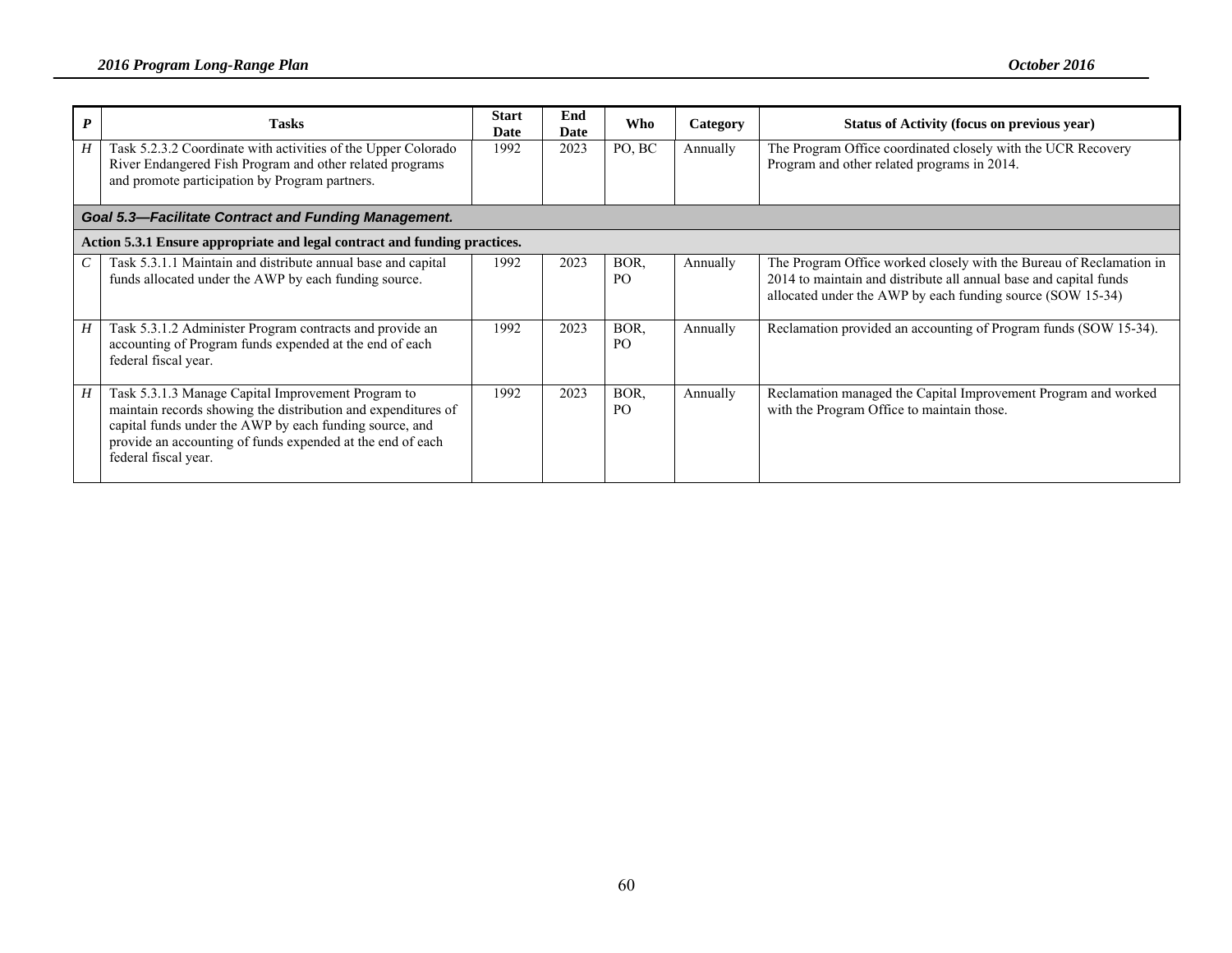| P | Tasks | Start Date | End Date | Who | Category | Status of Activity (focus on previous year) |
|---|---|---|---|---|---|---|
| H | Task 5.2.3.2 Coordinate with activities of the Upper Colorado River Endangered Fish Program and other related programs and promote participation by Program partners. | 1992 | 2023 | PO, BC | Annually | The Program Office coordinated closely with the UCR Recovery Program and other related programs in 2014. |
| ***Goal 5.3—Facilitate Contract and Funding Management.*** | | | | | | |
| **Action 5.3.1 Ensure appropriate and legal contract and funding practices.** | | | | | | |
| C | Task 5.3.1.1 Maintain and distribute annual base and capital funds allocated under the AWP by each funding source. | 1992 | 2023 | BOR, PO | Annually | The Program Office worked closely with the Bureau of Reclamation in 2014 to maintain and distribute all annual base and capital funds allocated under the AWP by each funding source (SOW 15-34) |
| H | Task 5.3.1.2 Administer Program contracts and provide an accounting of Program funds expended at the end of each federal fiscal year. | 1992 | 2023 | BOR, PO | Annually | Reclamation provided an accounting of Program funds (SOW 15-34). |
| H | Task 5.3.1.3 Manage Capital Improvement Program to maintain records showing the distribution and expenditures of capital funds under the AWP by each funding source, and provide an accounting of funds expended at the end of each federal fiscal year. | 1992 | 2023 | BOR, PO | Annually | Reclamation managed the Capital Improvement Program and worked with the Program Office to maintain those. |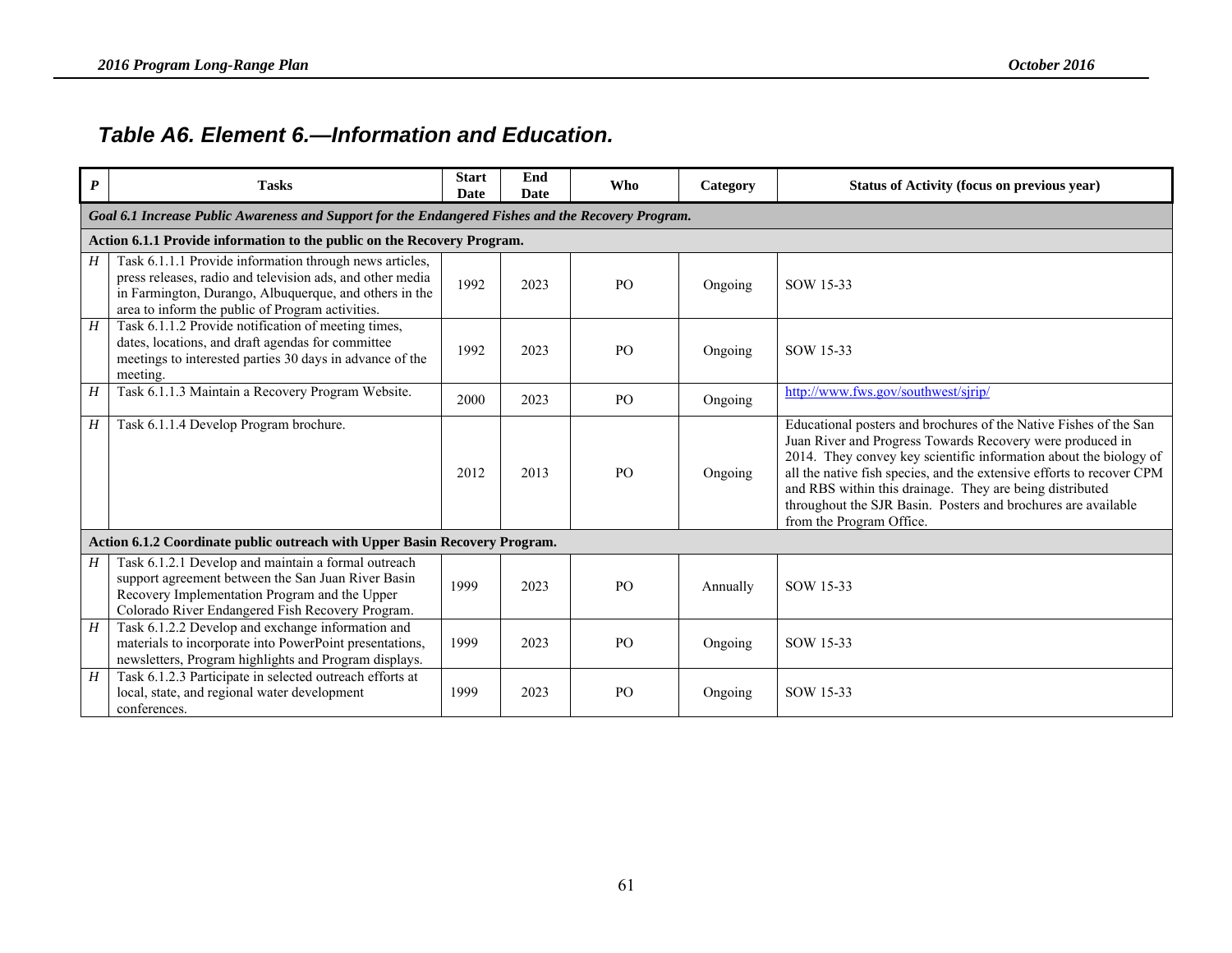## *Table A6. Element 6.—Information and Education.*

| *P* | Tasks | Start Date | End Date | Who | Category | Status of Activity (focus on previous year) |
|---|---|---|---|---|---|---|
| ***Goal 6.1 Increase Public Awareness and Support for the Endangered Fishes and the Recovery Program.*** | | | | | | |
| **Action 6.1.1 Provide information to the public on the Recovery Program.** | | | | | | |
| *H* | Task 6.1.1.1 Provide information through news articles, press releases, radio and television ads, and other media in Farmington, Durango, Albuquerque, and others in the area to inform the public of Program activities. | 1992 | 2023 | PO | Ongoing | SOW 15-33 |
| *H* | Task 6.1.1.2 Provide notification of meeting times, dates, locations, and draft agendas for committee meetings to interested parties 30 days in advance of the meeting. | 1992 | 2023 | PO | Ongoing | SOW 15-33 |
| *H* | Task 6.1.1.3 Maintain a Recovery Program Website. | 2000 | 2023 | PO | Ongoing | http://www.fws.gov/southwest/sjrip/ |
| *H* | Task 6.1.1.4 Develop Program brochure. | 2012 | 2013 | PO | Ongoing | Educational posters and brochures of the Native Fishes of the San Juan River and Progress Towards Recovery were produced in 2014. They convey key scientific information about the biology of all the native fish species, and the extensive efforts to recover CPM and RBS within this drainage. They are being distributed throughout the SJR Basin. Posters and brochures are available from the Program Office. |
| **Action 6.1.2 Coordinate public outreach with Upper Basin Recovery Program.** | | | | | | |
| *H* | Task 6.1.2.1 Develop and maintain a formal outreach support agreement between the San Juan River Basin Recovery Implementation Program and the Upper Colorado River Endangered Fish Recovery Program. | 1999 | 2023 | PO | Annually | SOW 15-33 |
| *H* | Task 6.1.2.2 Develop and exchange information and materials to incorporate into PowerPoint presentations, newsletters, Program highlights and Program displays. | 1999 | 2023 | PO | Ongoing | SOW 15-33 |
| *H* | Task 6.1.2.3 Participate in selected outreach efforts at local, state, and regional water development conferences. | 1999 | 2023 | PO | Ongoing | SOW 15-33 |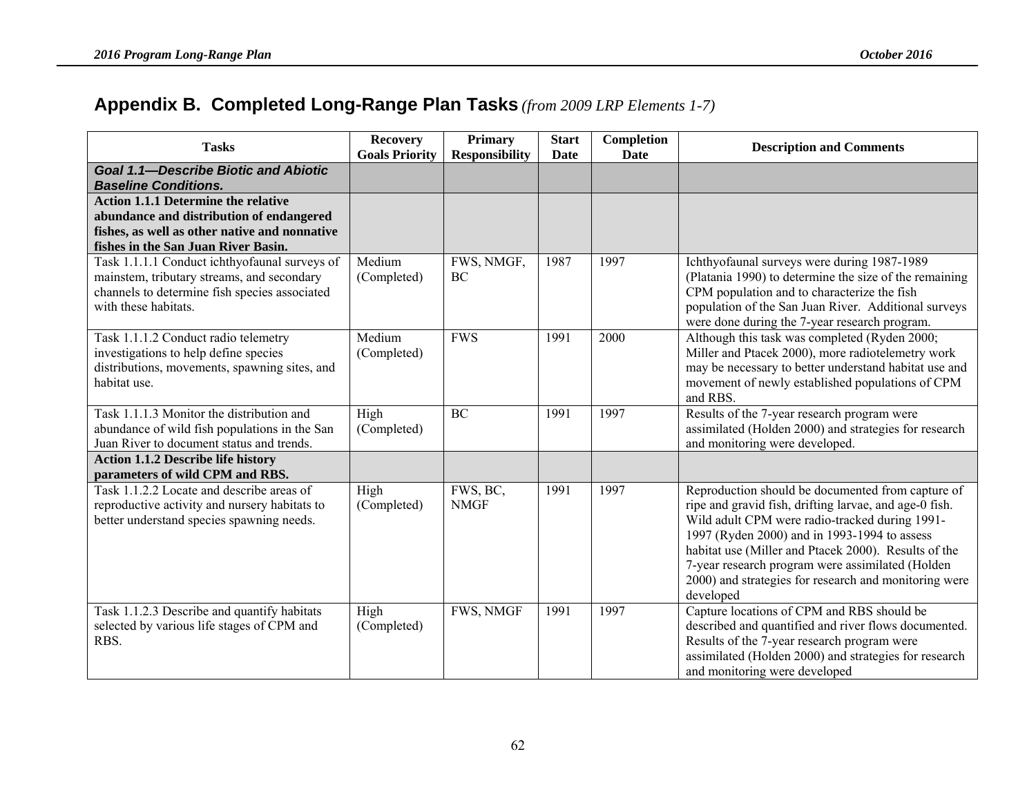## Appendix B. Completed Long-Range Plan Tasks *(from 2009 LRP Elements 1-7)*

| Tasks | Recovery Goals Priority | Primary Responsibility | Start Date | Completion Date | Description and Comments |
|---|---|---|---|---|---|
| ***Goal 1.1—Describe Biotic and Abiotic Baseline Conditions.*** | | | | | |
| **Action 1.1.1 Determine the relative abundance and distribution of endangered fishes, as well as other native and nonnative fishes in the San Juan River Basin.** | | | | | |
| Task 1.1.1.1 Conduct ichthyofaunal surveys of mainstem, tributary streams, and secondary channels to determine fish species associated with these habitats. | Medium (Completed) | FWS, NMGF, BC | 1987 | 1997 | Ichthyofaunal surveys were during 1987-1989 (Platania 1990) to determine the size of the remaining CPM population and to characterize the fish population of the San Juan River. Additional surveys were done during the 7-year research program. |
| Task 1.1.1.2 Conduct radio telemetry investigations to help define species distributions, movements, spawning sites, and habitat use. | Medium (Completed) | FWS | 1991 | 2000 | Although this task was completed (Ryden 2000; Miller and Ptacek 2000), more radiotelemetry work may be necessary to better understand habitat use and movement of newly established populations of CPM and RBS. |
| Task 1.1.1.3 Monitor the distribution and abundance of wild fish populations in the San Juan River to document status and trends. | High (Completed) | BC | 1991 | 1997 | Results of the 7-year research program were assimilated (Holden 2000) and strategies for research and monitoring were developed. |
| **Action 1.1.2 Describe life history parameters of wild CPM and RBS.** | | | | | |
| Task 1.1.2.2 Locate and describe areas of reproductive activity and nursery habitats to better understand species spawning needs. | High (Completed) | FWS, BC, NMGF | 1991 | 1997 | Reproduction should be documented from capture of ripe and gravid fish, drifting larvae, and age-0 fish. Wild adult CPM were radio-tracked during 1991-1997 (Ryden 2000) and in 1993-1994 to assess habitat use (Miller and Ptacek 2000). Results of the 7-year research program were assimilated (Holden 2000) and strategies for research and monitoring were developed |
| Task 1.1.2.3 Describe and quantify habitats selected by various life stages of CPM and RBS. | High (Completed) | FWS, NMGF | 1991 | 1997 | Capture locations of CPM and RBS should be described and quantified and river flows documented. Results of the 7-year research program were assimilated (Holden 2000) and strategies for research and monitoring were developed |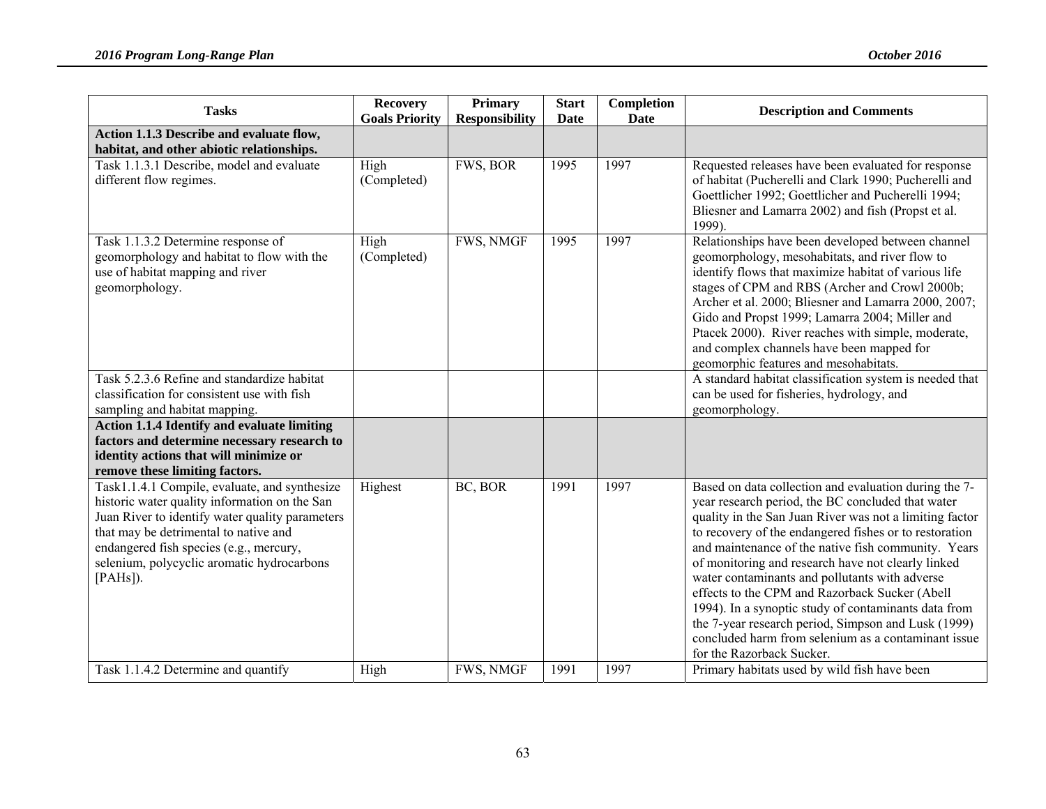| Tasks | Recovery Goals Priority | Primary Responsibility | Start Date | Completion Date | Description and Comments |
|---|---|---|---|---|---|
| **Action 1.1.3 Describe and evaluate flow, habitat, and other abiotic relationships.** | | | | | |
| Task 1.1.3.1 Describe, model and evaluate different flow regimes. | High (Completed) | FWS, BOR | 1995 | 1997 | Requested releases have been evaluated for response of habitat (Pucherelli and Clark 1990; Pucherelli and Goettlicher 1992; Goettlicher and Pucherelli 1994; Bliesner and Lamarra 2002) and fish (Propst et al. 1999). |
| Task 1.1.3.2 Determine response of geomorphology and habitat to flow with the use of habitat mapping and river geomorphology. | High (Completed) | FWS, NMGF | 1995 | 1997 | Relationships have been developed between channel geomorphology, mesohabitats, and river flow to identify flows that maximize habitat of various life stages of CPM and RBS (Archer and Crowl 2000b; Archer et al. 2000; Bliesner and Lamarra 2000, 2007; Gido and Propst 1999; Lamarra 2004; Miller and Ptacek 2000). River reaches with simple, moderate, and complex channels have been mapped for geomorphic features and mesohabitats. |
| Task 5.2.3.6 Refine and standardize habitat classification for consistent use with fish sampling and habitat mapping. | | | | | A standard habitat classification system is needed that can be used for fisheries, hydrology, and geomorphology. |
| **Action 1.1.4 Identify and evaluate limiting factors and determine necessary research to identity actions that will minimize or remove these limiting factors.** | | | | | |
| Task1.1.4.1 Compile, evaluate, and synthesize historic water quality information on the San Juan River to identify water quality parameters that may be detrimental to native and endangered fish species (e.g., mercury, selenium, polycyclic aromatic hydrocarbons [PAHs]). | Highest | BC, BOR | 1991 | 1997 | Based on data collection and evaluation during the 7-year research period, the BC concluded that water quality in the San Juan River was not a limiting factor to recovery of the endangered fishes or to restoration and maintenance of the native fish community. Years of monitoring and research have not clearly linked water contaminants and pollutants with adverse effects to the CPM and Razorback Sucker (Abell 1994). In a synoptic study of contaminants data from the 7-year research period, Simpson and Lusk (1999) concluded harm from selenium as a contaminant issue for the Razorback Sucker. |
| Task 1.1.4.2 Determine and quantify | High | FWS, NMGF | 1991 | 1997 | Primary habitats used by wild fish have been |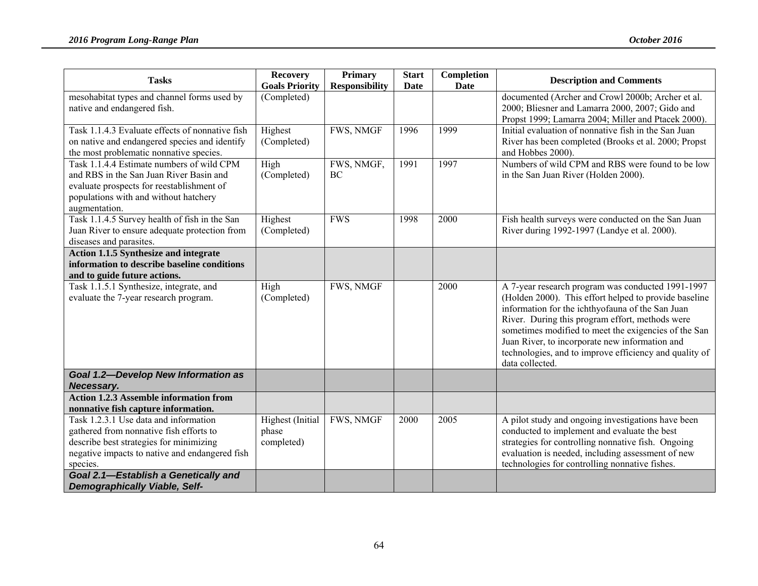| Tasks | Recovery Goals Priority | Primary Responsibility | Start Date | Completion Date | Description and Comments |
|---|---|---|---|---|---|
| mesohabitat types and channel forms used by native and endangered fish. | (Completed) | | | | documented (Archer and Crowl 2000b; Archer et al. 2000; Bliesner and Lamarra 2000, 2007; Gido and Propst 1999; Lamarra 2004; Miller and Ptacek 2000). |
| Task 1.1.4.3 Evaluate effects of nonnative fish on native and endangered species and identify the most problematic nonnative species. | Highest (Completed) | FWS, NMGF | 1996 | 1999 | Initial evaluation of nonnative fish in the San Juan River has been completed (Brooks et al. 2000; Propst and Hobbes 2000). |
| Task 1.1.4.4 Estimate numbers of wild CPM and RBS in the San Juan River Basin and evaluate prospects for reestablishment of populations with and without hatchery augmentation. | High (Completed) | FWS, NMGF, BC | 1991 | 1997 | Numbers of wild CPM and RBS were found to be low in the San Juan River (Holden 2000). |
| Task 1.1.4.5 Survey health of fish in the San Juan River to ensure adequate protection from diseases and parasites. | Highest (Completed) | FWS | 1998 | 2000 | Fish health surveys were conducted on the San Juan River during 1992-1997 (Landye et al. 2000). |
| **Action 1.1.5 Synthesize and integrate information to describe baseline conditions and to guide future actions.** | | | | | |
| Task 1.1.5.1 Synthesize, integrate, and evaluate the 7-year research program. | High (Completed) | FWS, NMGF | | 2000 | A 7-year research program was conducted 1991-1997 (Holden 2000). This effort helped to provide baseline information for the ichthyofauna of the San Juan River. During this program effort, methods were sometimes modified to meet the exigencies of the San Juan River, to incorporate new information and technologies, and to improve efficiency and quality of data collected. |
| ***Goal 1.2—Develop New Information as Necessary.*** | | | | | |
| **Action 1.2.3 Assemble information from nonnative fish capture information.** | | | | | |
| Task 1.2.3.1 Use data and information gathered from nonnative fish efforts to describe best strategies for minimizing negative impacts to native and endangered fish species. | Highest (Initial phase completed) | FWS, NMGF | 2000 | 2005 | A pilot study and ongoing investigations have been conducted to implement and evaluate the best strategies for controlling nonnative fish. Ongoing evaluation is needed, including assessment of new technologies for controlling nonnative fishes. |
| ***Goal 2.1—Establish a Genetically and Demographically Viable, Self-*** | | | | | |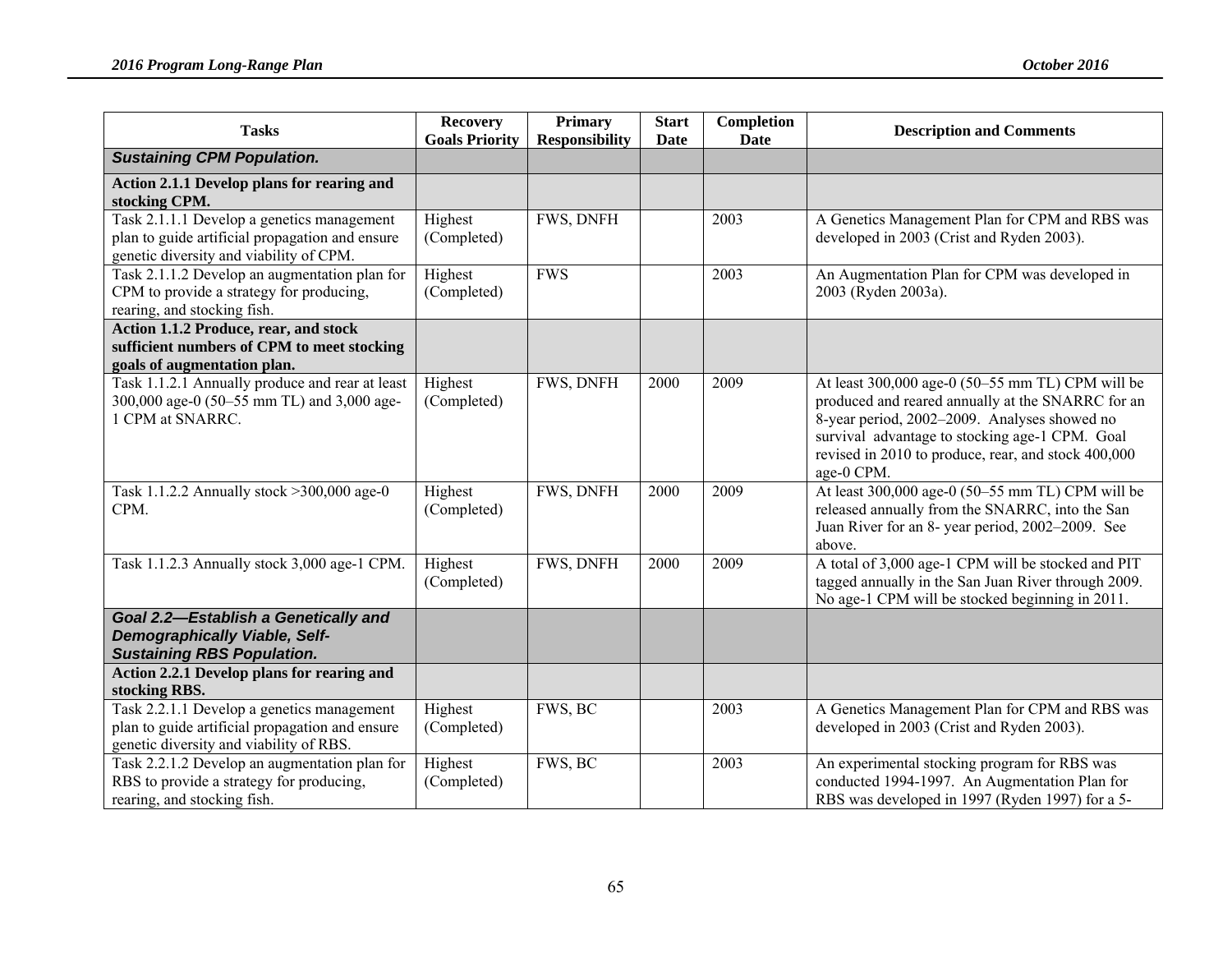| Tasks | Recovery Goals Priority | Primary Responsibility | Start Date | Completion Date | Description and Comments |
|---|---|---|---|---|---|
| ***Sustaining CPM Population.*** | | | | | |
| **Action 2.1.1 Develop plans for rearing and stocking CPM.** | | | | | |
| Task 2.1.1.1 Develop a genetics management plan to guide artificial propagation and ensure genetic diversity and viability of CPM. | Highest (Completed) | FWS, DNFH | | 2003 | A Genetics Management Plan for CPM and RBS was developed in 2003 (Crist and Ryden 2003). |
| Task 2.1.1.2 Develop an augmentation plan for CPM to provide a strategy for producing, rearing, and stocking fish. | Highest (Completed) | FWS | | 2003 | An Augmentation Plan for CPM was developed in 2003 (Ryden 2003a). |
| **Action 1.1.2 Produce, rear, and stock sufficient numbers of CPM to meet stocking goals of augmentation plan.** | | | | | |
| Task 1.1.2.1 Annually produce and rear at least 300,000 age-0 (50–55 mm TL) and 3,000 age-1 CPM at SNARRC. | Highest (Completed) | FWS, DNFH | 2000 | 2009 | At least 300,000 age-0 (50–55 mm TL) CPM will be produced and reared annually at the SNARRC for an 8-year period, 2002–2009. Analyses showed no survival advantage to stocking age-1 CPM. Goal revised in 2010 to produce, rear, and stock 400,000 age-0 CPM. |
| Task 1.1.2.2 Annually stock >300,000 age-0 CPM. | Highest (Completed) | FWS, DNFH | 2000 | 2009 | At least 300,000 age-0 (50–55 mm TL) CPM will be released annually from the SNARRC, into the San Juan River for an 8- year period, 2002–2009. See above. |
| Task 1.1.2.3 Annually stock 3,000 age-1 CPM. | Highest (Completed) | FWS, DNFH | 2000 | 2009 | A total of 3,000 age-1 CPM will be stocked and PIT tagged annually in the San Juan River through 2009. No age-1 CPM will be stocked beginning in 2011. |
| ***Goal 2.2—Establish a Genetically and Demographically Viable, Self-Sustaining RBS Population.*** | | | | | |
| **Action 2.2.1 Develop plans for rearing and stocking RBS.** | | | | | |
| Task 2.2.1.1 Develop a genetics management plan to guide artificial propagation and ensure genetic diversity and viability of RBS. | Highest (Completed) | FWS, BC | | 2003 | A Genetics Management Plan for CPM and RBS was developed in 2003 (Crist and Ryden 2003). |
| Task 2.2.1.2 Develop an augmentation plan for RBS to provide a strategy for producing, rearing, and stocking fish. | Highest (Completed) | FWS, BC | | 2003 | An experimental stocking program for RBS was conducted 1994-1997. An Augmentation Plan for RBS was developed in 1997 (Ryden 1997) for a 5- |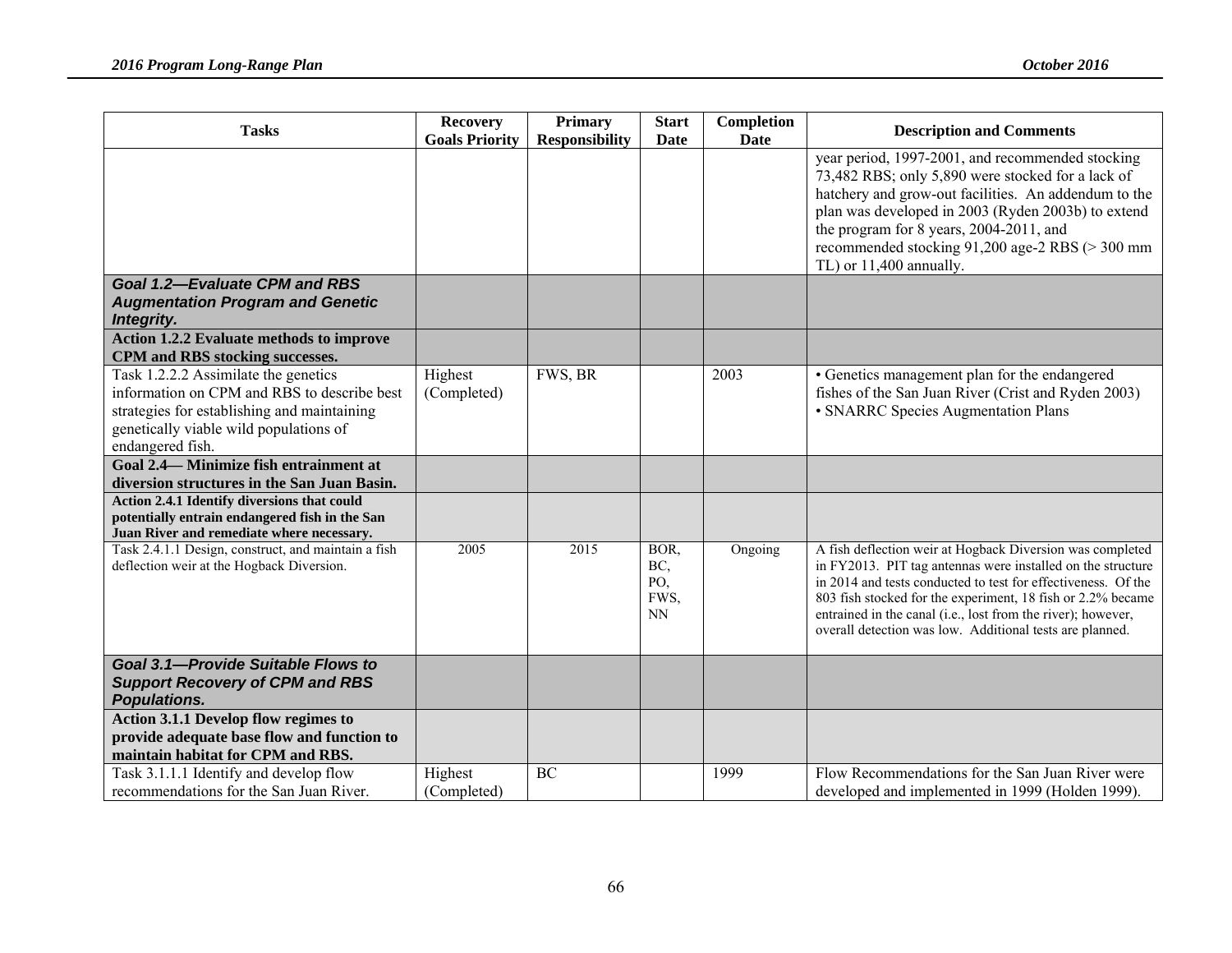| Tasks | Recovery Goals Priority | Primary Responsibility | Start Date | Completion Date | Description and Comments |
|---|---|---|---|---|---|
| | | | | | year period, 1997-2001, and recommended stocking 73,482 RBS; only 5,890 were stocked for a lack of hatchery and grow-out facilities. An addendum to the plan was developed in 2003 (Ryden 2003b) to extend the program for 8 years, 2004-2011, and recommended stocking 91,200 age-2 RBS (> 300 mm TL) or 11,400 annually. |
| ***Goal 1.2—Evaluate CPM and RBS Augmentation Program and Genetic Integrity.*** | | | | | |
| **Action 1.2.2 Evaluate methods to improve CPM and RBS stocking successes.** | | | | | |
| Task 1.2.2.2 Assimilate the genetics information on CPM and RBS to describe best strategies for establishing and maintaining genetically viable wild populations of endangered fish. | Highest (Completed) | FWS, BR | | 2003 | • Genetics management plan for the endangered fishes of the San Juan River (Crist and Ryden 2003) • SNARRC Species Augmentation Plans |
| **Goal 2.4— Minimize fish entrainment at diversion structures in the San Juan Basin.** | | | | | |
| **Action 2.4.1 Identify diversions that could potentially entrain endangered fish in the San Juan River and remediate where necessary.** | | | | | |
| Task 2.4.1.1 Design, construct, and maintain a fish deflection weir at the Hogback Diversion. | 2005 | 2015 | BOR, BC, PO, FWS, NN | Ongoing | A fish deflection weir at Hogback Diversion was completed in FY2013. PIT tag antennas were installed on the structure in 2014 and tests conducted to test for effectiveness. Of the 803 fish stocked for the experiment, 18 fish or 2.2% became entrained in the canal (i.e., lost from the river); however, overall detection was low. Additional tests are planned. |
| ***Goal 3.1—Provide Suitable Flows to Support Recovery of CPM and RBS Populations.*** | | | | | |
| **Action 3.1.1 Develop flow regimes to provide adequate base flow and function to maintain habitat for CPM and RBS.** | | | | | |
| Task 3.1.1.1 Identify and develop flow recommendations for the San Juan River. | Highest (Completed) | BC | | 1999 | Flow Recommendations for the San Juan River were developed and implemented in 1999 (Holden 1999). |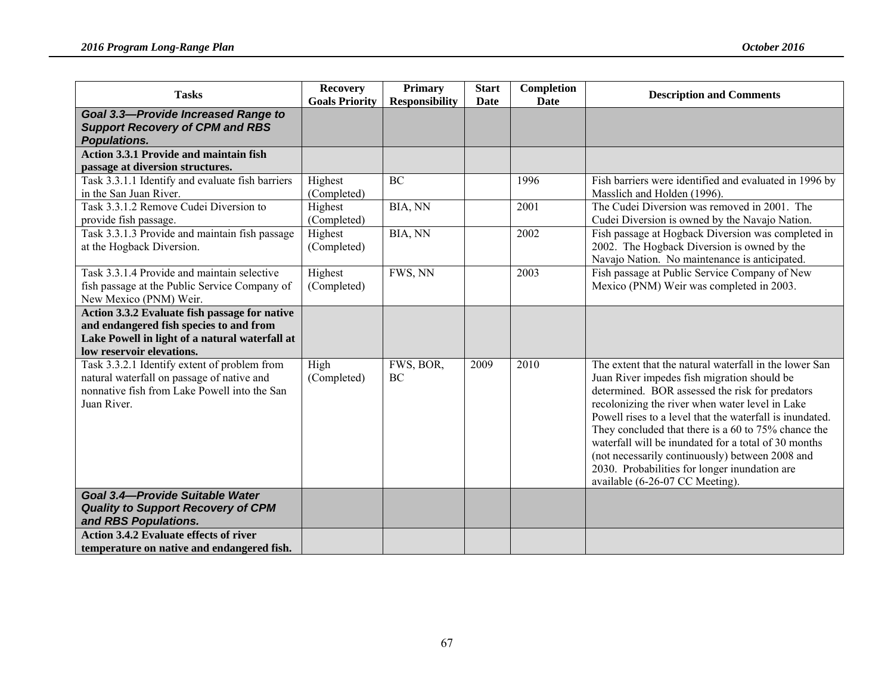| Tasks | Recovery Goals Priority | Primary Responsibility | Start Date | Completion Date | Description and Comments |
|---|---|---|---|---|---|
| ***Goal 3.3—Provide Increased Range to Support Recovery of CPM and RBS Populations.*** | | | | | |
| **Action 3.3.1 Provide and maintain fish passage at diversion structures.** | | | | | |
| Task 3.3.1.1 Identify and evaluate fish barriers in the San Juan River. | Highest (Completed) | BC | | 1996 | Fish barriers were identified and evaluated in 1996 by Masslich and Holden (1996). |
| Task 3.3.1.2 Remove Cudei Diversion to provide fish passage. | Highest (Completed) | BIA, NN | | 2001 | The Cudei Diversion was removed in 2001. The Cudei Diversion is owned by the Navajo Nation. |
| Task 3.3.1.3 Provide and maintain fish passage at the Hogback Diversion. | Highest (Completed) | BIA, NN | | 2002 | Fish passage at Hogback Diversion was completed in 2002. The Hogback Diversion is owned by the Navajo Nation. No maintenance is anticipated. |
| Task 3.3.1.4 Provide and maintain selective fish passage at the Public Service Company of New Mexico (PNM) Weir. | Highest (Completed) | FWS, NN | | 2003 | Fish passage at Public Service Company of New Mexico (PNM) Weir was completed in 2003. |
| **Action 3.3.2 Evaluate fish passage for native and endangered fish species to and from Lake Powell in light of a natural waterfall at low reservoir elevations.** | | | | | |
| Task 3.3.2.1 Identify extent of problem from natural waterfall on passage of native and nonnative fish from Lake Powell into the San Juan River. | High (Completed) | FWS, BOR, BC | 2009 | 2010 | The extent that the natural waterfall in the lower San Juan River impedes fish migration should be determined. BOR assessed the risk for predators recolonizing the river when water level in Lake Powell rises to a level that the waterfall is inundated. They concluded that there is a 60 to 75% chance the waterfall will be inundated for a total of 30 months (not necessarily continuously) between 2008 and 2030. Probabilities for longer inundation are available (6-26-07 CC Meeting). |
| ***Goal 3.4—Provide Suitable Water Quality to Support Recovery of CPM and RBS Populations.*** | | | | | |
| **Action 3.4.2 Evaluate effects of river temperature on native and endangered fish.** | | | | | |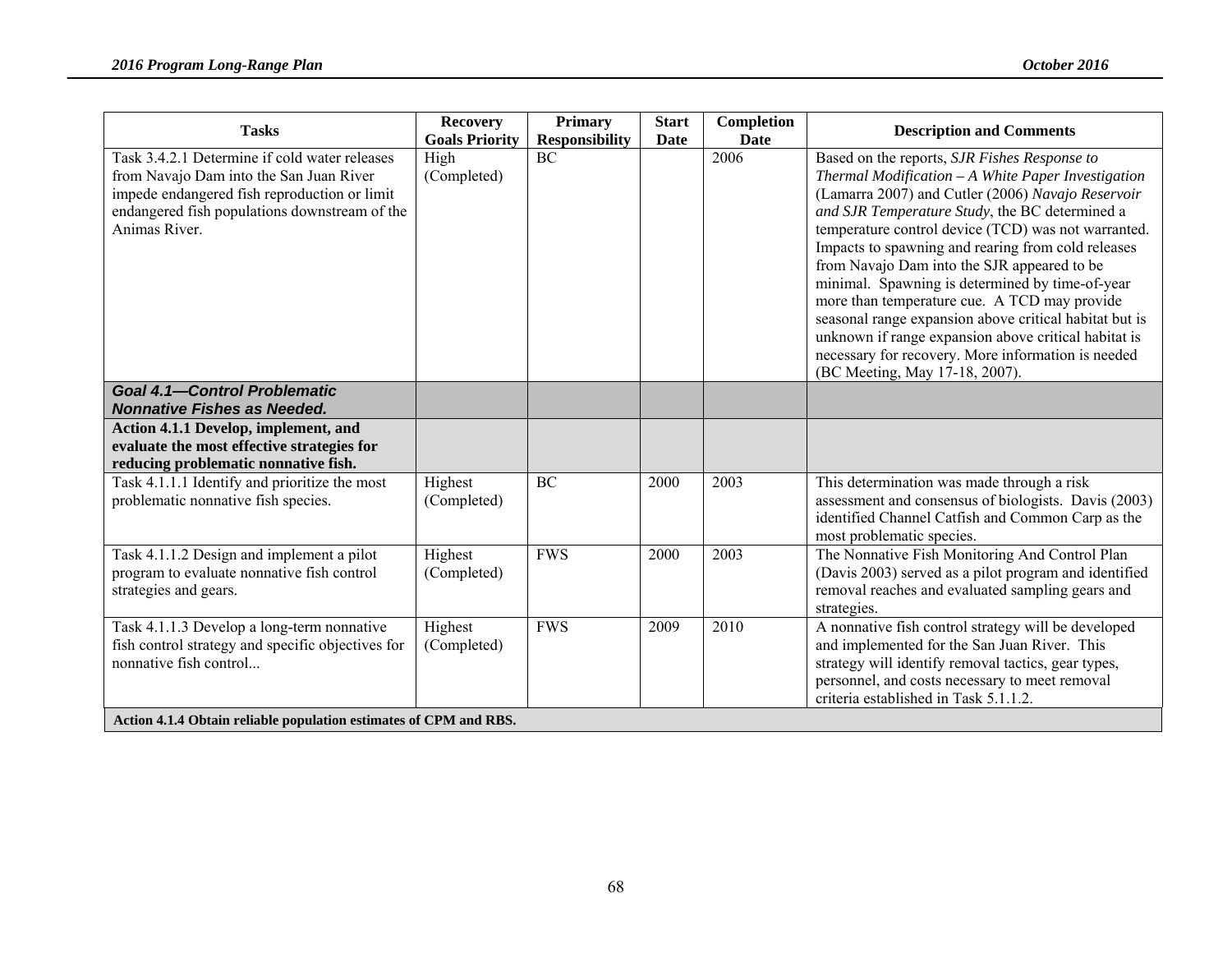| Tasks | Recovery Goals Priority | Primary Responsibility | Start Date | Completion Date | Description and Comments |
|---|---|---|---|---|---|
| Task 3.4.2.1 Determine if cold water releases from Navajo Dam into the San Juan River impede endangered fish reproduction or limit endangered fish populations downstream of the Animas River. | High (Completed) | BC | | 2006 | Based on the reports, *SJR Fishes Response to Thermal Modification – A White Paper Investigation* (Lamarra 2007) and Cutler (2006) *Navajo Reservoir and SJR Temperature Study*, the BC determined a temperature control device (TCD) was not warranted. Impacts to spawning and rearing from cold releases from Navajo Dam into the SJR appeared to be minimal. Spawning is determined by time-of-year more than temperature cue. A TCD may provide seasonal range expansion above critical habitat but is unknown if range expansion above critical habitat is necessary for recovery. More information is needed (BC Meeting, May 17-18, 2007). |
| ***Goal 4.1—Control Problematic Nonnative Fishes as Needed.*** | | | | | |
| **Action 4.1.1 Develop, implement, and evaluate the most effective strategies for reducing problematic nonnative fish.** | | | | | |
| Task 4.1.1.1 Identify and prioritize the most problematic nonnative fish species. | Highest (Completed) | BC | 2000 | 2003 | This determination was made through a risk assessment and consensus of biologists. Davis (2003) identified Channel Catfish and Common Carp as the most problematic species. |
| Task 4.1.1.2 Design and implement a pilot program to evaluate nonnative fish control strategies and gears. | Highest (Completed) | FWS | 2000 | 2003 | The Nonnative Fish Monitoring And Control Plan (Davis 2003) served as a pilot program and identified removal reaches and evaluated sampling gears and strategies. |
| Task 4.1.1.3 Develop a long-term nonnative fish control strategy and specific objectives for nonnative fish control... | Highest (Completed) | FWS | 2009 | 2010 | A nonnative fish control strategy will be developed and implemented for the San Juan River. This strategy will identify removal tactics, gear types, personnel, and costs necessary to meet removal criteria established in Task 5.1.1.2. |
| **Action 4.1.4 Obtain reliable population estimates of CPM and RBS.** | | | | | |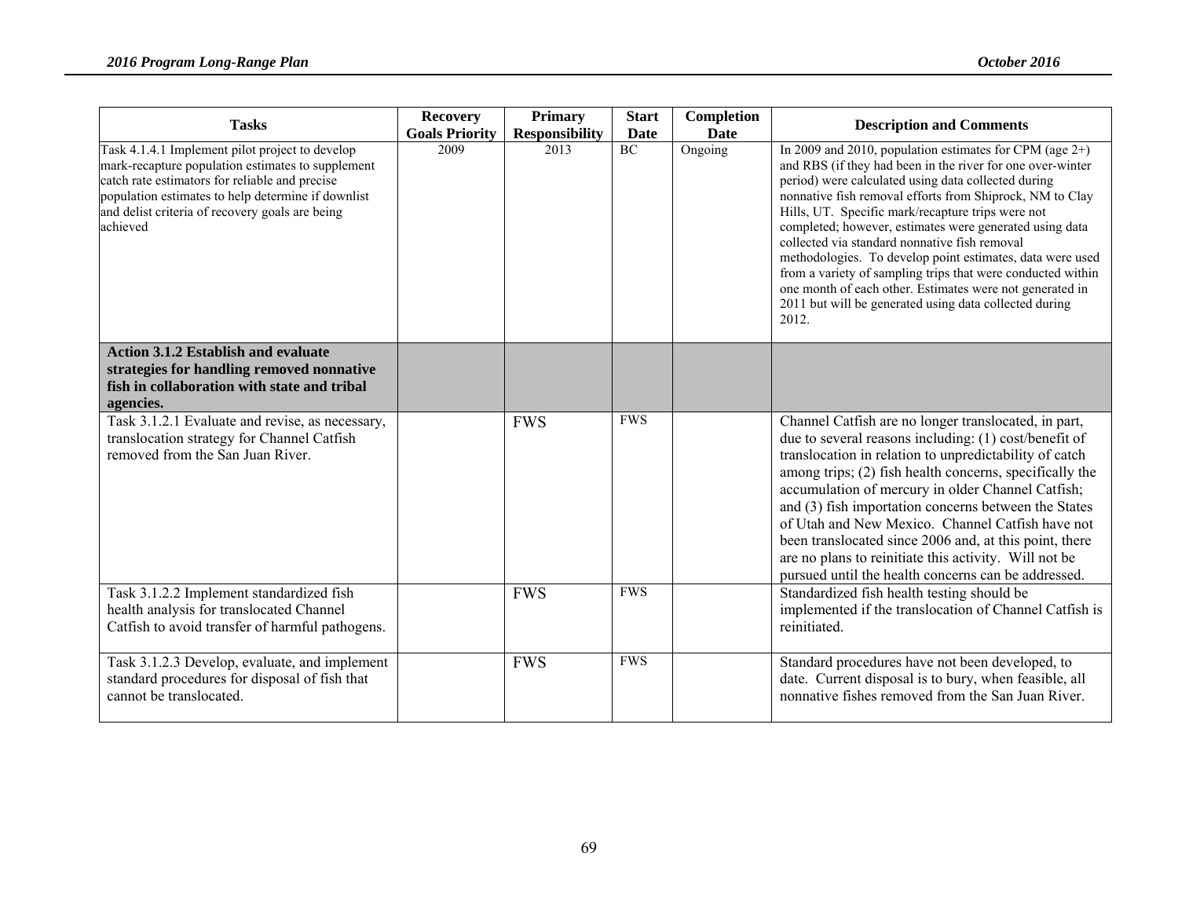| Tasks | Recovery Goals Priority | Primary Responsibility | Start Date | Completion Date | Description and Comments |
|---|---|---|---|---|---|
| Task 4.1.4.1 Implement pilot project to develop mark-recapture population estimates to supplement catch rate estimators for reliable and precise population estimates to help determine if downlist and delist criteria of recovery goals are being achieved | 2009 | 2013 | BC | Ongoing | In 2009 and 2010, population estimates for CPM (age 2+) and RBS (if they had been in the river for one over-winter period) were calculated using data collected during nonnative fish removal efforts from Shiprock, NM to Clay Hills, UT. Specific mark/recapture trips were not completed; however, estimates were generated using data collected via standard nonnative fish removal methodologies. To develop point estimates, data were used from a variety of sampling trips that were conducted within one month of each other. Estimates were not generated in 2011 but will be generated using data collected during 2012. |
| **Action 3.1.2 Establish and evaluate strategies for handling removed nonnative fish in collaboration with state and tribal agencies.** | | | | | |
| Task 3.1.2.1 Evaluate and revise, as necessary, translocation strategy for Channel Catfish removed from the San Juan River. | | FWS | FWS | | Channel Catfish are no longer translocated, in part, due to several reasons including: (1) cost/benefit of translocation in relation to unpredictability of catch among trips; (2) fish health concerns, specifically the accumulation of mercury in older Channel Catfish; and (3) fish importation concerns between the States of Utah and New Mexico. Channel Catfish have not been translocated since 2006 and, at this point, there are no plans to reinitiate this activity. Will not be pursued until the health concerns can be addressed. |
| Task 3.1.2.2 Implement standardized fish health analysis for translocated Channel Catfish to avoid transfer of harmful pathogens. | | FWS | FWS | | Standardized fish health testing should be implemented if the translocation of Channel Catfish is reinitiated. |
| Task 3.1.2.3 Develop, evaluate, and implement standard procedures for disposal of fish that cannot be translocated. | | FWS | FWS | | Standard procedures have not been developed, to date. Current disposal is to bury, when feasible, all nonnative fishes removed from the San Juan River. |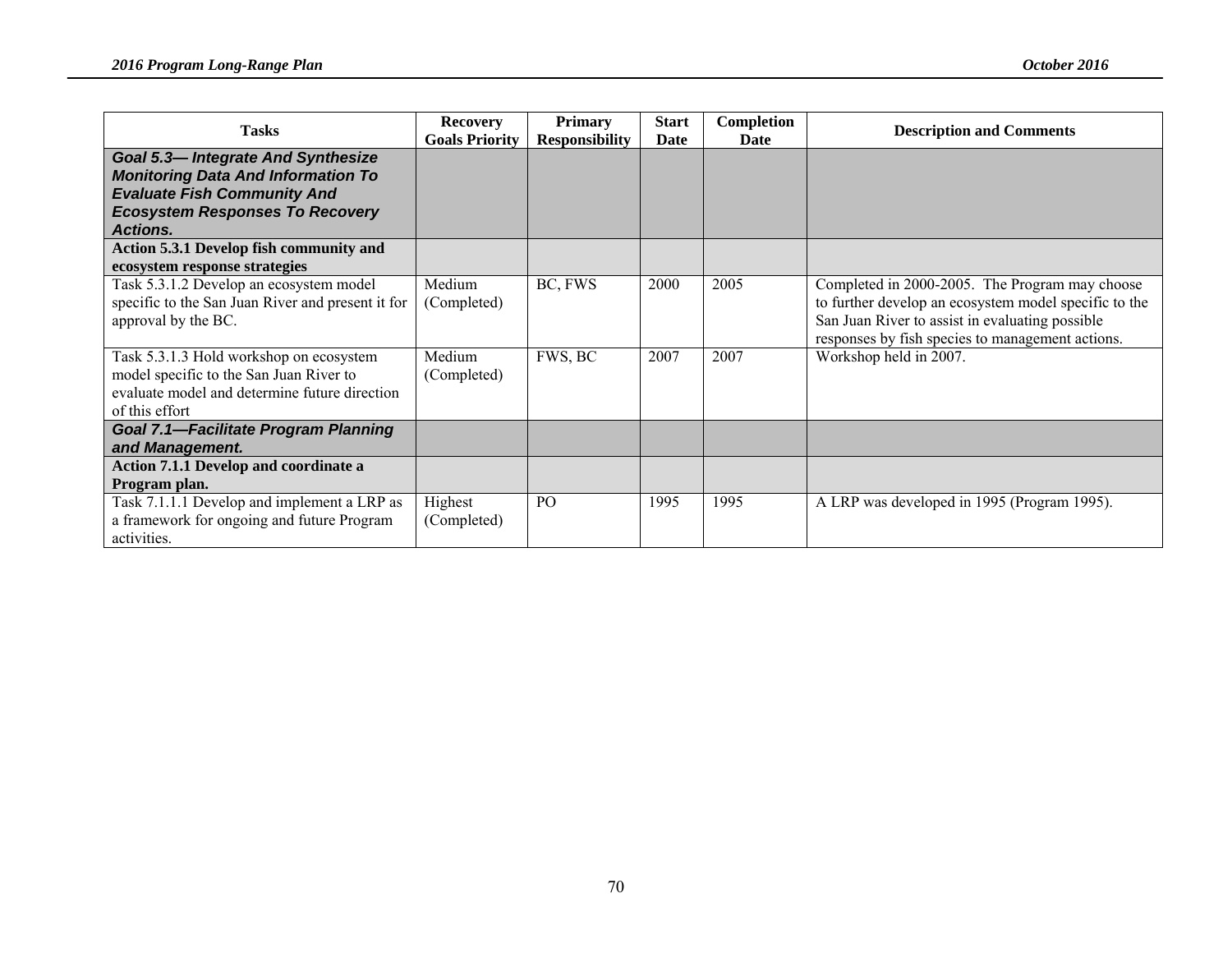| Tasks | Recovery Goals Priority | Primary Responsibility | Start Date | Completion Date | Description and Comments |
|---|---|---|---|---|---|
| ***Goal 5.3— Integrate And Synthesize Monitoring Data And Information To Evaluate Fish Community And Ecosystem Responses To Recovery Actions.*** | | | | | |
| **Action 5.3.1 Develop fish community and ecosystem response strategies** | | | | | |
| Task 5.3.1.2 Develop an ecosystem model specific to the San Juan River and present it for approval by the BC. | Medium (Completed) | BC, FWS | 2000 | 2005 | Completed in 2000-2005. The Program may choose to further develop an ecosystem model specific to the San Juan River to assist in evaluating possible responses by fish species to management actions. |
| Task 5.3.1.3 Hold workshop on ecosystem model specific to the San Juan River to evaluate model and determine future direction of this effort | Medium (Completed) | FWS, BC | 2007 | 2007 | Workshop held in 2007. |
| ***Goal 7.1—Facilitate Program Planning and Management.*** | | | | | |
| **Action 7.1.1 Develop and coordinate a Program plan.** | | | | | |
| Task 7.1.1.1 Develop and implement a LRP as a framework for ongoing and future Program activities. | Highest (Completed) | PO | 1995 | 1995 | A LRP was developed in 1995 (Program 1995). |